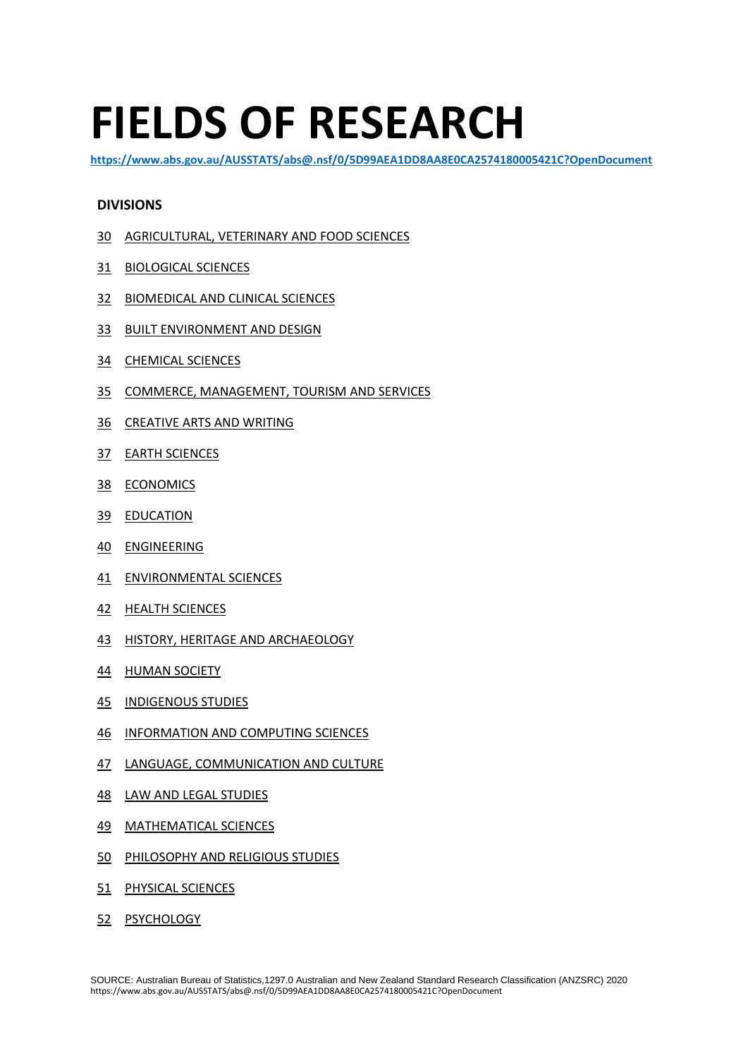# FIELDS OF RESEARCH

**https://www.abs.gov.au/AUSSTATS/abs@.nsf/0/5D99AEA1DD8AA8E0CA2574180005421C?OpenDocument**

**DIVISIONS**

30 AGRICULTURAL, VETERINARY AND FOOD SCIENCES

31 BIOLOGICAL SCIENCES

32 BIOMEDICAL AND CLINICAL SCIENCES

33 BUILT ENVIRONMENT AND DESIGN

34 CHEMICAL SCIENCES

35 COMMERCE, MANAGEMENT, TOURISM AND SERVICES

36 CREATIVE ARTS AND WRITING

37 EARTH SCIENCES

38 ECONOMICS

39 EDUCATION

40 ENGINEERING

41 ENVIRONMENTAL SCIENCES

42 HEALTH SCIENCES

43 HISTORY, HERITAGE AND ARCHAEOLOGY

44 HUMAN SOCIETY

45 INDIGENOUS STUDIES

46 INFORMATION AND COMPUTING SCIENCES

47 LANGUAGE, COMMUNICATION AND CULTURE

48 LAW AND LEGAL STUDIES

49 MATHEMATICAL SCIENCES

50 PHILOSOPHY AND RELIGIOUS STUDIES

51 PHYSICAL SCIENCES

52 PSYCHOLOGY

SOURCE: Australian Bureau of Statistics,1297.0 Australian and New Zealand Standard Research Classification (ANZSRC) 2020
https://www.abs.gov.au/AUSSTATS/abs@.nsf/0/5D99AEA1DD8AA8E0CA2574180005421C?OpenDocument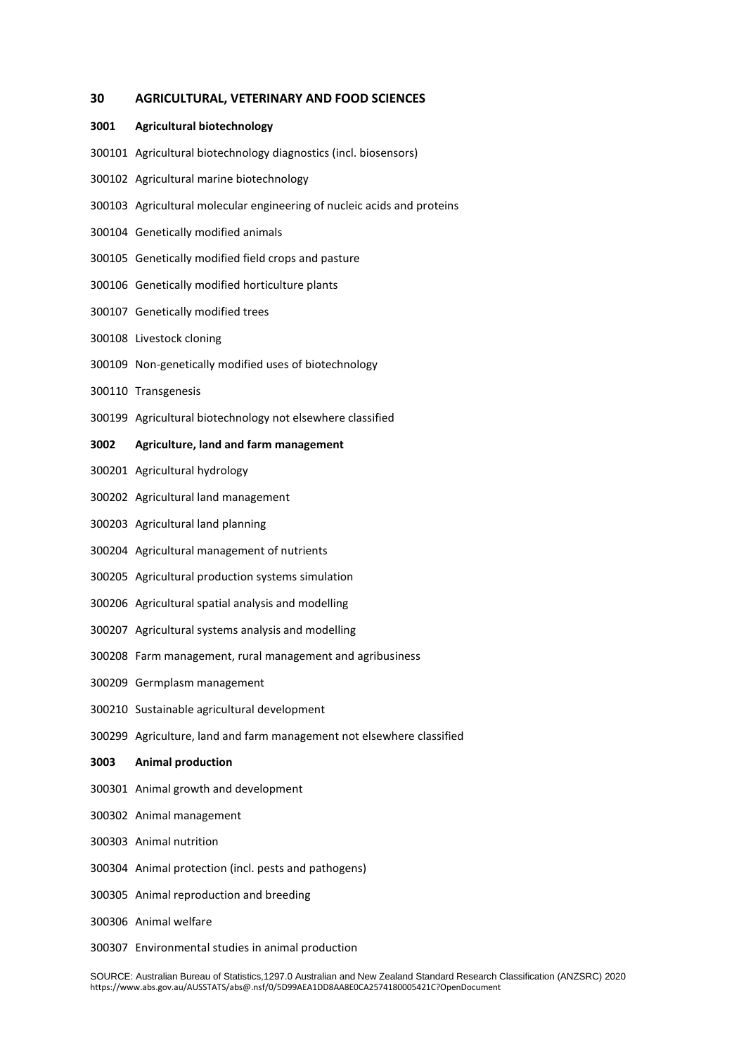## 30 AGRICULTURAL, VETERINARY AND FOOD SCIENCES

### 3001 Agricultural biotechnology

300101 Agricultural biotechnology diagnostics (incl. biosensors)

300102 Agricultural marine biotechnology

300103 Agricultural molecular engineering of nucleic acids and proteins

300104 Genetically modified animals

300105 Genetically modified field crops and pasture

300106 Genetically modified horticulture plants

300107 Genetically modified trees

300108 Livestock cloning

300109 Non-genetically modified uses of biotechnology

300110 Transgenesis

300199 Agricultural biotechnology not elsewhere classified

### 3002 Agriculture, land and farm management

300201 Agricultural hydrology

300202 Agricultural land management

300203 Agricultural land planning

300204 Agricultural management of nutrients

300205 Agricultural production systems simulation

300206 Agricultural spatial analysis and modelling

300207 Agricultural systems analysis and modelling

300208 Farm management, rural management and agribusiness

300209 Germplasm management

300210 Sustainable agricultural development

300299 Agriculture, land and farm management not elsewhere classified

### 3003 Animal production

300301 Animal growth and development

300302 Animal management

300303 Animal nutrition

300304 Animal protection (incl. pests and pathogens)

300305 Animal reproduction and breeding

300306 Animal welfare

300307 Environmental studies in animal production

SOURCE: Australian Bureau of Statistics,1297.0 Australian and New Zealand Standard Research Classification (ANZSRC) 2020 https://www.abs.gov.au/AUSSTATS/abs@.nsf/0/5D99AEA1DD8AA8E0CA2574180005421C?OpenDocument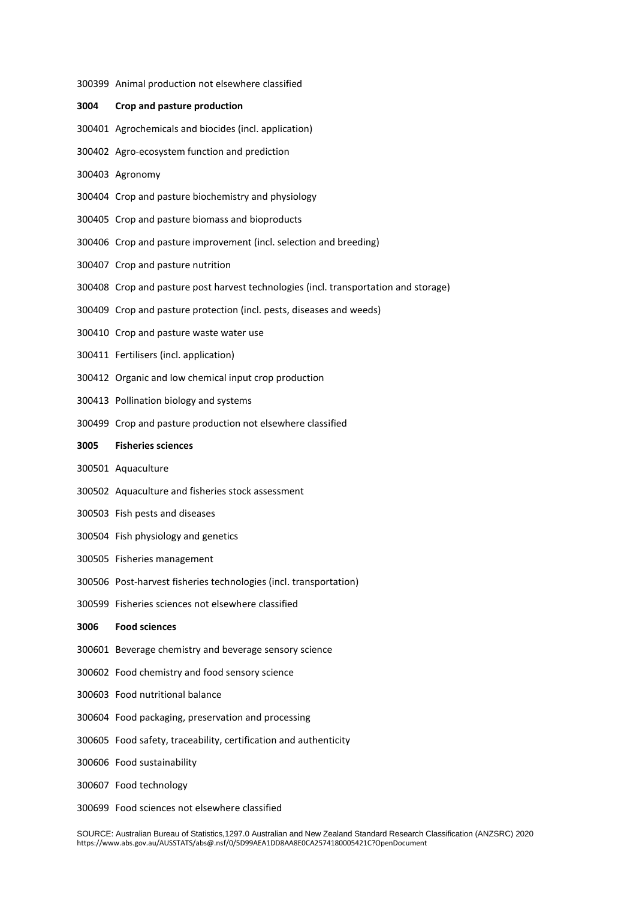300399 Animal production not elsewhere classified

**3004 Crop and pasture production**

300401 Agrochemicals and biocides (incl. application)

300402 Agro-ecosystem function and prediction

300403 Agronomy

300404 Crop and pasture biochemistry and physiology

300405 Crop and pasture biomass and bioproducts

300406 Crop and pasture improvement (incl. selection and breeding)

300407 Crop and pasture nutrition

300408 Crop and pasture post harvest technologies (incl. transportation and storage)

300409 Crop and pasture protection (incl. pests, diseases and weeds)

300410 Crop and pasture waste water use

300411 Fertilisers (incl. application)

300412 Organic and low chemical input crop production

300413 Pollination biology and systems

300499 Crop and pasture production not elsewhere classified

**3005 Fisheries sciences**

300501 Aquaculture

300502 Aquaculture and fisheries stock assessment

300503 Fish pests and diseases

300504 Fish physiology and genetics

300505 Fisheries management

300506 Post-harvest fisheries technologies (incl. transportation)

300599 Fisheries sciences not elsewhere classified

**3006 Food sciences**

300601 Beverage chemistry and beverage sensory science

300602 Food chemistry and food sensory science

300603 Food nutritional balance

300604 Food packaging, preservation and processing

300605 Food safety, traceability, certification and authenticity

300606 Food sustainability

300607 Food technology

300699 Food sciences not elsewhere classified

SOURCE: Australian Bureau of Statistics,1297.0 Australian and New Zealand Standard Research Classification (ANZSRC) 2020
https://www.abs.gov.au/AUSSTATS/abs@.nsf/0/5D99AEA1DD8AA8E0CA2574180005421C?OpenDocument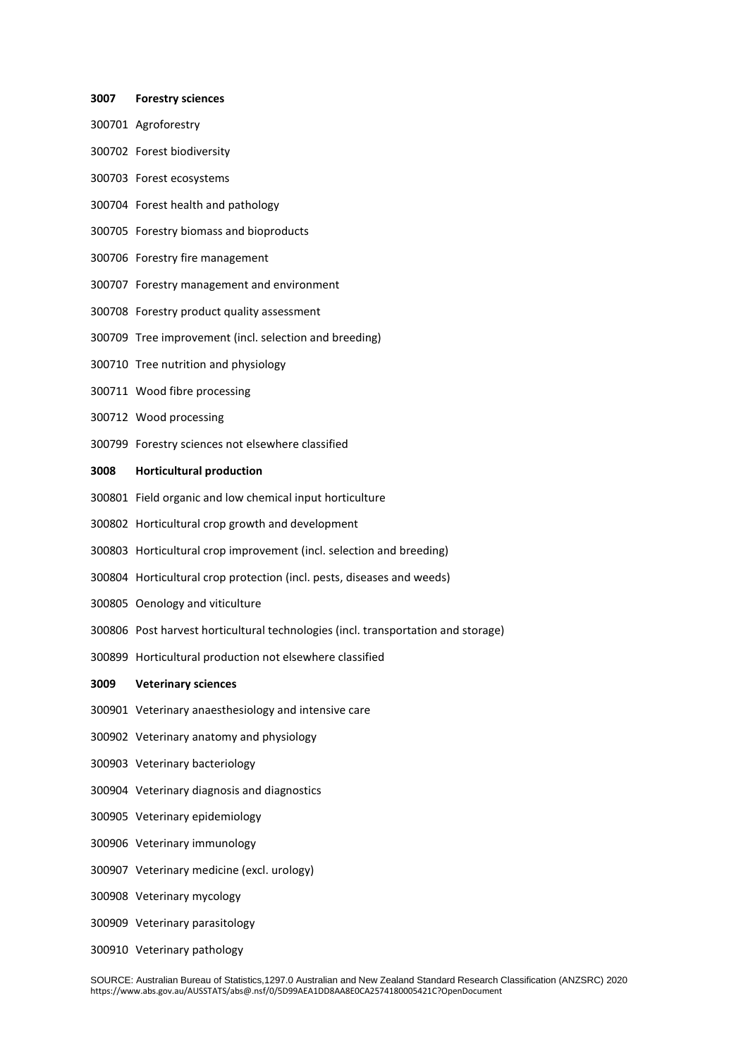**3007 Forestry sciences**

300701 Agroforestry

300702 Forest biodiversity

300703 Forest ecosystems

300704 Forest health and pathology

300705 Forestry biomass and bioproducts

300706 Forestry fire management

300707 Forestry management and environment

300708 Forestry product quality assessment

300709 Tree improvement (incl. selection and breeding)

300710 Tree nutrition and physiology

300711 Wood fibre processing

300712 Wood processing

300799 Forestry sciences not elsewhere classified

**3008 Horticultural production**

300801 Field organic and low chemical input horticulture

300802 Horticultural crop growth and development

300803 Horticultural crop improvement (incl. selection and breeding)

300804 Horticultural crop protection (incl. pests, diseases and weeds)

300805 Oenology and viticulture

300806 Post harvest horticultural technologies (incl. transportation and storage)

300899 Horticultural production not elsewhere classified

**3009 Veterinary sciences**

300901 Veterinary anaesthesiology and intensive care

300902 Veterinary anatomy and physiology

300903 Veterinary bacteriology

300904 Veterinary diagnosis and diagnostics

300905 Veterinary epidemiology

300906 Veterinary immunology

300907 Veterinary medicine (excl. urology)

300908 Veterinary mycology

300909 Veterinary parasitology

300910 Veterinary pathology

SOURCE: Australian Bureau of Statistics,1297.0 Australian and New Zealand Standard Research Classification (ANZSRC) 2020
https://www.abs.gov.au/AUSSTATS/abs@.nsf/0/5D99AEA1DD8AA8E0CA2574180005421C?OpenDocument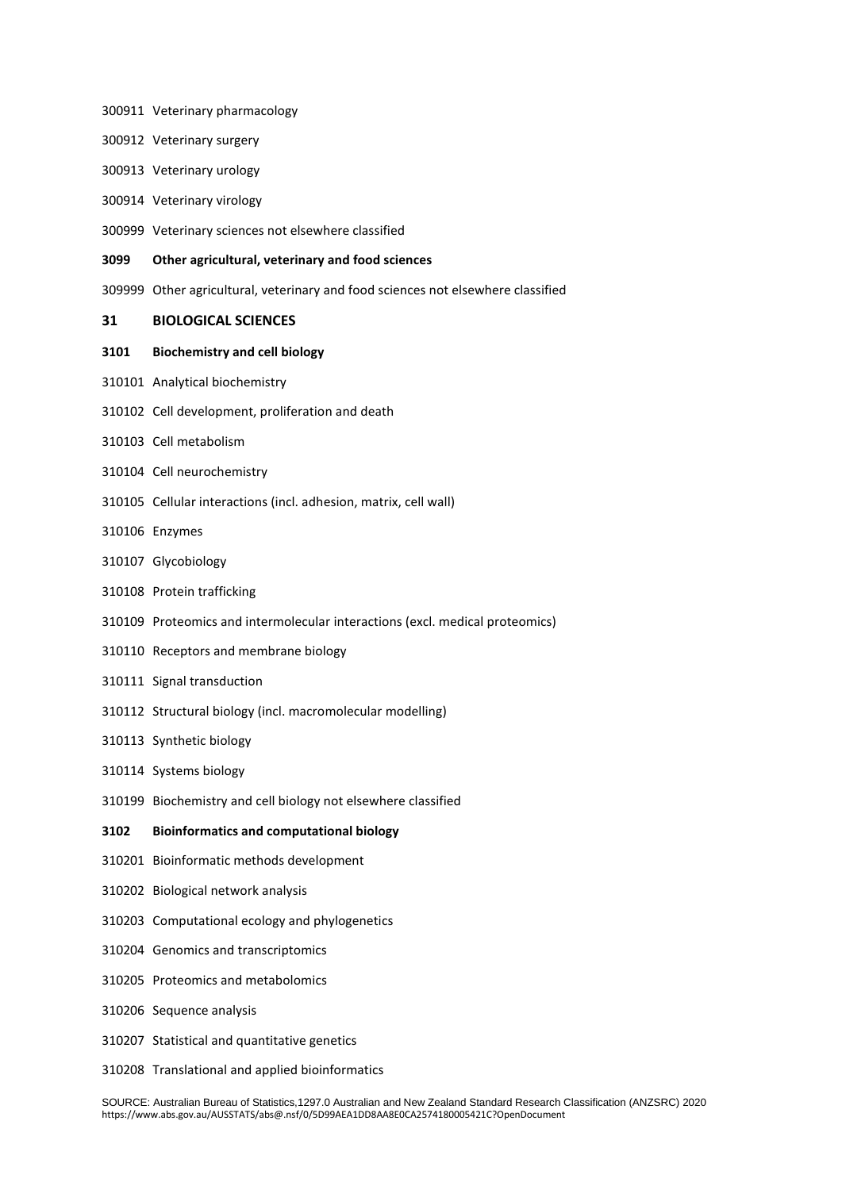300911 Veterinary pharmacology

300912 Veterinary surgery

300913 Veterinary urology

300914 Veterinary virology

300999 Veterinary sciences not elsewhere classified

**3099 Other agricultural, veterinary and food sciences**

309999 Other agricultural, veterinary and food sciences not elsewhere classified

## 31 BIOLOGICAL SCIENCES

**3101 Biochemistry and cell biology**

310101 Analytical biochemistry

310102 Cell development, proliferation and death

310103 Cell metabolism

310104 Cell neurochemistry

310105 Cellular interactions (incl. adhesion, matrix, cell wall)

310106 Enzymes

310107 Glycobiology

310108 Protein trafficking

310109 Proteomics and intermolecular interactions (excl. medical proteomics)

310110 Receptors and membrane biology

310111 Signal transduction

310112 Structural biology (incl. macromolecular modelling)

310113 Synthetic biology

310114 Systems biology

310199 Biochemistry and cell biology not elsewhere classified

**3102 Bioinformatics and computational biology**

310201 Bioinformatic methods development

310202 Biological network analysis

310203 Computational ecology and phylogenetics

310204 Genomics and transcriptomics

310205 Proteomics and metabolomics

310206 Sequence analysis

310207 Statistical and quantitative genetics

310208 Translational and applied bioinformatics

SOURCE: Australian Bureau of Statistics,1297.0 Australian and New Zealand Standard Research Classification (ANZSRC) 2020
https://www.abs.gov.au/AUSSTATS/abs@.nsf/0/5D99AEA1DD8AA8E0CA2574180005421C?OpenDocument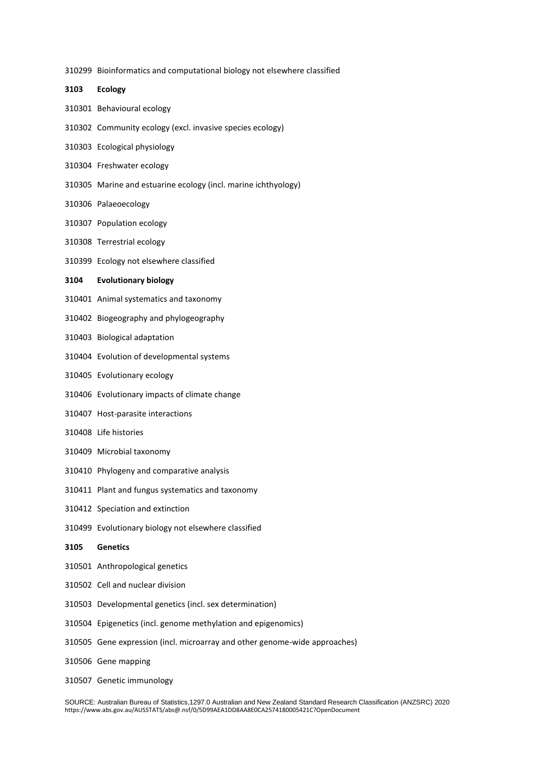310299 Bioinformatics and computational biology not elsewhere classified

**3103 Ecology**

310301 Behavioural ecology

310302 Community ecology (excl. invasive species ecology)

310303 Ecological physiology

310304 Freshwater ecology

310305 Marine and estuarine ecology (incl. marine ichthyology)

310306 Palaeoecology

310307 Population ecology

310308 Terrestrial ecology

310399 Ecology not elsewhere classified

**3104 Evolutionary biology**

310401 Animal systematics and taxonomy

310402 Biogeography and phylogeography

310403 Biological adaptation

310404 Evolution of developmental systems

310405 Evolutionary ecology

310406 Evolutionary impacts of climate change

310407 Host-parasite interactions

310408 Life histories

310409 Microbial taxonomy

310410 Phylogeny and comparative analysis

310411 Plant and fungus systematics and taxonomy

310412 Speciation and extinction

310499 Evolutionary biology not elsewhere classified

**3105 Genetics**

310501 Anthropological genetics

310502 Cell and nuclear division

310503 Developmental genetics (incl. sex determination)

310504 Epigenetics (incl. genome methylation and epigenomics)

310505 Gene expression (incl. microarray and other genome-wide approaches)

310506 Gene mapping

310507 Genetic immunology

SOURCE: Australian Bureau of Statistics,1297.0 Australian and New Zealand Standard Research Classification (ANZSRC) 2020 https://www.abs.gov.au/AUSSTATS/abs@.nsf/0/5D99AEA1DD8AA8E0CA2574180005421C?OpenDocument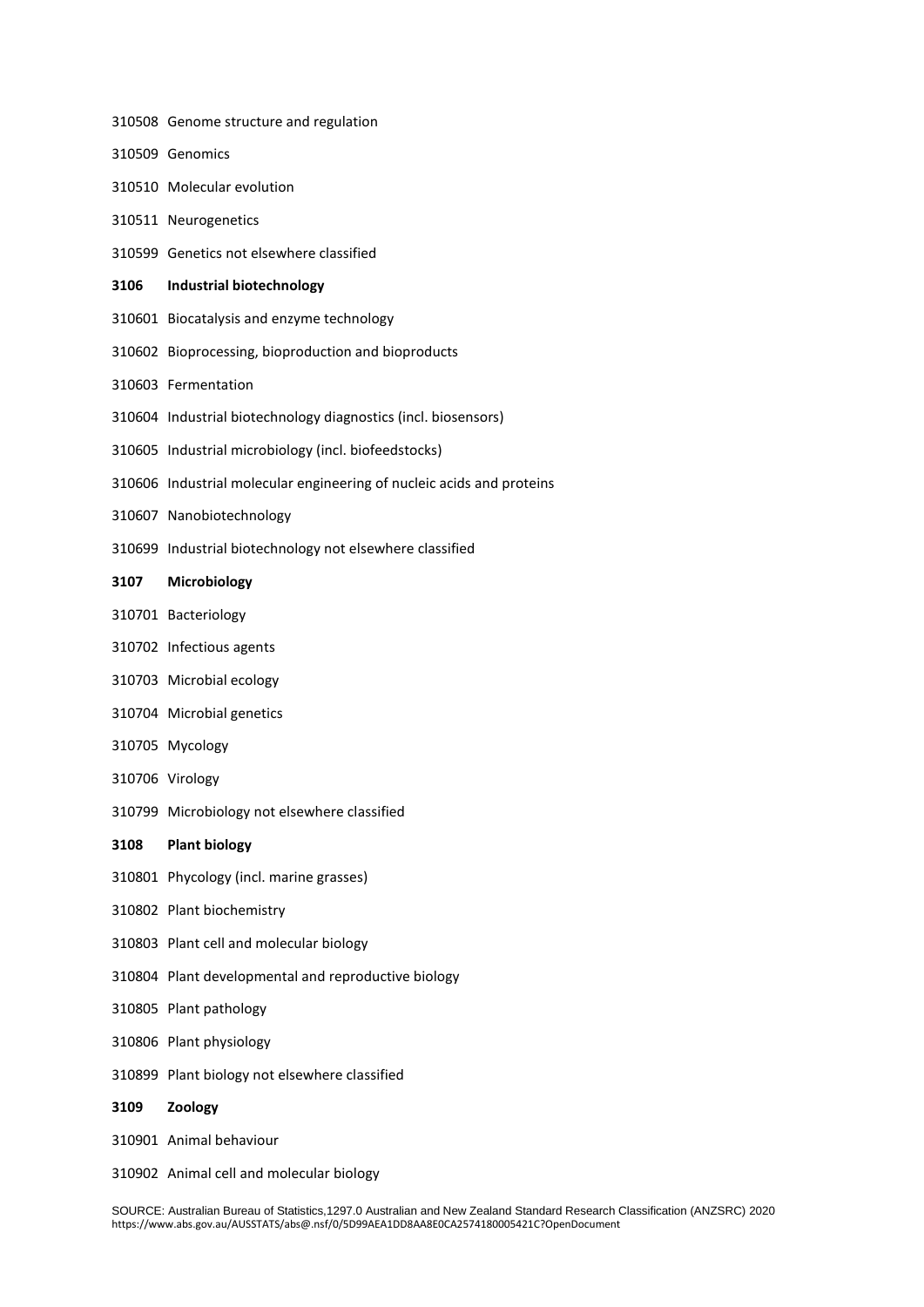310508 Genome structure and regulation

310509 Genomics

310510 Molecular evolution

310511 Neurogenetics

310599 Genetics not elsewhere classified

**3106 Industrial biotechnology**

310601 Biocatalysis and enzyme technology

310602 Bioprocessing, bioproduction and bioproducts

310603 Fermentation

310604 Industrial biotechnology diagnostics (incl. biosensors)

310605 Industrial microbiology (incl. biofeedstocks)

310606 Industrial molecular engineering of nucleic acids and proteins

310607 Nanobiotechnology

310699 Industrial biotechnology not elsewhere classified

**3107 Microbiology**

310701 Bacteriology

310702 Infectious agents

310703 Microbial ecology

310704 Microbial genetics

310705 Mycology

310706 Virology

310799 Microbiology not elsewhere classified

**3108 Plant biology**

310801 Phycology (incl. marine grasses)

310802 Plant biochemistry

310803 Plant cell and molecular biology

310804 Plant developmental and reproductive biology

310805 Plant pathology

310806 Plant physiology

310899 Plant biology not elsewhere classified

**3109 Zoology**

310901 Animal behaviour

310902 Animal cell and molecular biology

SOURCE: Australian Bureau of Statistics,1297.0 Australian and New Zealand Standard Research Classification (ANZSRC) 2020
https://www.abs.gov.au/AUSSTATS/abs@.nsf/0/5D99AEA1DD8AA8E0CA2574180005421C?OpenDocument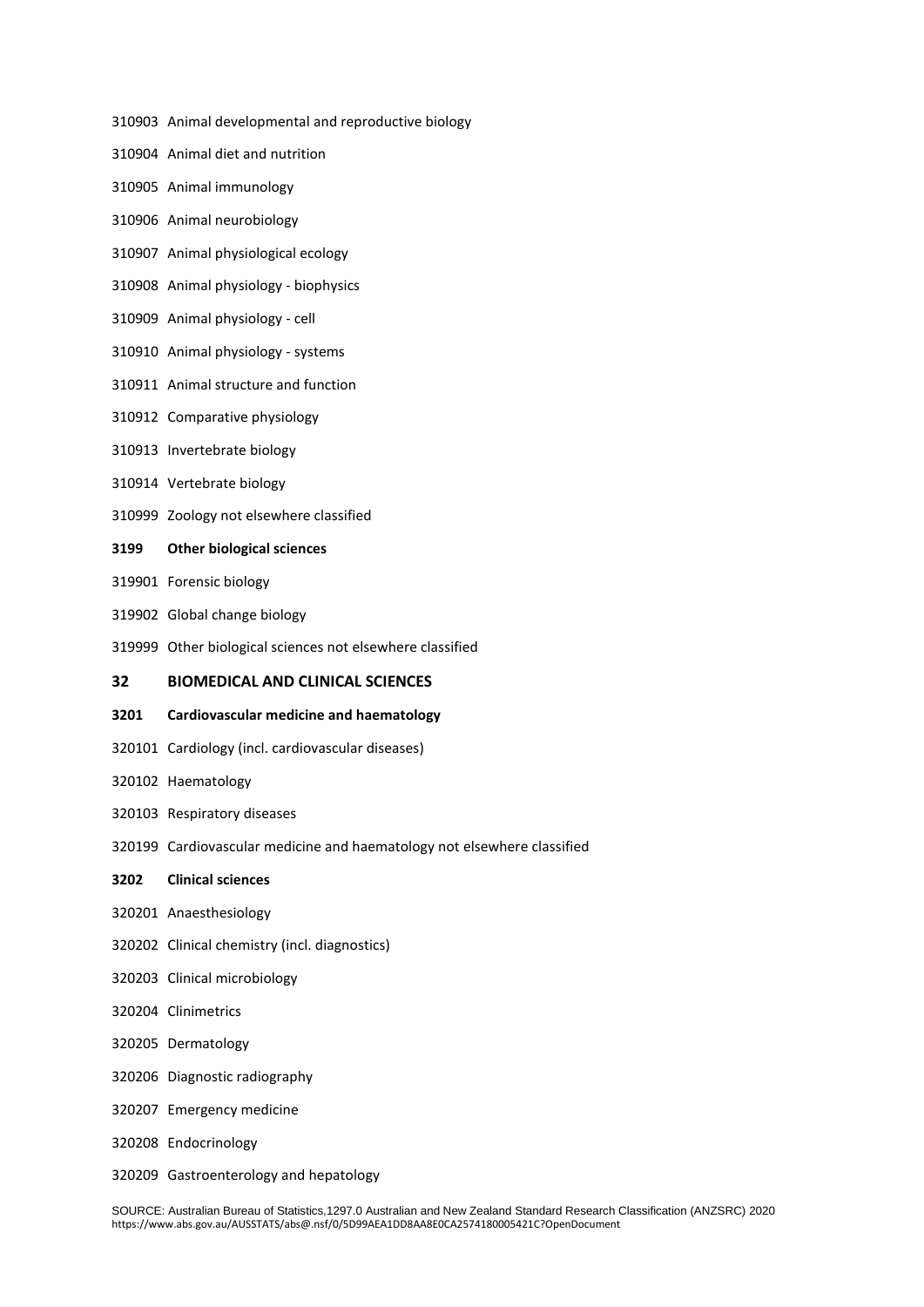310903 Animal developmental and reproductive biology

310904 Animal diet and nutrition

310905 Animal immunology

310906 Animal neurobiology

310907 Animal physiological ecology

310908 Animal physiology - biophysics

310909 Animal physiology - cell

310910 Animal physiology - systems

310911 Animal structure and function

310912 Comparative physiology

310913 Invertebrate biology

310914 Vertebrate biology

310999 Zoology not elsewhere classified

**3199 Other biological sciences**

319901 Forensic biology

319902 Global change biology

319999 Other biological sciences not elsewhere classified

## 32 BIOMEDICAL AND CLINICAL SCIENCES

**3201 Cardiovascular medicine and haematology**

320101 Cardiology (incl. cardiovascular diseases)

320102 Haematology

320103 Respiratory diseases

320199 Cardiovascular medicine and haematology not elsewhere classified

**3202 Clinical sciences**

320201 Anaesthesiology

320202 Clinical chemistry (incl. diagnostics)

320203 Clinical microbiology

320204 Clinimetrics

320205 Dermatology

320206 Diagnostic radiography

320207 Emergency medicine

320208 Endocrinology

320209 Gastroenterology and hepatology

SOURCE: Australian Bureau of Statistics,1297.0 Australian and New Zealand Standard Research Classification (ANZSRC) 2020
https://www.abs.gov.au/AUSSTATS/abs@.nsf/0/5D99AEA1DD8AA8E0CA2574180005421C?OpenDocument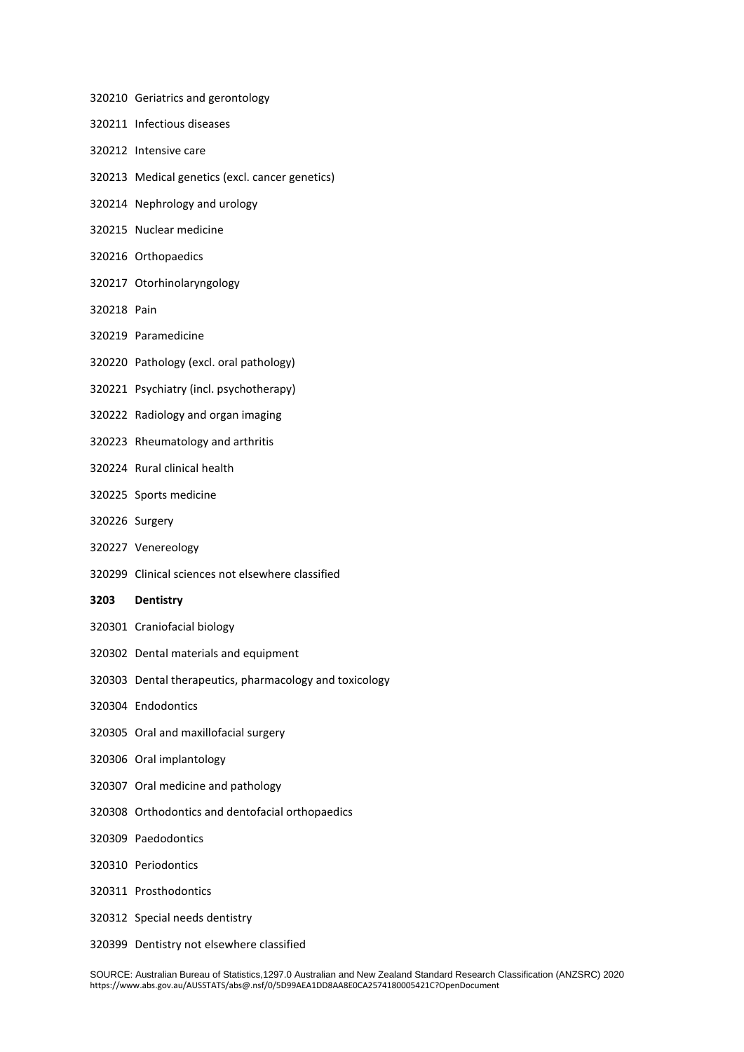320210 Geriatrics and gerontology

320211 Infectious diseases

320212 Intensive care

320213 Medical genetics (excl. cancer genetics)

320214 Nephrology and urology

320215 Nuclear medicine

320216 Orthopaedics

320217 Otorhinolaryngology

320218 Pain

320219 Paramedicine

320220 Pathology (excl. oral pathology)

320221 Psychiatry (incl. psychotherapy)

320222 Radiology and organ imaging

320223 Rheumatology and arthritis

320224 Rural clinical health

320225 Sports medicine

320226 Surgery

320227 Venereology

320299 Clinical sciences not elsewhere classified

**3203 Dentistry**

320301 Craniofacial biology

320302 Dental materials and equipment

320303 Dental therapeutics, pharmacology and toxicology

320304 Endodontics

320305 Oral and maxillofacial surgery

320306 Oral implantology

320307 Oral medicine and pathology

320308 Orthodontics and dentofacial orthopaedics

320309 Paedodontics

320310 Periodontics

320311 Prosthodontics

320312 Special needs dentistry

320399 Dentistry not elsewhere classified

SOURCE: Australian Bureau of Statistics,1297.0 Australian and New Zealand Standard Research Classification (ANZSRC) 2020
https://www.abs.gov.au/AUSSTATS/abs@.nsf/0/5D99AEA1DD8AA8E0CA2574180005421C?OpenDocument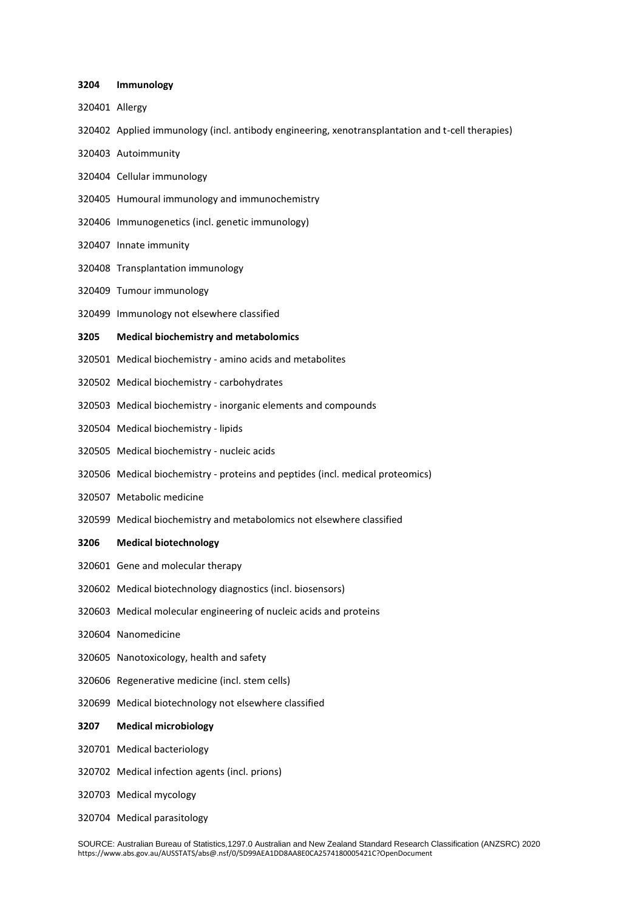**3204 Immunology**

320401 Allergy

320402 Applied immunology (incl. antibody engineering, xenotransplantation and t-cell therapies)

320403 Autoimmunity

320404 Cellular immunology

320405 Humoural immunology and immunochemistry

320406 Immunogenetics (incl. genetic immunology)

320407 Innate immunity

320408 Transplantation immunology

320409 Tumour immunology

320499 Immunology not elsewhere classified

**3205 Medical biochemistry and metabolomics**

320501 Medical biochemistry - amino acids and metabolites

320502 Medical biochemistry - carbohydrates

320503 Medical biochemistry - inorganic elements and compounds

320504 Medical biochemistry - lipids

320505 Medical biochemistry - nucleic acids

320506 Medical biochemistry - proteins and peptides (incl. medical proteomics)

320507 Metabolic medicine

320599 Medical biochemistry and metabolomics not elsewhere classified

**3206 Medical biotechnology**

320601 Gene and molecular therapy

320602 Medical biotechnology diagnostics (incl. biosensors)

320603 Medical molecular engineering of nucleic acids and proteins

320604 Nanomedicine

320605 Nanotoxicology, health and safety

320606 Regenerative medicine (incl. stem cells)

320699 Medical biotechnology not elsewhere classified

**3207 Medical microbiology**

320701 Medical bacteriology

320702 Medical infection agents (incl. prions)

320703 Medical mycology

320704 Medical parasitology

SOURCE: Australian Bureau of Statistics,1297.0 Australian and New Zealand Standard Research Classification (ANZSRC) 2020
https://www.abs.gov.au/AUSSTATS/abs@.nsf/0/5D99AEA1DD8AA8E0CA2574180005421C?OpenDocument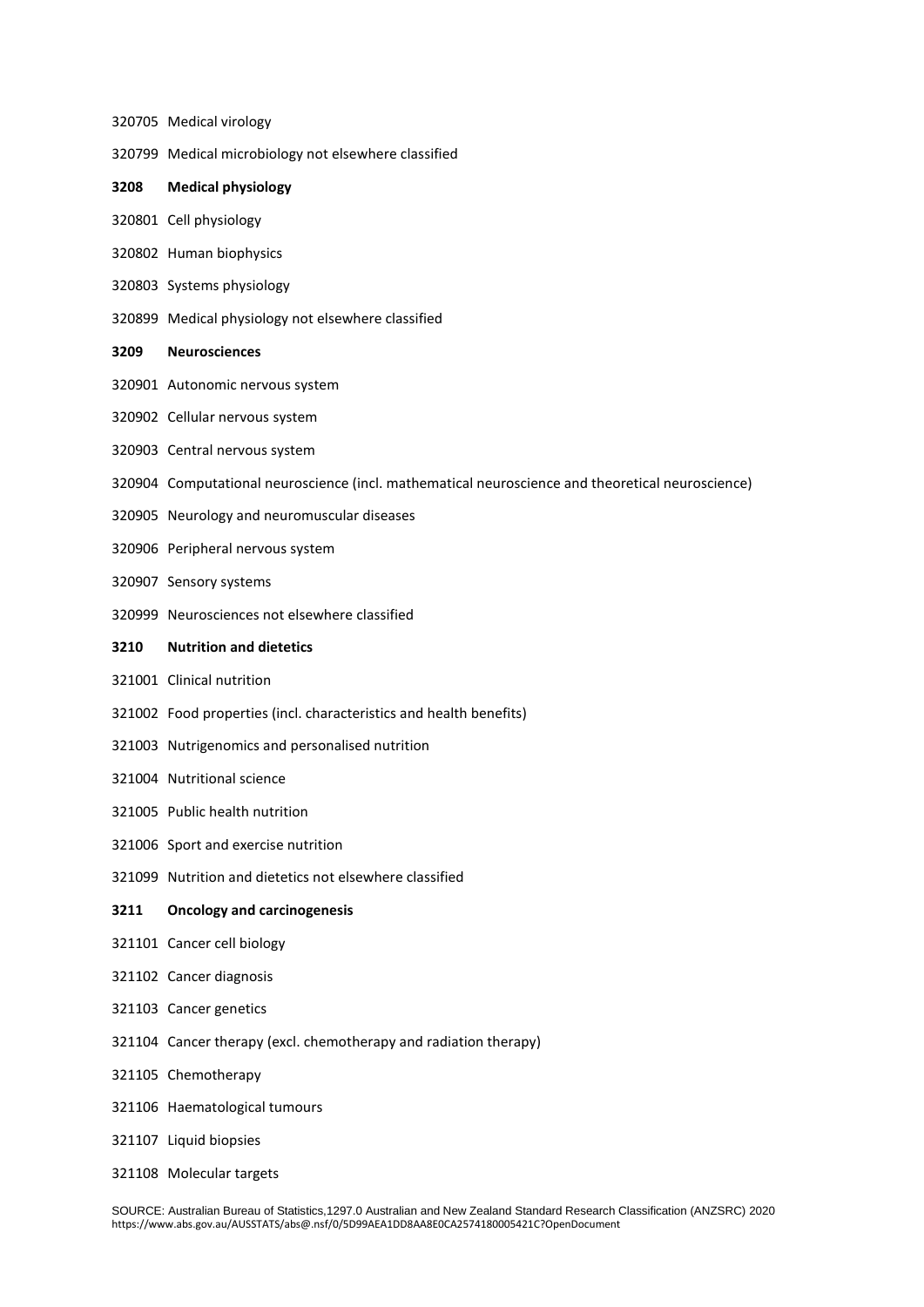320705 Medical virology

320799 Medical microbiology not elsewhere classified

**3208 Medical physiology**

320801 Cell physiology

320802 Human biophysics

320803 Systems physiology

320899 Medical physiology not elsewhere classified

**3209 Neurosciences**

320901 Autonomic nervous system

320902 Cellular nervous system

320903 Central nervous system

320904 Computational neuroscience (incl. mathematical neuroscience and theoretical neuroscience)

320905 Neurology and neuromuscular diseases

320906 Peripheral nervous system

320907 Sensory systems

320999 Neurosciences not elsewhere classified

**3210 Nutrition and dietetics**

321001 Clinical nutrition

321002 Food properties (incl. characteristics and health benefits)

321003 Nutrigenomics and personalised nutrition

321004 Nutritional science

321005 Public health nutrition

321006 Sport and exercise nutrition

321099 Nutrition and dietetics not elsewhere classified

**3211 Oncology and carcinogenesis**

321101 Cancer cell biology

321102 Cancer diagnosis

321103 Cancer genetics

321104 Cancer therapy (excl. chemotherapy and radiation therapy)

321105 Chemotherapy

321106 Haematological tumours

321107 Liquid biopsies

321108 Molecular targets

SOURCE: Australian Bureau of Statistics,1297.0 Australian and New Zealand Standard Research Classification (ANZSRC) 2020
https://www.abs.gov.au/AUSSTATS/abs@.nsf/0/5D99AEA1DD8AA8E0CA2574180005421C?OpenDocument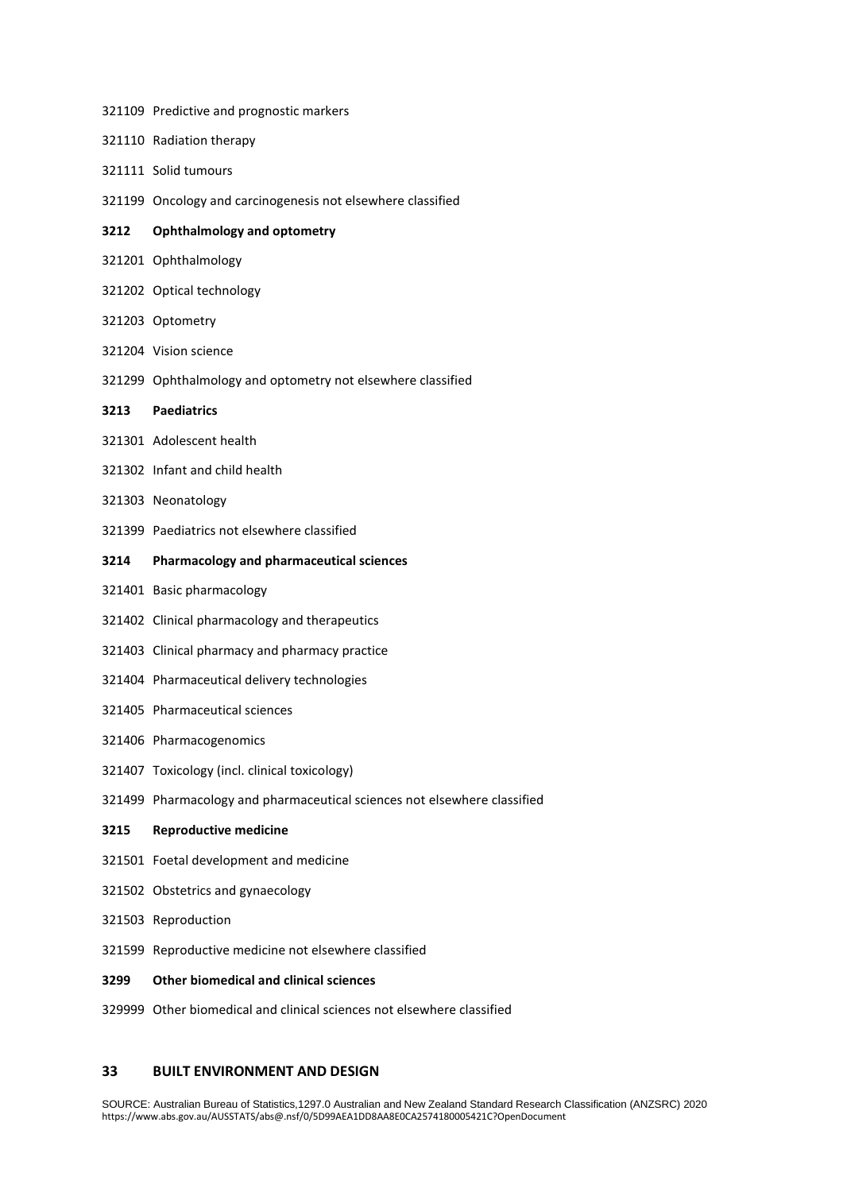321109 Predictive and prognostic markers

321110 Radiation therapy

321111 Solid tumours

321199 Oncology and carcinogenesis not elsewhere classified

**3212 Ophthalmology and optometry**

321201 Ophthalmology

321202 Optical technology

321203 Optometry

321204 Vision science

321299 Ophthalmology and optometry not elsewhere classified

**3213 Paediatrics**

321301 Adolescent health

321302 Infant and child health

321303 Neonatology

321399 Paediatrics not elsewhere classified

**3214 Pharmacology and pharmaceutical sciences**

321401 Basic pharmacology

321402 Clinical pharmacology and therapeutics

321403 Clinical pharmacy and pharmacy practice

321404 Pharmaceutical delivery technologies

321405 Pharmaceutical sciences

321406 Pharmacogenomics

321407 Toxicology (incl. clinical toxicology)

321499 Pharmacology and pharmaceutical sciences not elsewhere classified

**3215 Reproductive medicine**

321501 Foetal development and medicine

321502 Obstetrics and gynaecology

321503 Reproduction

321599 Reproductive medicine not elsewhere classified

**3299 Other biomedical and clinical sciences**

329999 Other biomedical and clinical sciences not elsewhere classified

## 33 BUILT ENVIRONMENT AND DESIGN

SOURCE: Australian Bureau of Statistics,1297.0 Australian and New Zealand Standard Research Classification (ANZSRC) 2020
https://www.abs.gov.au/AUSSTATS/abs@.nsf/0/5D99AEA1DD8AA8E0CA2574180005421C?OpenDocument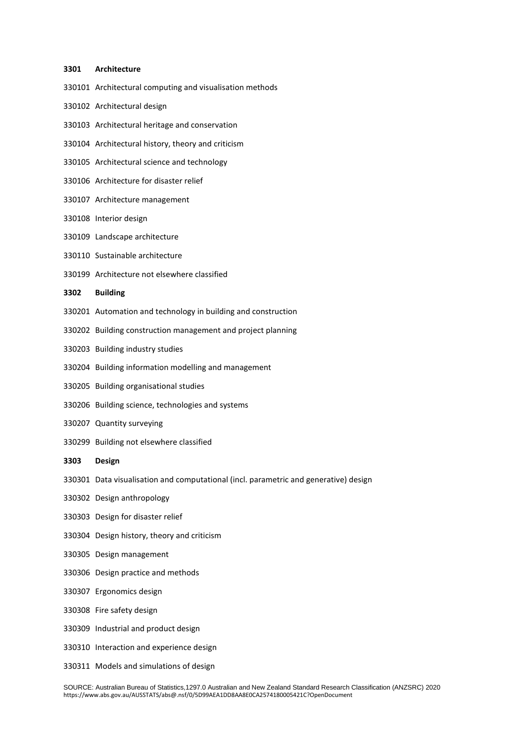**3301 Architecture**

330101 Architectural computing and visualisation methods

330102 Architectural design

330103 Architectural heritage and conservation

330104 Architectural history, theory and criticism

330105 Architectural science and technology

330106 Architecture for disaster relief

330107 Architecture management

330108 Interior design

330109 Landscape architecture

330110 Sustainable architecture

330199 Architecture not elsewhere classified

**3302 Building**

330201 Automation and technology in building and construction

330202 Building construction management and project planning

330203 Building industry studies

330204 Building information modelling and management

330205 Building organisational studies

330206 Building science, technologies and systems

330207 Quantity surveying

330299 Building not elsewhere classified

**3303 Design**

330301 Data visualisation and computational (incl. parametric and generative) design

330302 Design anthropology

330303 Design for disaster relief

330304 Design history, theory and criticism

330305 Design management

330306 Design practice and methods

330307 Ergonomics design

330308 Fire safety design

330309 Industrial and product design

330310 Interaction and experience design

330311 Models and simulations of design

SOURCE: Australian Bureau of Statistics,1297.0 Australian and New Zealand Standard Research Classification (ANZSRC) 2020
https://www.abs.gov.au/AUSSTATS/abs@.nsf/0/5D99AEA1DD8AA8E0CA2574180005421C?OpenDocument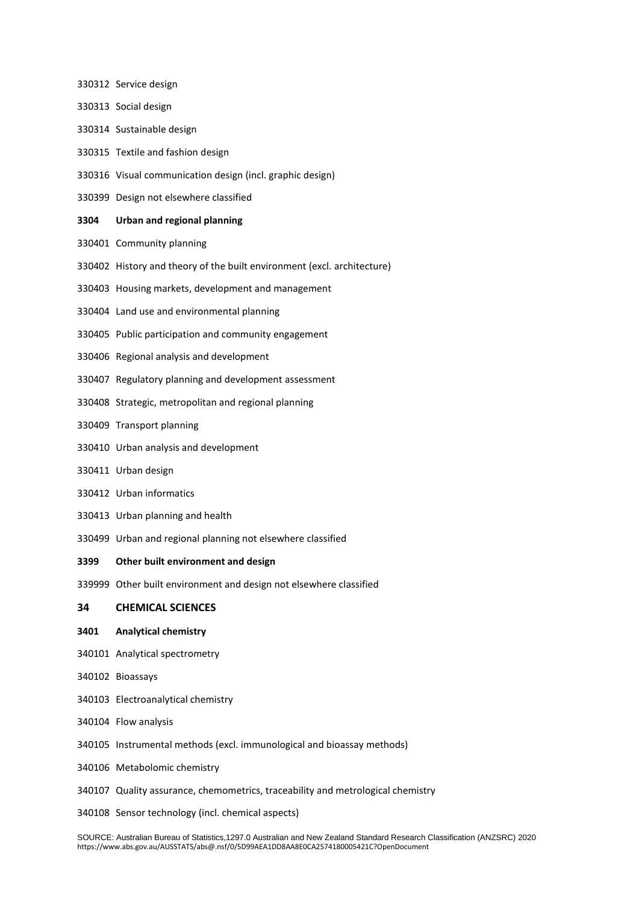330312 Service design

330313 Social design

330314 Sustainable design

330315 Textile and fashion design

330316 Visual communication design (incl. graphic design)

330399 Design not elsewhere classified

**3304 Urban and regional planning**

330401 Community planning

330402 History and theory of the built environment (excl. architecture)

330403 Housing markets, development and management

330404 Land use and environmental planning

330405 Public participation and community engagement

330406 Regional analysis and development

330407 Regulatory planning and development assessment

330408 Strategic, metropolitan and regional planning

330409 Transport planning

330410 Urban analysis and development

330411 Urban design

330412 Urban informatics

330413 Urban planning and health

330499 Urban and regional planning not elsewhere classified

**3399 Other built environment and design**

339999 Other built environment and design not elsewhere classified

## 34 CHEMICAL SCIENCES

**3401 Analytical chemistry**

340101 Analytical spectrometry

340102 Bioassays

340103 Electroanalytical chemistry

340104 Flow analysis

340105 Instrumental methods (excl. immunological and bioassay methods)

340106 Metabolomic chemistry

340107 Quality assurance, chemometrics, traceability and metrological chemistry

340108 Sensor technology (incl. chemical aspects)

SOURCE: Australian Bureau of Statistics,1297.0 Australian and New Zealand Standard Research Classification (ANZSRC) 2020
https://www.abs.gov.au/AUSSTATS/abs@.nsf/0/5D99AEA1DD8AA8E0CA2574180005421C?OpenDocument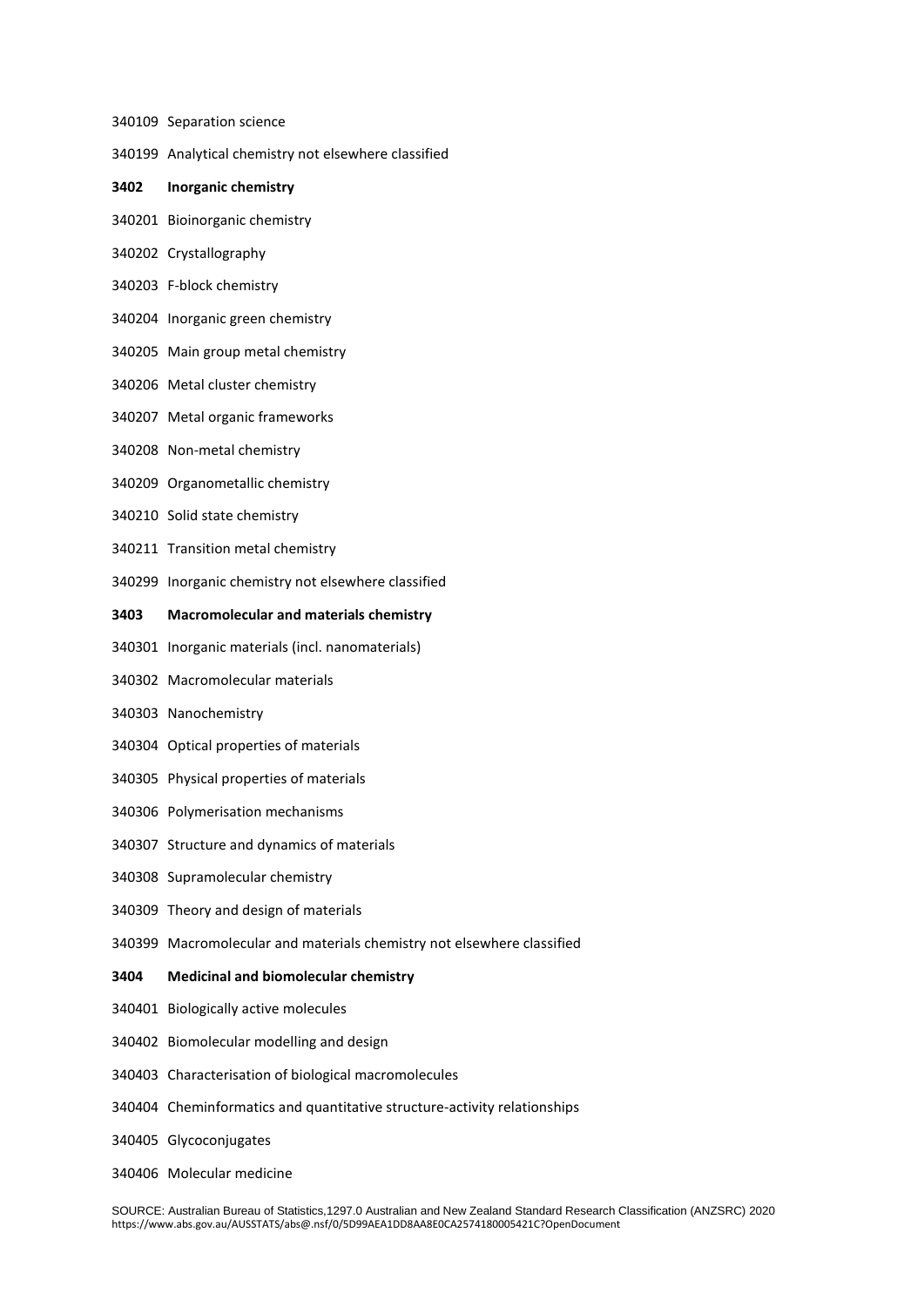340109 Separation science

340199 Analytical chemistry not elsewhere classified

**3402 Inorganic chemistry**

340201 Bioinorganic chemistry

340202 Crystallography

340203 F-block chemistry

340204 Inorganic green chemistry

340205 Main group metal chemistry

340206 Metal cluster chemistry

340207 Metal organic frameworks

340208 Non-metal chemistry

340209 Organometallic chemistry

340210 Solid state chemistry

340211 Transition metal chemistry

340299 Inorganic chemistry not elsewhere classified

**3403 Macromolecular and materials chemistry**

340301 Inorganic materials (incl. nanomaterials)

340302 Macromolecular materials

340303 Nanochemistry

340304 Optical properties of materials

340305 Physical properties of materials

340306 Polymerisation mechanisms

340307 Structure and dynamics of materials

340308 Supramolecular chemistry

340309 Theory and design of materials

340399 Macromolecular and materials chemistry not elsewhere classified

**3404 Medicinal and biomolecular chemistry**

340401 Biologically active molecules

340402 Biomolecular modelling and design

340403 Characterisation of biological macromolecules

340404 Cheminformatics and quantitative structure-activity relationships

340405 Glycoconjugates

340406 Molecular medicine

SOURCE: Australian Bureau of Statistics,1297.0 Australian and New Zealand Standard Research Classification (ANZSRC) 2020
https://www.abs.gov.au/AUSSTATS/abs@.nsf/0/5D99AEA1DD8AA8E0CA2574180005421C?OpenDocument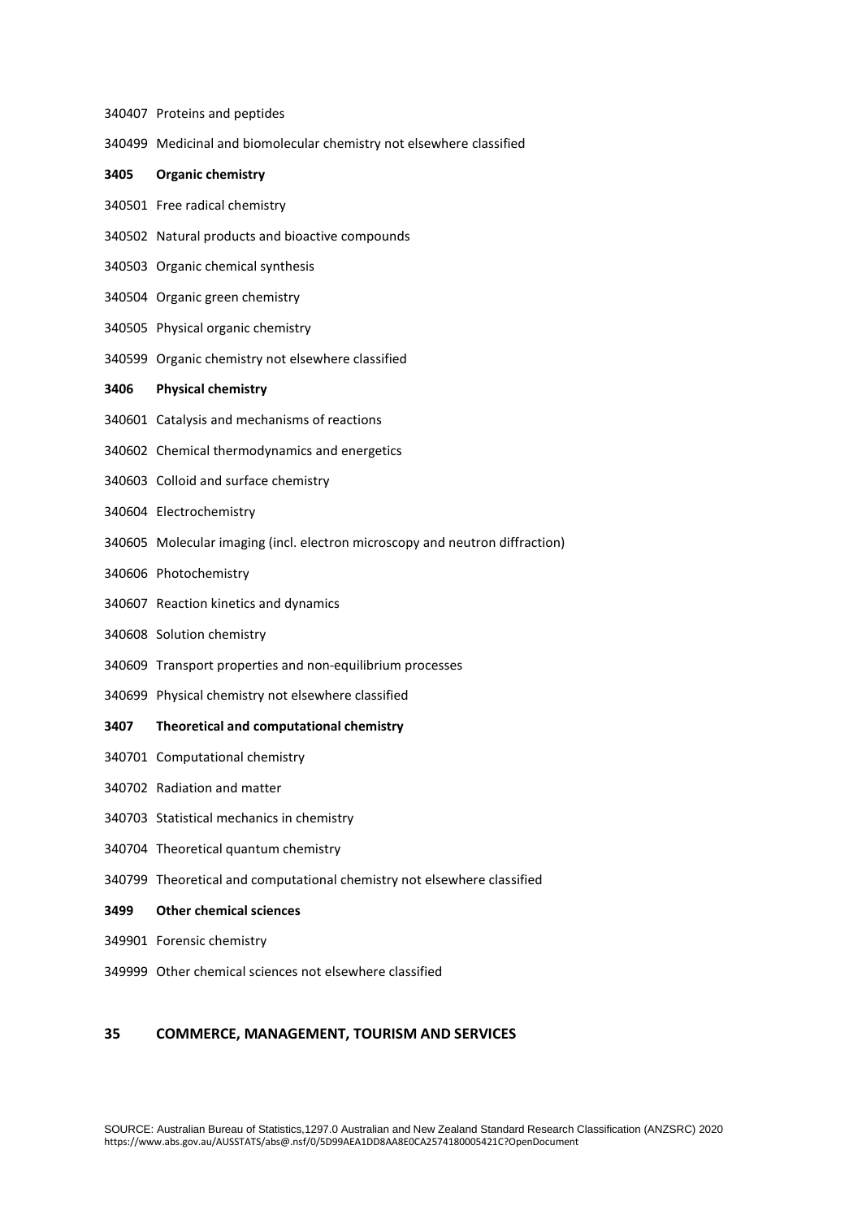340407 Proteins and peptides

340499 Medicinal and biomolecular chemistry not elsewhere classified

**3405 Organic chemistry**

340501 Free radical chemistry

340502 Natural products and bioactive compounds

340503 Organic chemical synthesis

340504 Organic green chemistry

340505 Physical organic chemistry

340599 Organic chemistry not elsewhere classified

**3406 Physical chemistry**

340601 Catalysis and mechanisms of reactions

340602 Chemical thermodynamics and energetics

340603 Colloid and surface chemistry

340604 Electrochemistry

340605 Molecular imaging (incl. electron microscopy and neutron diffraction)

340606 Photochemistry

340607 Reaction kinetics and dynamics

340608 Solution chemistry

340609 Transport properties and non-equilibrium processes

340699 Physical chemistry not elsewhere classified

**3407 Theoretical and computational chemistry**

340701 Computational chemistry

340702 Radiation and matter

340703 Statistical mechanics in chemistry

340704 Theoretical quantum chemistry

340799 Theoretical and computational chemistry not elsewhere classified

**3499 Other chemical sciences**

349901 Forensic chemistry

349999 Other chemical sciences not elsewhere classified

## 35 COMMERCE, MANAGEMENT, TOURISM AND SERVICES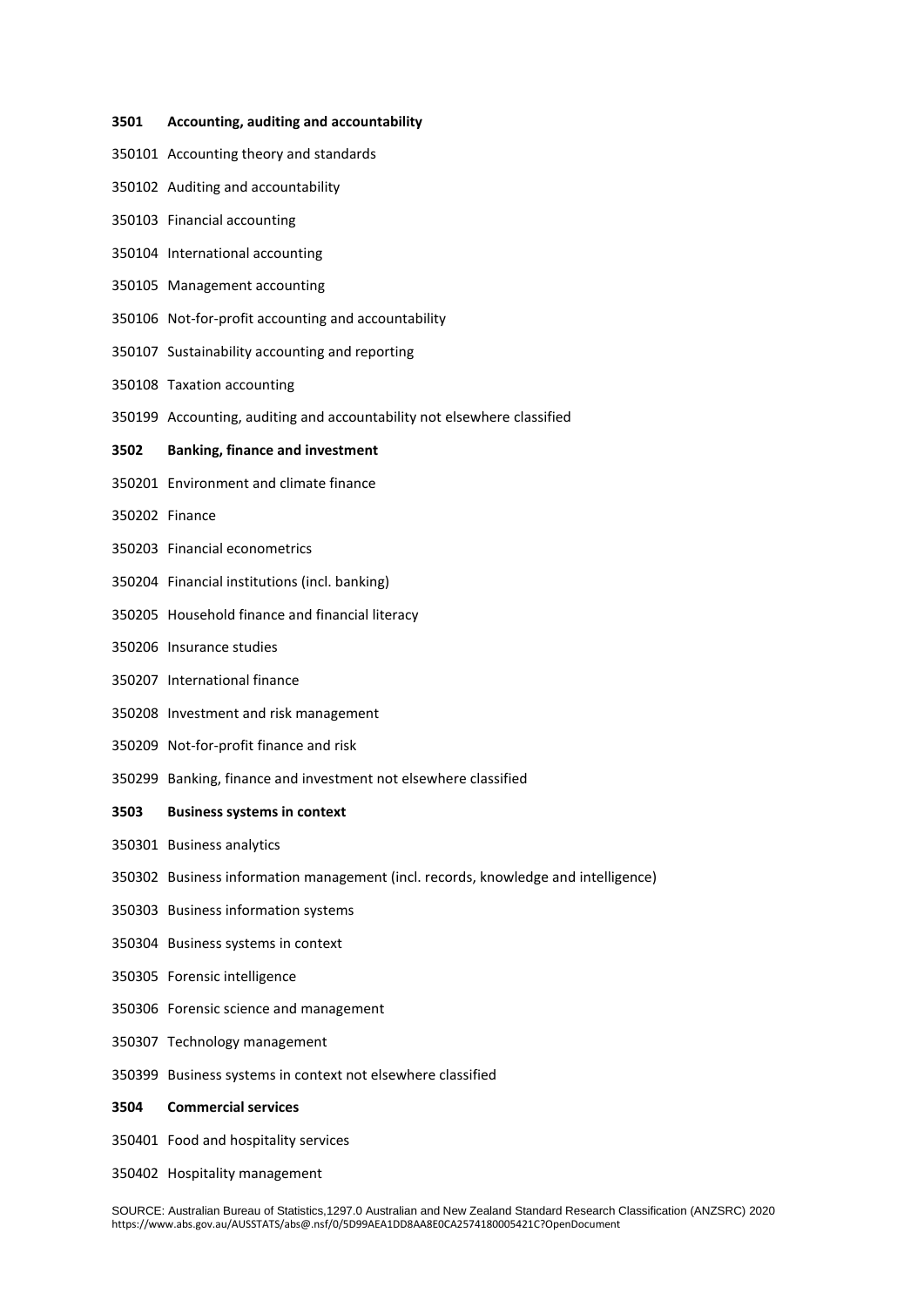**3501 Accounting, auditing and accountability**

350101 Accounting theory and standards

350102 Auditing and accountability

350103 Financial accounting

350104 International accounting

350105 Management accounting

350106 Not-for-profit accounting and accountability

350107 Sustainability accounting and reporting

350108 Taxation accounting

350199 Accounting, auditing and accountability not elsewhere classified

**3502 Banking, finance and investment**

350201 Environment and climate finance

350202 Finance

350203 Financial econometrics

350204 Financial institutions (incl. banking)

350205 Household finance and financial literacy

350206 Insurance studies

350207 International finance

350208 Investment and risk management

350209 Not-for-profit finance and risk

350299 Banking, finance and investment not elsewhere classified

**3503 Business systems in context**

350301 Business analytics

350302 Business information management (incl. records, knowledge and intelligence)

350303 Business information systems

350304 Business systems in context

350305 Forensic intelligence

350306 Forensic science and management

350307 Technology management

350399 Business systems in context not elsewhere classified

**3504 Commercial services**

350401 Food and hospitality services

350402 Hospitality management

SOURCE: Australian Bureau of Statistics,1297.0 Australian and New Zealand Standard Research Classification (ANZSRC) 2020
https://www.abs.gov.au/AUSSTATS/abs@.nsf/0/5D99AEA1DD8AA8E0CA2574180005421C?OpenDocument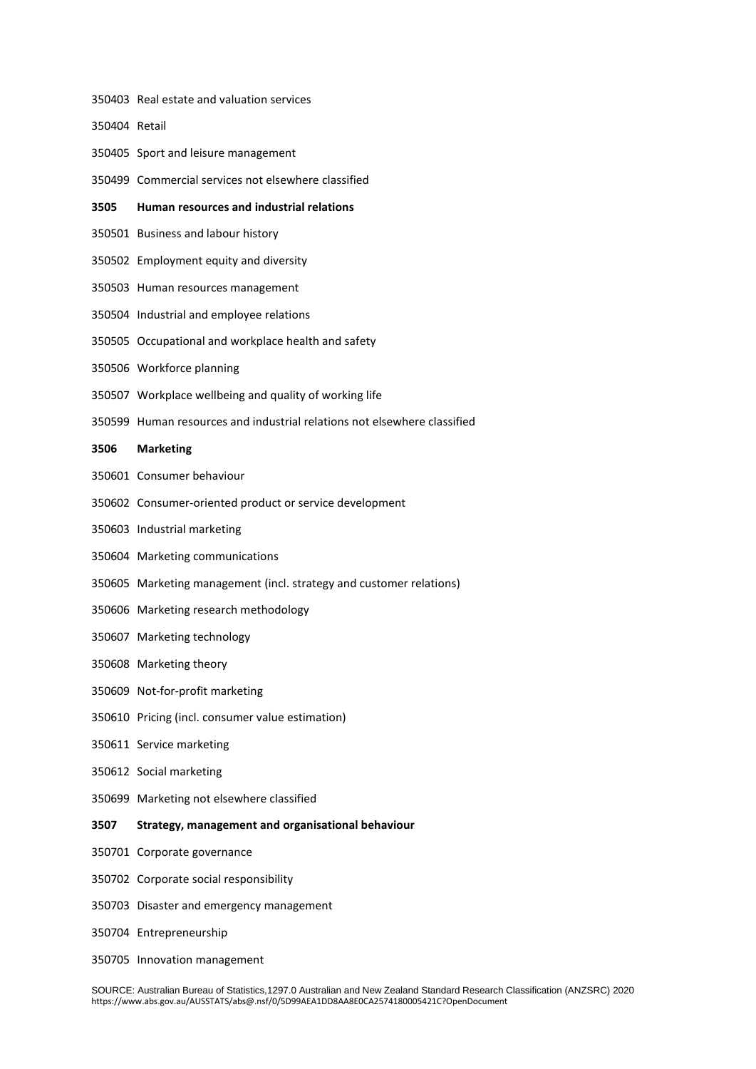350403 Real estate and valuation services

350404 Retail

350405 Sport and leisure management

350499 Commercial services not elsewhere classified

**3505 Human resources and industrial relations**

350501 Business and labour history

350502 Employment equity and diversity

350503 Human resources management

350504 Industrial and employee relations

350505 Occupational and workplace health and safety

350506 Workforce planning

350507 Workplace wellbeing and quality of working life

350599 Human resources and industrial relations not elsewhere classified

**3506 Marketing**

350601 Consumer behaviour

350602 Consumer-oriented product or service development

350603 Industrial marketing

350604 Marketing communications

350605 Marketing management (incl. strategy and customer relations)

350606 Marketing research methodology

350607 Marketing technology

350608 Marketing theory

350609 Not-for-profit marketing

350610 Pricing (incl. consumer value estimation)

350611 Service marketing

350612 Social marketing

350699 Marketing not elsewhere classified

**3507 Strategy, management and organisational behaviour**

350701 Corporate governance

350702 Corporate social responsibility

350703 Disaster and emergency management

350704 Entrepreneurship

350705 Innovation management

SOURCE: Australian Bureau of Statistics,1297.0 Australian and New Zealand Standard Research Classification (ANZSRC) 2020
https://www.abs.gov.au/AUSSTATS/abs@.nsf/0/5D99AEA1DD8AA8E0CA2574180005421C?OpenDocument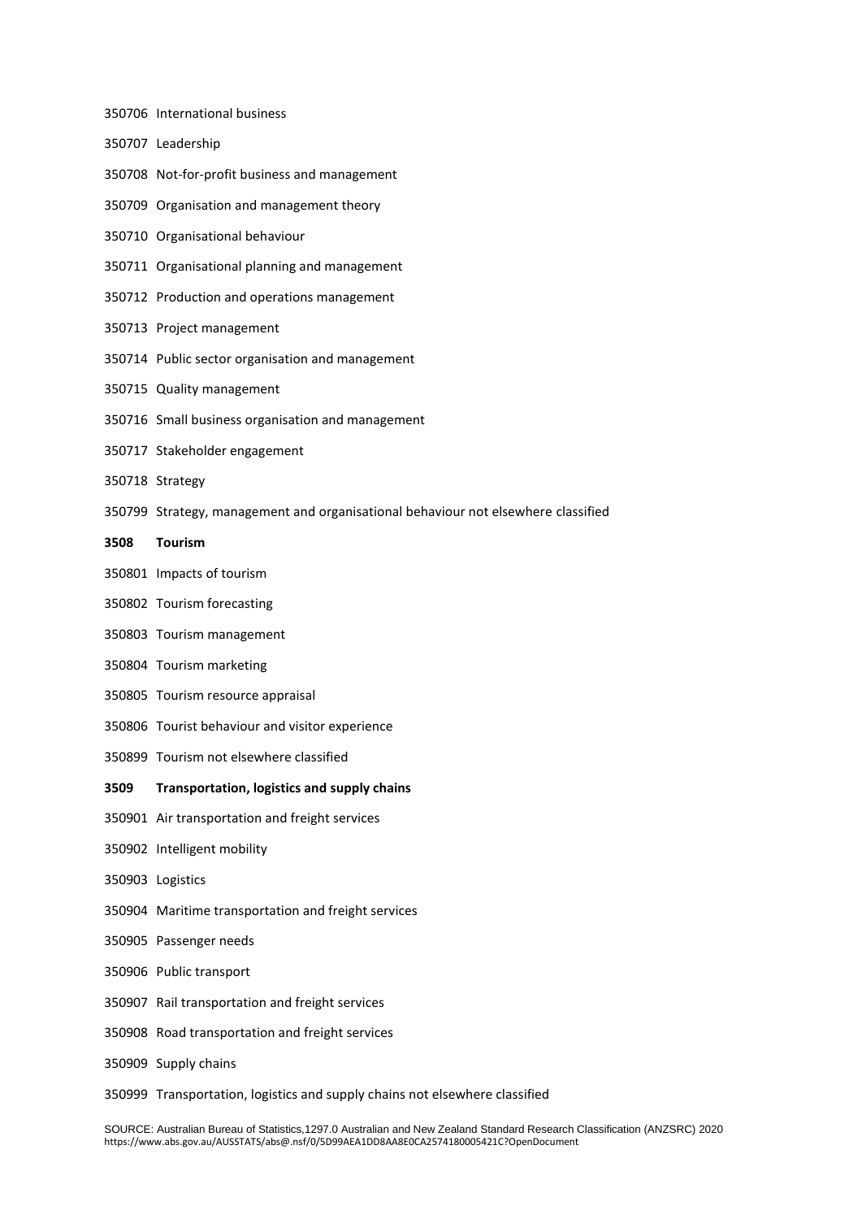350706 International business

350707 Leadership

350708 Not-for-profit business and management

350709 Organisation and management theory

350710 Organisational behaviour

350711 Organisational planning and management

350712 Production and operations management

350713 Project management

350714 Public sector organisation and management

350715 Quality management

350716 Small business organisation and management

350717 Stakeholder engagement

350718 Strategy

350799 Strategy, management and organisational behaviour not elsewhere classified

**3508 Tourism**

350801 Impacts of tourism

350802 Tourism forecasting

350803 Tourism management

350804 Tourism marketing

350805 Tourism resource appraisal

350806 Tourist behaviour and visitor experience

350899 Tourism not elsewhere classified

**3509 Transportation, logistics and supply chains**

350901 Air transportation and freight services

350902 Intelligent mobility

350903 Logistics

350904 Maritime transportation and freight services

350905 Passenger needs

350906 Public transport

350907 Rail transportation and freight services

350908 Road transportation and freight services

350909 Supply chains

350999 Transportation, logistics and supply chains not elsewhere classified

SOURCE: Australian Bureau of Statistics,1297.0 Australian and New Zealand Standard Research Classification (ANZSRC) 2020
https://www.abs.gov.au/AUSSTATS/abs@.nsf/0/5D99AEA1DD8AA8E0CA2574180005421C?OpenDocument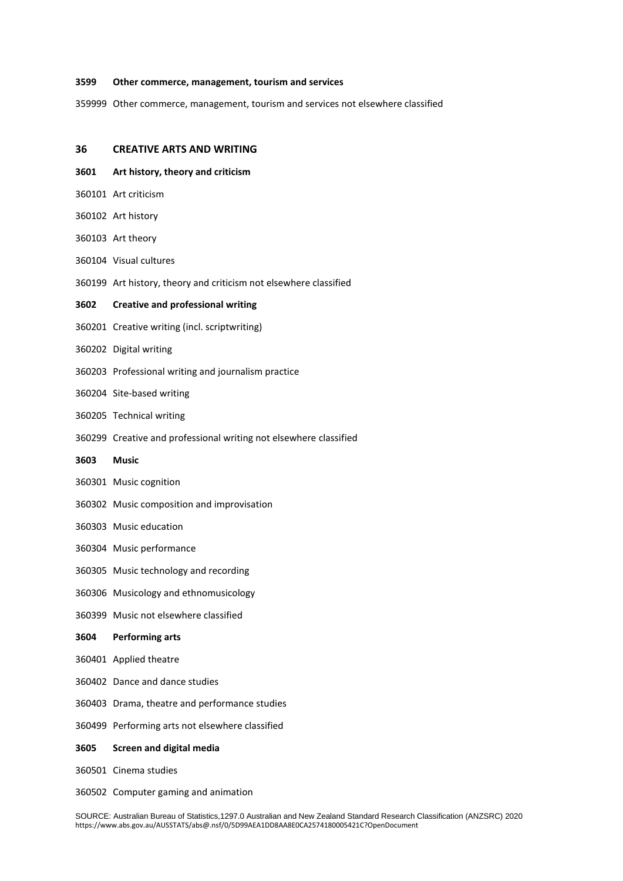**3599 Other commerce, management, tourism and services**

359999 Other commerce, management, tourism and services not elsewhere classified

## 36 CREATIVE ARTS AND WRITING

**3601 Art history, theory and criticism**

360101 Art criticism

360102 Art history

360103 Art theory

360104 Visual cultures

360199 Art history, theory and criticism not elsewhere classified

**3602 Creative and professional writing**

360201 Creative writing (incl. scriptwriting)

360202 Digital writing

360203 Professional writing and journalism practice

360204 Site-based writing

360205 Technical writing

360299 Creative and professional writing not elsewhere classified

**3603 Music**

360301 Music cognition

360302 Music composition and improvisation

360303 Music education

360304 Music performance

360305 Music technology and recording

360306 Musicology and ethnomusicology

360399 Music not elsewhere classified

**3604 Performing arts**

360401 Applied theatre

360402 Dance and dance studies

360403 Drama, theatre and performance studies

360499 Performing arts not elsewhere classified

**3605 Screen and digital media**

360501 Cinema studies

360502 Computer gaming and animation

SOURCE: Australian Bureau of Statistics,1297.0 Australian and New Zealand Standard Research Classification (ANZSRC) 2020
https://www.abs.gov.au/AUSSTATS/abs@.nsf/0/5D99AEA1DD8AA8E0CA2574180005421C?OpenDocument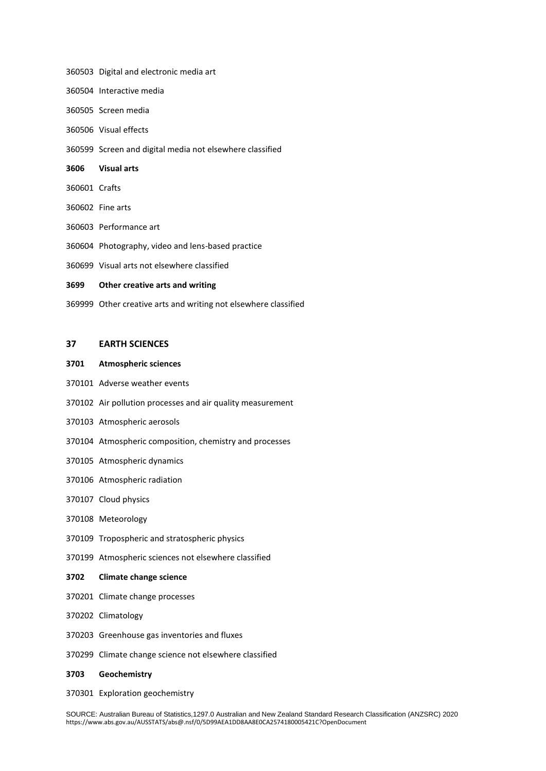360503 Digital and electronic media art

360504 Interactive media

360505 Screen media

360506 Visual effects

360599 Screen and digital media not elsewhere classified

**3606 Visual arts**

360601 Crafts

360602 Fine arts

360603 Performance art

360604 Photography, video and lens-based practice

360699 Visual arts not elsewhere classified

**3699 Other creative arts and writing**

369999 Other creative arts and writing not elsewhere classified

## 37 EARTH SCIENCES

**3701 Atmospheric sciences**

370101 Adverse weather events

370102 Air pollution processes and air quality measurement

370103 Atmospheric aerosols

370104 Atmospheric composition, chemistry and processes

370105 Atmospheric dynamics

370106 Atmospheric radiation

370107 Cloud physics

370108 Meteorology

370109 Tropospheric and stratospheric physics

370199 Atmospheric sciences not elsewhere classified

**3702 Climate change science**

370201 Climate change processes

370202 Climatology

370203 Greenhouse gas inventories and fluxes

370299 Climate change science not elsewhere classified

**3703 Geochemistry**

370301 Exploration geochemistry

SOURCE: Australian Bureau of Statistics,1297.0 Australian and New Zealand Standard Research Classification (ANZSRC) 2020
https://www.abs.gov.au/AUSSTATS/abs@.nsf/0/5D99AEA1DD8AA8E0CA2574180005421C?OpenDocument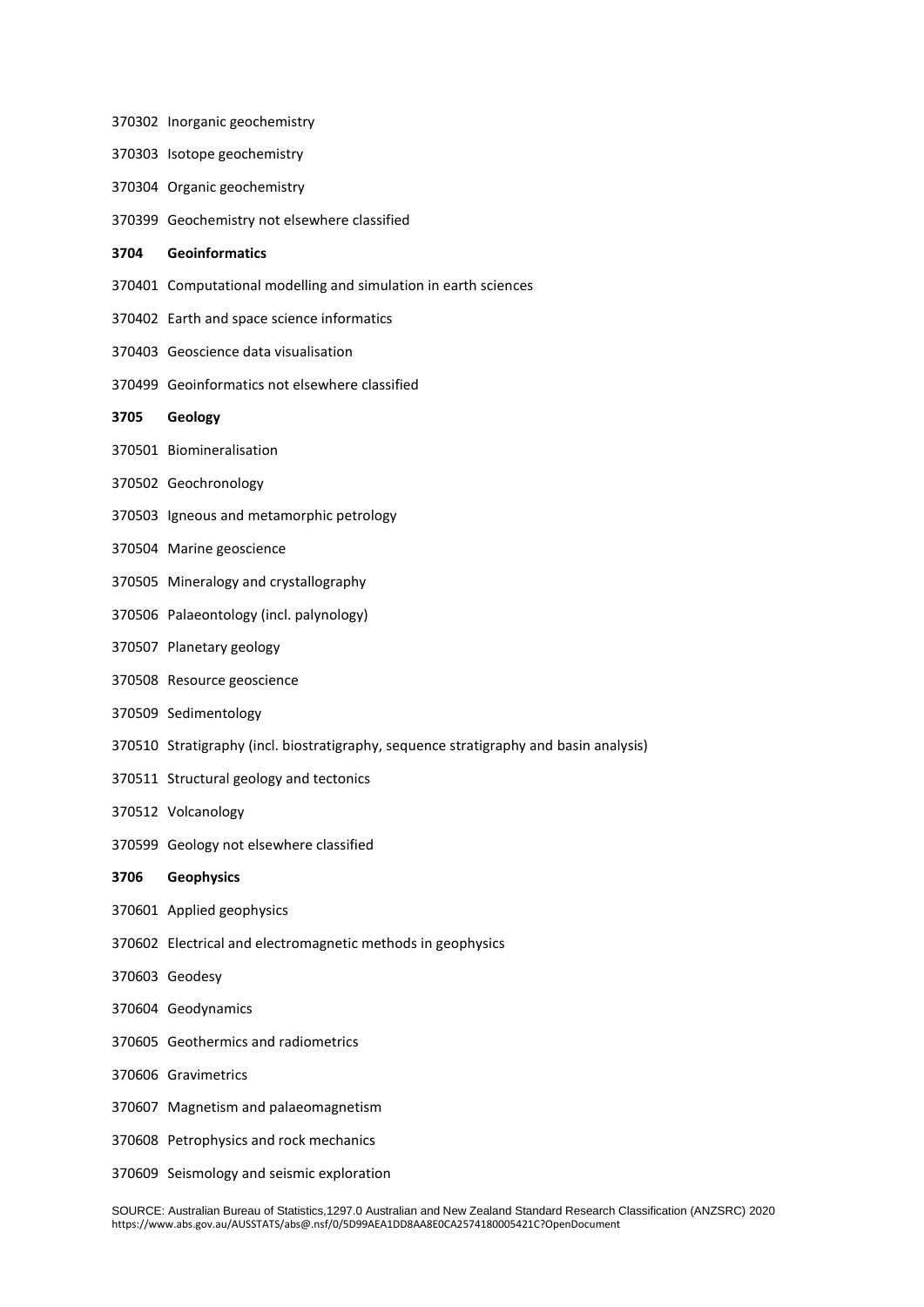370302 Inorganic geochemistry

370303 Isotope geochemistry

370304 Organic geochemistry

370399 Geochemistry not elsewhere classified

**3704 Geoinformatics**

370401 Computational modelling and simulation in earth sciences

370402 Earth and space science informatics

370403 Geoscience data visualisation

370499 Geoinformatics not elsewhere classified

**3705 Geology**

370501 Biomineralisation

370502 Geochronology

370503 Igneous and metamorphic petrology

370504 Marine geoscience

370505 Mineralogy and crystallography

370506 Palaeontology (incl. palynology)

370507 Planetary geology

370508 Resource geoscience

370509 Sedimentology

370510 Stratigraphy (incl. biostratigraphy, sequence stratigraphy and basin analysis)

370511 Structural geology and tectonics

370512 Volcanology

370599 Geology not elsewhere classified

**3706 Geophysics**

370601 Applied geophysics

370602 Electrical and electromagnetic methods in geophysics

370603 Geodesy

370604 Geodynamics

370605 Geothermics and radiometrics

370606 Gravimetrics

370607 Magnetism and palaeomagnetism

370608 Petrophysics and rock mechanics

370609 Seismology and seismic exploration

SOURCE: Australian Bureau of Statistics,1297.0 Australian and New Zealand Standard Research Classification (ANZSRC) 2020
https://www.abs.gov.au/AUSSTATS/abs@.nsf/0/5D99AEA1DD8AA8E0CA2574180005421C?OpenDocument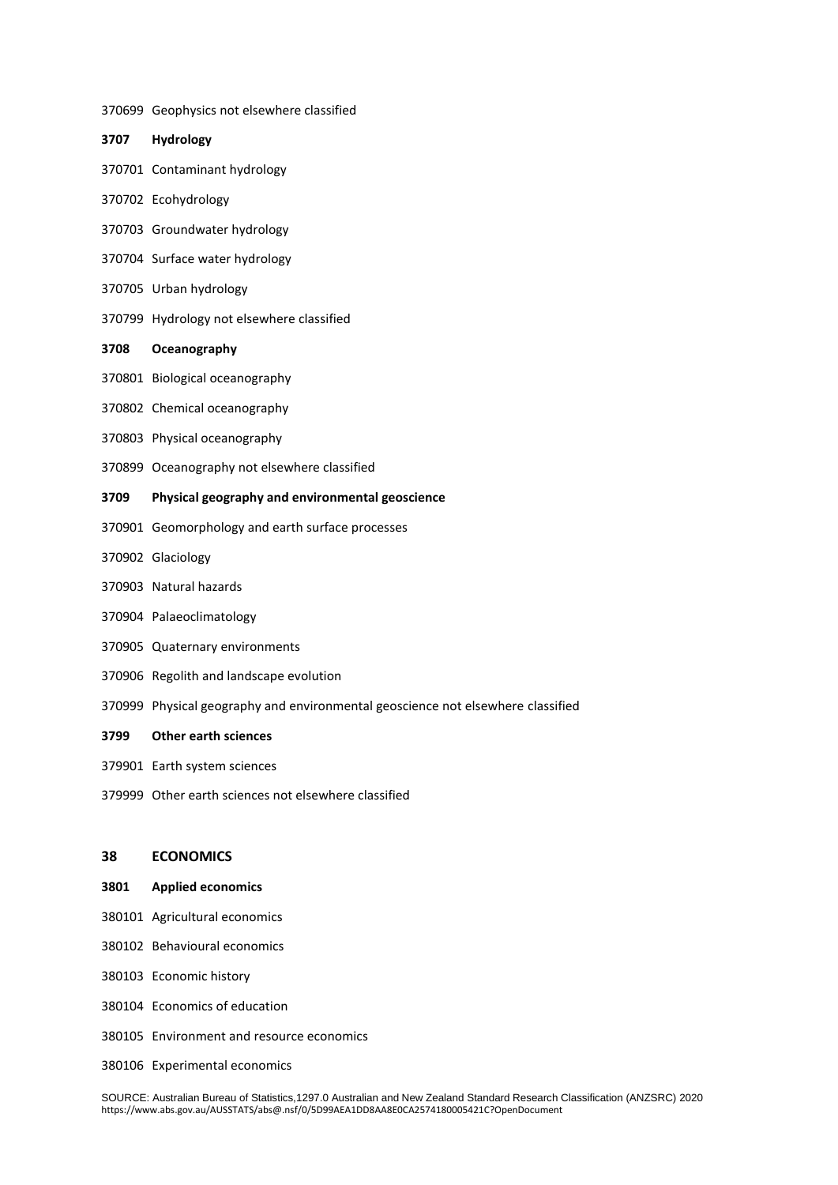370699 Geophysics not elsewhere classified

**3707 Hydrology**

370701 Contaminant hydrology

370702 Ecohydrology

370703 Groundwater hydrology

370704 Surface water hydrology

370705 Urban hydrology

370799 Hydrology not elsewhere classified

**3708 Oceanography**

370801 Biological oceanography

370802 Chemical oceanography

370803 Physical oceanography

370899 Oceanography not elsewhere classified

**3709 Physical geography and environmental geoscience**

370901 Geomorphology and earth surface processes

370902 Glaciology

370903 Natural hazards

370904 Palaeoclimatology

370905 Quaternary environments

370906 Regolith and landscape evolution

370999 Physical geography and environmental geoscience not elsewhere classified

**3799 Other earth sciences**

379901 Earth system sciences

379999 Other earth sciences not elsewhere classified

## 38 ECONOMICS

**3801 Applied economics**

380101 Agricultural economics

380102 Behavioural economics

380103 Economic history

380104 Economics of education

380105 Environment and resource economics

380106 Experimental economics

SOURCE: Australian Bureau of Statistics,1297.0 Australian and New Zealand Standard Research Classification (ANZSRC) 2020
https://www.abs.gov.au/AUSSTATS/abs@.nsf/0/5D99AEA1DD8AA8E0CA2574180005421C?OpenDocument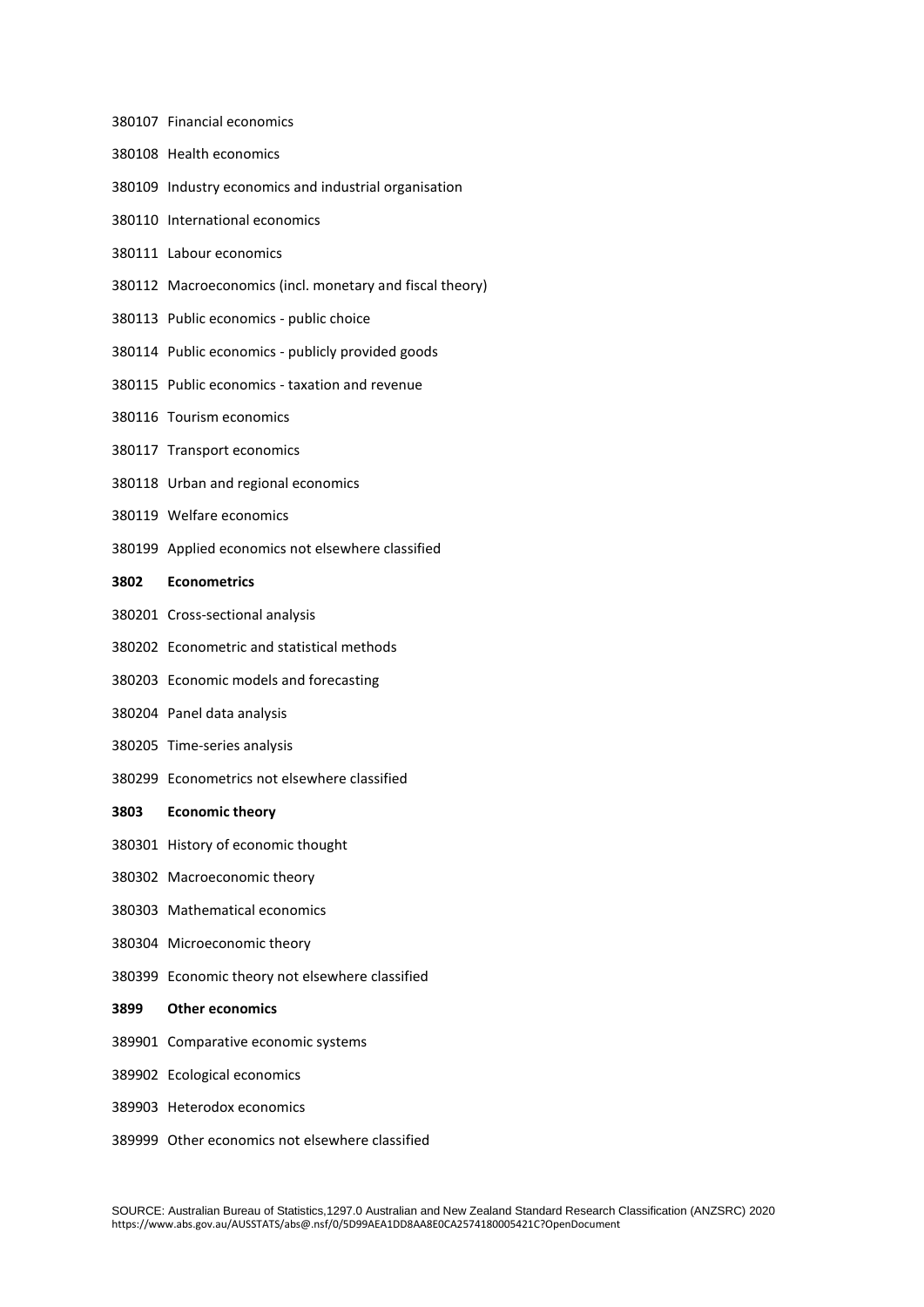380107 Financial economics

380108 Health economics

380109 Industry economics and industrial organisation

380110 International economics

380111 Labour economics

380112 Macroeconomics (incl. monetary and fiscal theory)

380113 Public economics - public choice

380114 Public economics - publicly provided goods

380115 Public economics - taxation and revenue

380116 Tourism economics

380117 Transport economics

380118 Urban and regional economics

380119 Welfare economics

380199 Applied economics not elsewhere classified

**3802 Econometrics**

380201 Cross-sectional analysis

380202 Econometric and statistical methods

380203 Economic models and forecasting

380204 Panel data analysis

380205 Time-series analysis

380299 Econometrics not elsewhere classified

**3803 Economic theory**

380301 History of economic thought

380302 Macroeconomic theory

380303 Mathematical economics

380304 Microeconomic theory

380399 Economic theory not elsewhere classified

**3899 Other economics**

389901 Comparative economic systems

389902 Ecological economics

389903 Heterodox economics

389999 Other economics not elsewhere classified

SOURCE: Australian Bureau of Statistics,1297.0 Australian and New Zealand Standard Research Classification (ANZSRC) 2020 https://www.abs.gov.au/AUSSTATS/abs@.nsf/0/5D99AEA1DD8AA8E0CA2574180005421C?OpenDocument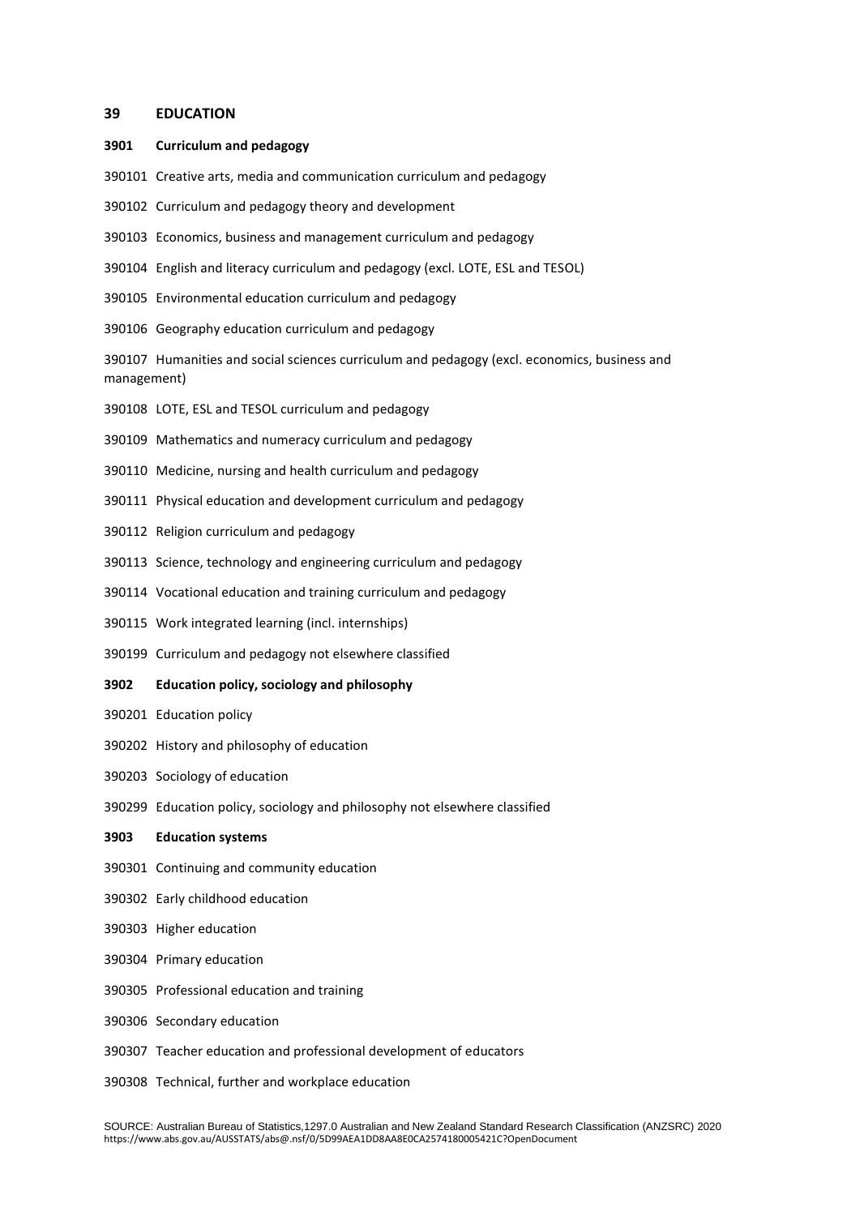## 39 EDUCATION

### 3901 Curriculum and pedagogy

390101 Creative arts, media and communication curriculum and pedagogy

390102 Curriculum and pedagogy theory and development

390103 Economics, business and management curriculum and pedagogy

390104 English and literacy curriculum and pedagogy (excl. LOTE, ESL and TESOL)

390105 Environmental education curriculum and pedagogy

390106 Geography education curriculum and pedagogy

390107 Humanities and social sciences curriculum and pedagogy (excl. economics, business and management)

390108 LOTE, ESL and TESOL curriculum and pedagogy

390109 Mathematics and numeracy curriculum and pedagogy

390110 Medicine, nursing and health curriculum and pedagogy

390111 Physical education and development curriculum and pedagogy

390112 Religion curriculum and pedagogy

390113 Science, technology and engineering curriculum and pedagogy

390114 Vocational education and training curriculum and pedagogy

390115 Work integrated learning (incl. internships)

390199 Curriculum and pedagogy not elsewhere classified

### 3902 Education policy, sociology and philosophy

390201 Education policy

390202 History and philosophy of education

390203 Sociology of education

390299 Education policy, sociology and philosophy not elsewhere classified

### 3903 Education systems

390301 Continuing and community education

390302 Early childhood education

390303 Higher education

390304 Primary education

390305 Professional education and training

390306 Secondary education

390307 Teacher education and professional development of educators

390308 Technical, further and workplace education

SOURCE: Australian Bureau of Statistics,1297.0 Australian and New Zealand Standard Research Classification (ANZSRC) 2020
https://www.abs.gov.au/AUSSTATS/abs@.nsf/0/5D99AEA1DD8AA8E0CA2574180005421C?OpenDocument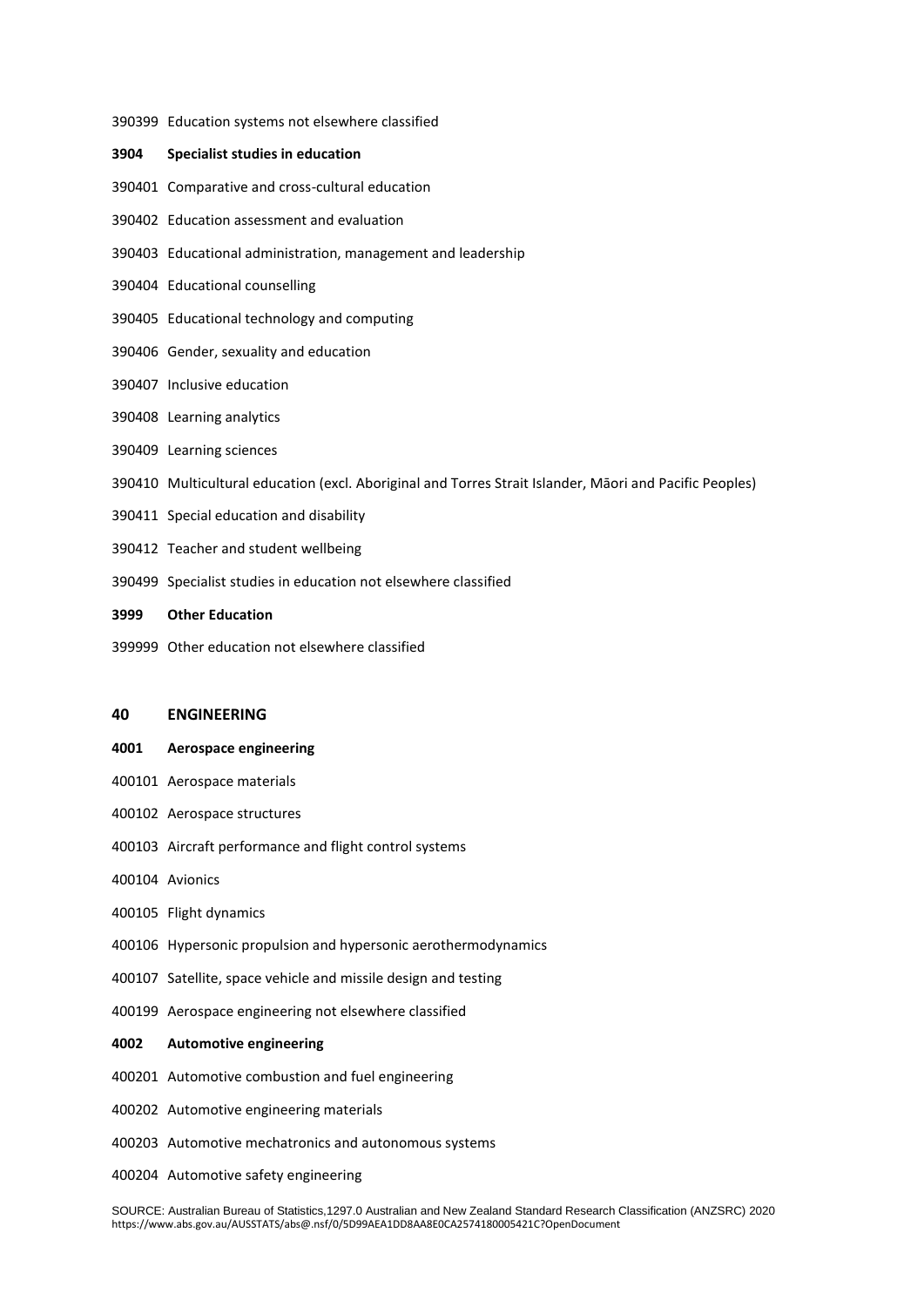390399 Education systems not elsewhere classified

**3904 Specialist studies in education**

390401 Comparative and cross-cultural education

390402 Education assessment and evaluation

390403 Educational administration, management and leadership

390404 Educational counselling

390405 Educational technology and computing

390406 Gender, sexuality and education

390407 Inclusive education

390408 Learning analytics

390409 Learning sciences

390410 Multicultural education (excl. Aboriginal and Torres Strait Islander, Māori and Pacific Peoples)

390411 Special education and disability

390412 Teacher and student wellbeing

390499 Specialist studies in education not elsewhere classified

**3999 Other Education**

399999 Other education not elsewhere classified

## 40 ENGINEERING

**4001 Aerospace engineering**

400101 Aerospace materials

400102 Aerospace structures

400103 Aircraft performance and flight control systems

400104 Avionics

400105 Flight dynamics

400106 Hypersonic propulsion and hypersonic aerothermodynamics

400107 Satellite, space vehicle and missile design and testing

400199 Aerospace engineering not elsewhere classified

**4002 Automotive engineering**

400201 Automotive combustion and fuel engineering

400202 Automotive engineering materials

400203 Automotive mechatronics and autonomous systems

400204 Automotive safety engineering

SOURCE: Australian Bureau of Statistics,1297.0 Australian and New Zealand Standard Research Classification (ANZSRC) 2020
https://www.abs.gov.au/AUSSTATS/abs@.nsf/0/5D99AEA1DD8AA8E0CA2574180005421C?OpenDocument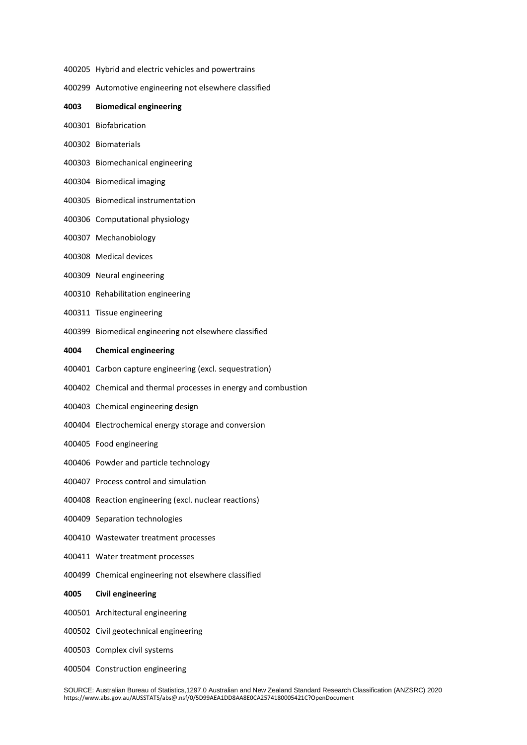400205 Hybrid and electric vehicles and powertrains

400299 Automotive engineering not elsewhere classified

**4003 Biomedical engineering**

400301 Biofabrication

400302 Biomaterials

400303 Biomechanical engineering

400304 Biomedical imaging

400305 Biomedical instrumentation

400306 Computational physiology

400307 Mechanobiology

400308 Medical devices

400309 Neural engineering

400310 Rehabilitation engineering

400311 Tissue engineering

400399 Biomedical engineering not elsewhere classified

**4004 Chemical engineering**

400401 Carbon capture engineering (excl. sequestration)

400402 Chemical and thermal processes in energy and combustion

400403 Chemical engineering design

400404 Electrochemical energy storage and conversion

400405 Food engineering

400406 Powder and particle technology

400407 Process control and simulation

400408 Reaction engineering (excl. nuclear reactions)

400409 Separation technologies

400410 Wastewater treatment processes

400411 Water treatment processes

400499 Chemical engineering not elsewhere classified

**4005 Civil engineering**

400501 Architectural engineering

400502 Civil geotechnical engineering

400503 Complex civil systems

400504 Construction engineering

SOURCE: Australian Bureau of Statistics,1297.0 Australian and New Zealand Standard Research Classification (ANZSRC) 2020 https://www.abs.gov.au/AUSSTATS/abs@.nsf/0/5D99AEA1DD8AA8E0CA2574180005421C?OpenDocument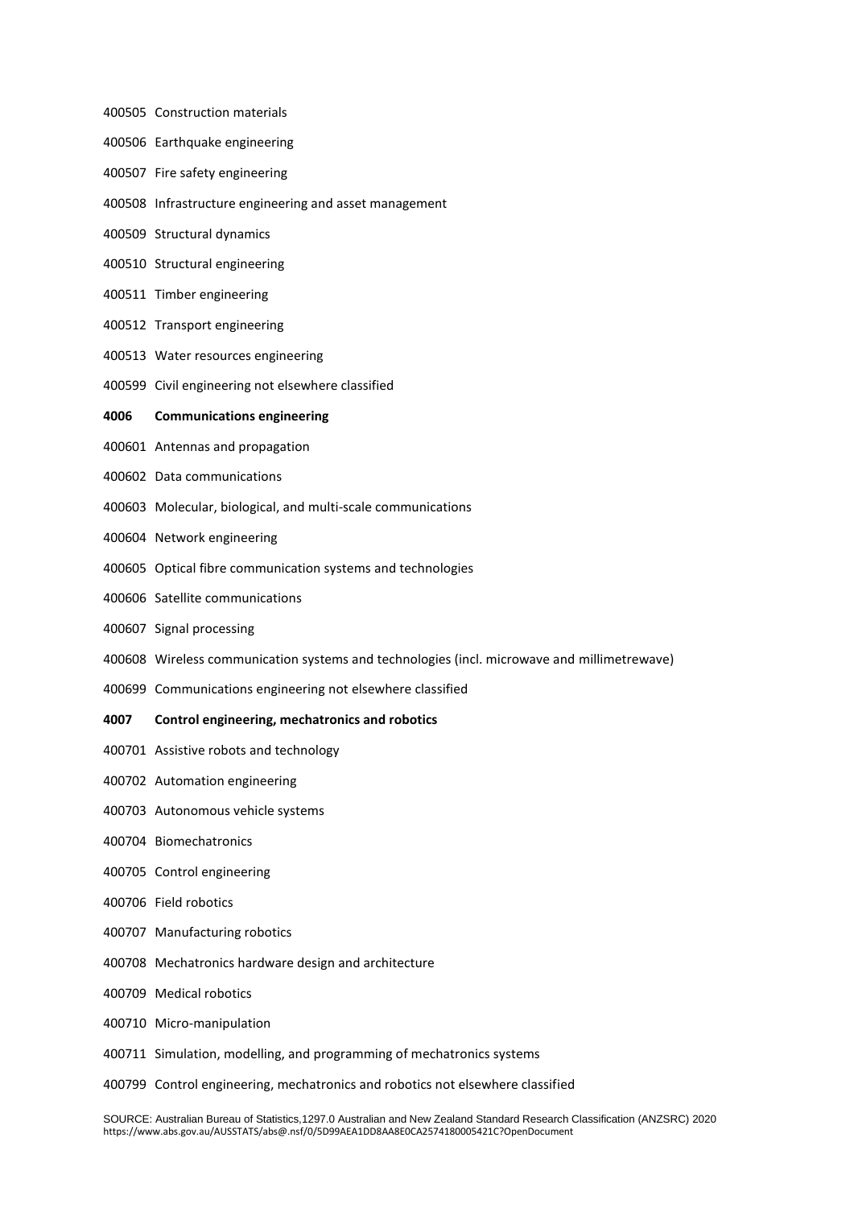400505 Construction materials

400506 Earthquake engineering

400507 Fire safety engineering

400508 Infrastructure engineering and asset management

400509 Structural dynamics

400510 Structural engineering

400511 Timber engineering

400512 Transport engineering

400513 Water resources engineering

400599 Civil engineering not elsewhere classified

**4006 Communications engineering**

400601 Antennas and propagation

400602 Data communications

400603 Molecular, biological, and multi-scale communications

400604 Network engineering

400605 Optical fibre communication systems and technologies

400606 Satellite communications

400607 Signal processing

400608 Wireless communication systems and technologies (incl. microwave and millimetrewave)

400699 Communications engineering not elsewhere classified

**4007 Control engineering, mechatronics and robotics**

400701 Assistive robots and technology

400702 Automation engineering

400703 Autonomous vehicle systems

400704 Biomechatronics

400705 Control engineering

400706 Field robotics

400707 Manufacturing robotics

400708 Mechatronics hardware design and architecture

400709 Medical robotics

400710 Micro-manipulation

400711 Simulation, modelling, and programming of mechatronics systems

400799 Control engineering, mechatronics and robotics not elsewhere classified

SOURCE: Australian Bureau of Statistics,1297.0 Australian and New Zealand Standard Research Classification (ANZSRC) 2020
https://www.abs.gov.au/AUSSTATS/abs@.nsf/0/5D99AEA1DD8AA8E0CA2574180005421C?OpenDocument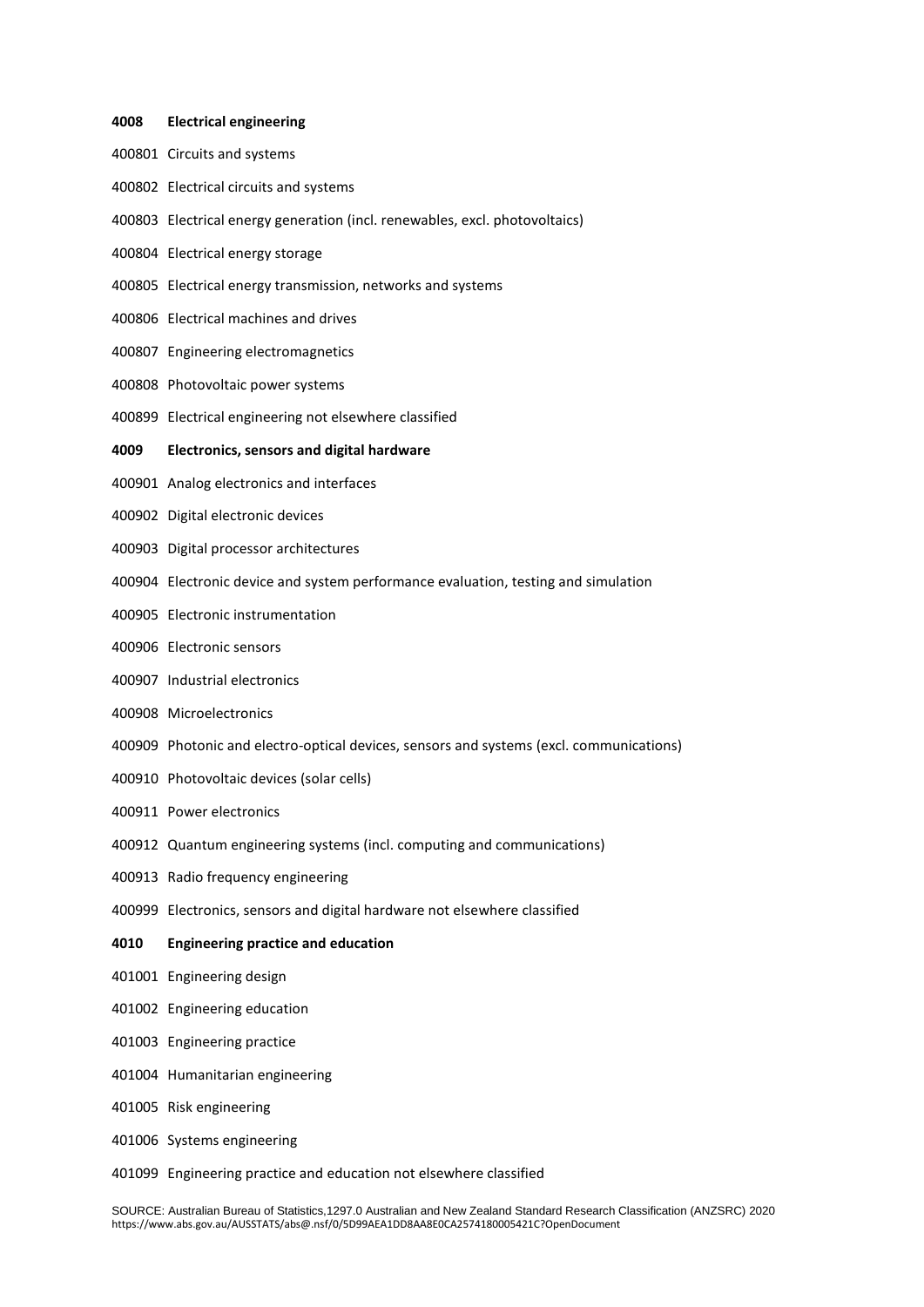**4008 Electrical engineering**

400801 Circuits and systems

400802 Electrical circuits and systems

400803 Electrical energy generation (incl. renewables, excl. photovoltaics)

400804 Electrical energy storage

400805 Electrical energy transmission, networks and systems

400806 Electrical machines and drives

400807 Engineering electromagnetics

400808 Photovoltaic power systems

400899 Electrical engineering not elsewhere classified

**4009 Electronics, sensors and digital hardware**

400901 Analog electronics and interfaces

400902 Digital electronic devices

400903 Digital processor architectures

400904 Electronic device and system performance evaluation, testing and simulation

400905 Electronic instrumentation

400906 Electronic sensors

400907 Industrial electronics

400908 Microelectronics

400909 Photonic and electro-optical devices, sensors and systems (excl. communications)

400910 Photovoltaic devices (solar cells)

400911 Power electronics

400912 Quantum engineering systems (incl. computing and communications)

400913 Radio frequency engineering

400999 Electronics, sensors and digital hardware not elsewhere classified

**4010 Engineering practice and education**

401001 Engineering design

401002 Engineering education

401003 Engineering practice

401004 Humanitarian engineering

401005 Risk engineering

401006 Systems engineering

401099 Engineering practice and education not elsewhere classified

SOURCE: Australian Bureau of Statistics,1297.0 Australian and New Zealand Standard Research Classification (ANZSRC) 2020
https://www.abs.gov.au/AUSSTATS/abs@.nsf/0/5D99AEA1DD8AA8E0CA2574180005421C?OpenDocument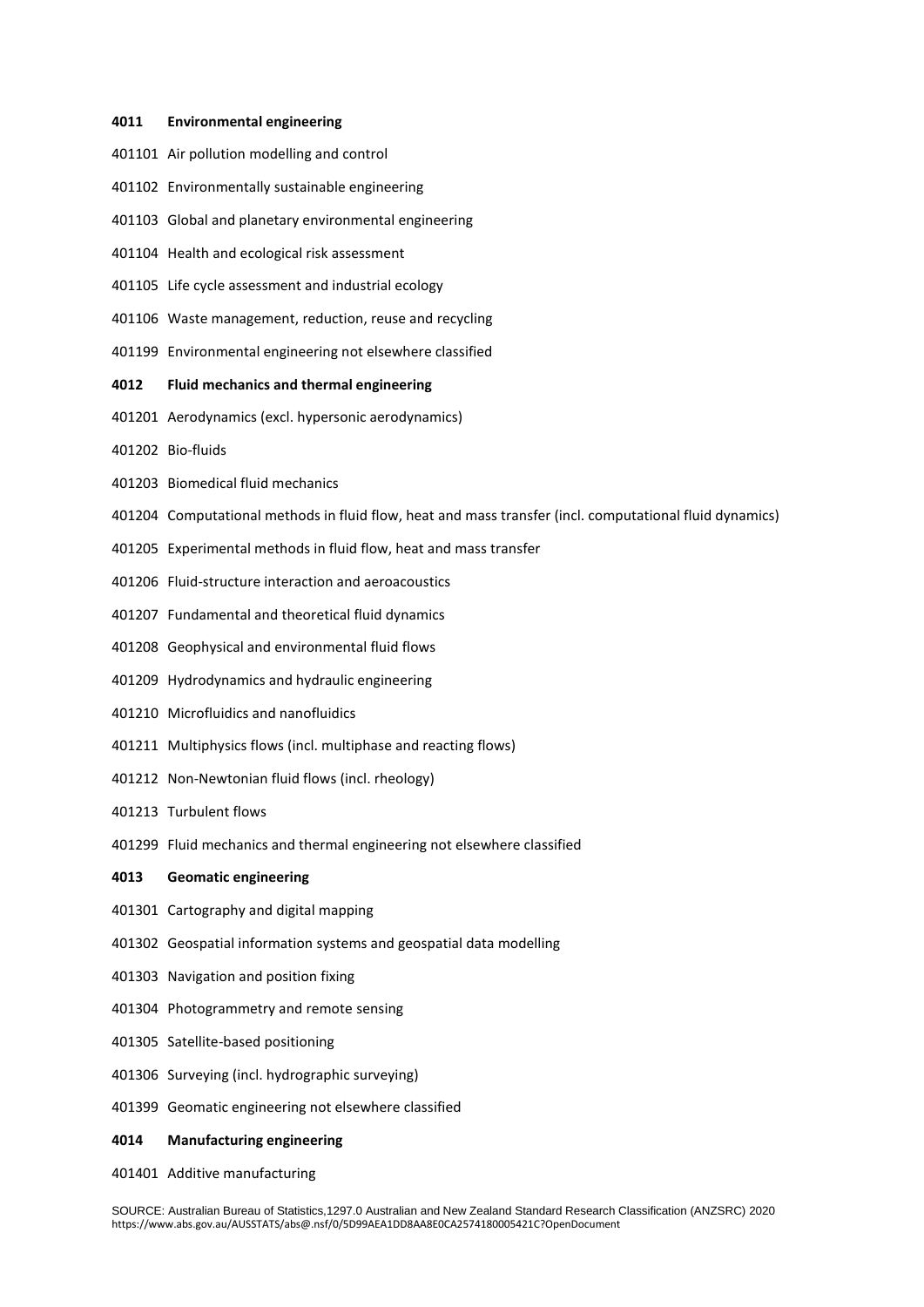**4011 Environmental engineering**

401101 Air pollution modelling and control

401102 Environmentally sustainable engineering

401103 Global and planetary environmental engineering

401104 Health and ecological risk assessment

401105 Life cycle assessment and industrial ecology

401106 Waste management, reduction, reuse and recycling

401199 Environmental engineering not elsewhere classified

**4012 Fluid mechanics and thermal engineering**

401201 Aerodynamics (excl. hypersonic aerodynamics)

401202 Bio-fluids

401203 Biomedical fluid mechanics

401204 Computational methods in fluid flow, heat and mass transfer (incl. computational fluid dynamics)

401205 Experimental methods in fluid flow, heat and mass transfer

401206 Fluid-structure interaction and aeroacoustics

401207 Fundamental and theoretical fluid dynamics

401208 Geophysical and environmental fluid flows

401209 Hydrodynamics and hydraulic engineering

401210 Microfluidics and nanofluidics

401211 Multiphysics flows (incl. multiphase and reacting flows)

401212 Non-Newtonian fluid flows (incl. rheology)

401213 Turbulent flows

401299 Fluid mechanics and thermal engineering not elsewhere classified

**4013 Geomatic engineering**

401301 Cartography and digital mapping

401302 Geospatial information systems and geospatial data modelling

401303 Navigation and position fixing

401304 Photogrammetry and remote sensing

401305 Satellite-based positioning

401306 Surveying (incl. hydrographic surveying)

401399 Geomatic engineering not elsewhere classified

**4014 Manufacturing engineering**

401401 Additive manufacturing

SOURCE: Australian Bureau of Statistics,1297.0 Australian and New Zealand Standard Research Classification (ANZSRC) 2020 https://www.abs.gov.au/AUSSTATS/abs@.nsf/0/5D99AEA1DD8AA8E0CA2574180005421C?OpenDocument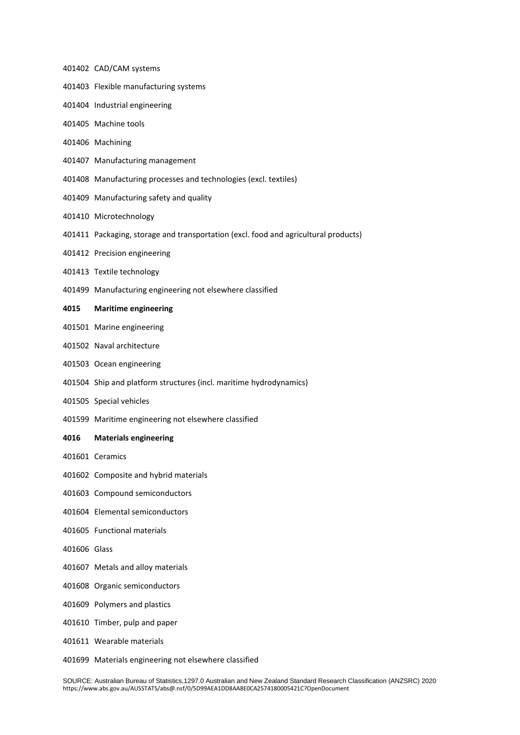401402 CAD/CAM systems

401403 Flexible manufacturing systems

401404 Industrial engineering

401405 Machine tools

401406 Machining

401407 Manufacturing management

401408 Manufacturing processes and technologies (excl. textiles)

401409 Manufacturing safety and quality

401410 Microtechnology

401411 Packaging, storage and transportation (excl. food and agricultural products)

401412 Precision engineering

401413 Textile technology

401499 Manufacturing engineering not elsewhere classified

**4015 Maritime engineering**

401501 Marine engineering

401502 Naval architecture

401503 Ocean engineering

401504 Ship and platform structures (incl. maritime hydrodynamics)

401505 Special vehicles

401599 Maritime engineering not elsewhere classified

**4016 Materials engineering**

401601 Ceramics

401602 Composite and hybrid materials

401603 Compound semiconductors

401604 Elemental semiconductors

401605 Functional materials

401606 Glass

401607 Metals and alloy materials

401608 Organic semiconductors

401609 Polymers and plastics

401610 Timber, pulp and paper

401611 Wearable materials

401699 Materials engineering not elsewhere classified

SOURCE: Australian Bureau of Statistics,1297.0 Australian and New Zealand Standard Research Classification (ANZSRC) 2020
https://www.abs.gov.au/AUSSTATS/abs@.nsf/0/5D99AEA1DD8AA8E0CA2574180005421C?OpenDocument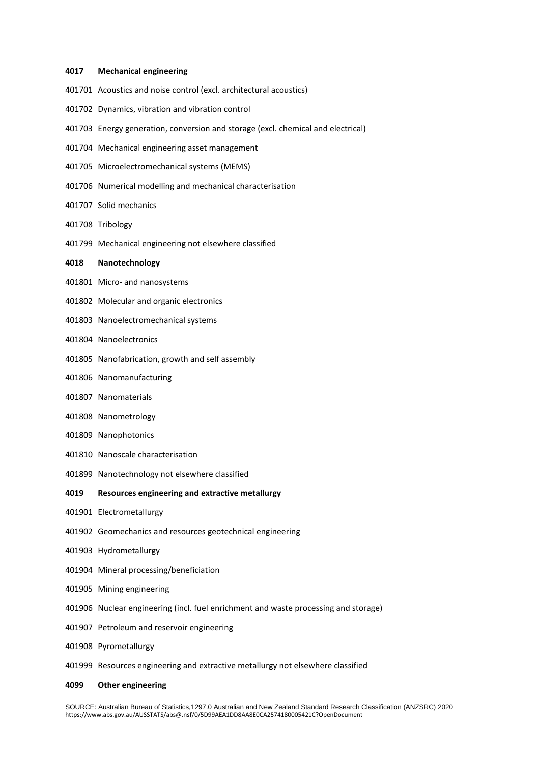**4017 Mechanical engineering**

401701 Acoustics and noise control (excl. architectural acoustics)

401702 Dynamics, vibration and vibration control

401703 Energy generation, conversion and storage (excl. chemical and electrical)

401704 Mechanical engineering asset management

401705 Microelectromechanical systems (MEMS)

401706 Numerical modelling and mechanical characterisation

401707 Solid mechanics

401708 Tribology

401799 Mechanical engineering not elsewhere classified

**4018 Nanotechnology**

401801 Micro- and nanosystems

401802 Molecular and organic electronics

401803 Nanoelectromechanical systems

401804 Nanoelectronics

401805 Nanofabrication, growth and self assembly

401806 Nanomanufacturing

401807 Nanomaterials

401808 Nanometrology

401809 Nanophotonics

401810 Nanoscale characterisation

401899 Nanotechnology not elsewhere classified

**4019 Resources engineering and extractive metallurgy**

401901 Electrometallurgy

401902 Geomechanics and resources geotechnical engineering

401903 Hydrometallurgy

401904 Mineral processing/beneficiation

401905 Mining engineering

401906 Nuclear engineering (incl. fuel enrichment and waste processing and storage)

401907 Petroleum and reservoir engineering

401908 Pyrometallurgy

401999 Resources engineering and extractive metallurgy not elsewhere classified

**4099 Other engineering**

SOURCE: Australian Bureau of Statistics,1297.0 Australian and New Zealand Standard Research Classification (ANZSRC) 2020
https://www.abs.gov.au/AUSSTATS/abs@.nsf/0/5D99AEA1DD8AA8E0CA2574180005421C?OpenDocument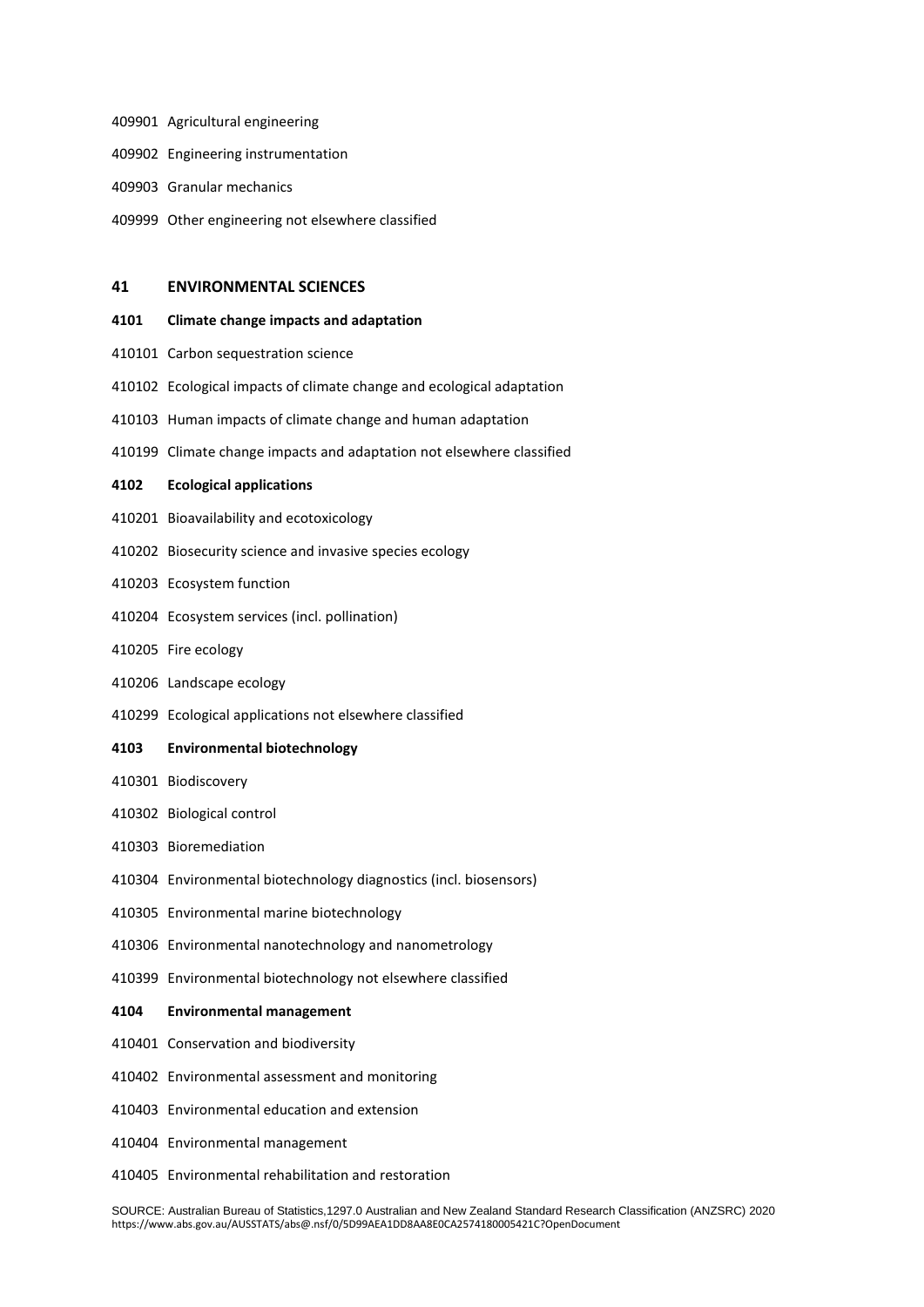409901 Agricultural engineering

409902 Engineering instrumentation

409903 Granular mechanics

409999 Other engineering not elsewhere classified

## 41 ENVIRONMENTAL SCIENCES

### 4101 Climate change impacts and adaptation

410101 Carbon sequestration science

410102 Ecological impacts of climate change and ecological adaptation

410103 Human impacts of climate change and human adaptation

410199 Climate change impacts and adaptation not elsewhere classified

### 4102 Ecological applications

410201 Bioavailability and ecotoxicology

410202 Biosecurity science and invasive species ecology

410203 Ecosystem function

410204 Ecosystem services (incl. pollination)

410205 Fire ecology

410206 Landscape ecology

410299 Ecological applications not elsewhere classified

### 4103 Environmental biotechnology

410301 Biodiscovery

410302 Biological control

410303 Bioremediation

410304 Environmental biotechnology diagnostics (incl. biosensors)

410305 Environmental marine biotechnology

410306 Environmental nanotechnology and nanometrology

410399 Environmental biotechnology not elsewhere classified

### 4104 Environmental management

410401 Conservation and biodiversity

410402 Environmental assessment and monitoring

410403 Environmental education and extension

410404 Environmental management

410405 Environmental rehabilitation and restoration

SOURCE: Australian Bureau of Statistics,1297.0 Australian and New Zealand Standard Research Classification (ANZSRC) 2020
https://www.abs.gov.au/AUSSTATS/abs@.nsf/0/5D99AEA1DD8AA8E0CA2574180005421C?OpenDocument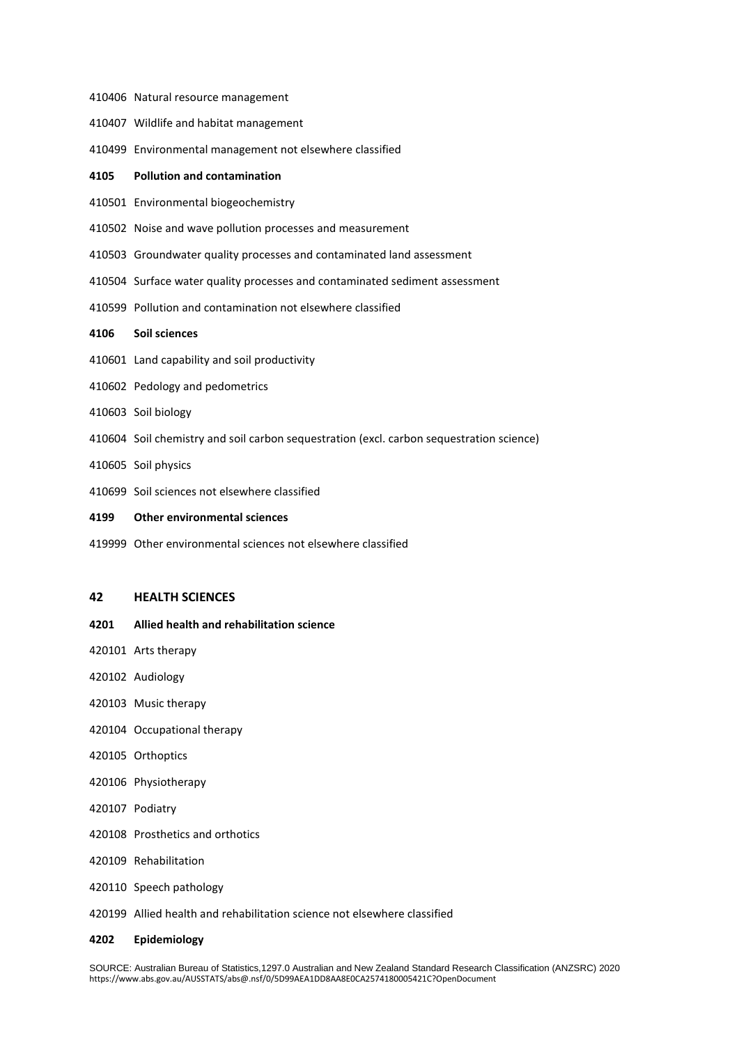410406 Natural resource management

410407 Wildlife and habitat management

410499 Environmental management not elsewhere classified

**4105 Pollution and contamination**

410501 Environmental biogeochemistry

410502 Noise and wave pollution processes and measurement

410503 Groundwater quality processes and contaminated land assessment

410504 Surface water quality processes and contaminated sediment assessment

410599 Pollution and contamination not elsewhere classified

**4106 Soil sciences**

410601 Land capability and soil productivity

410602 Pedology and pedometrics

410603 Soil biology

410604 Soil chemistry and soil carbon sequestration (excl. carbon sequestration science)

410605 Soil physics

410699 Soil sciences not elsewhere classified

**4199 Other environmental sciences**

419999 Other environmental sciences not elsewhere classified

## 42 HEALTH SCIENCES

**4201 Allied health and rehabilitation science**

420101 Arts therapy

420102 Audiology

420103 Music therapy

420104 Occupational therapy

420105 Orthoptics

420106 Physiotherapy

420107 Podiatry

420108 Prosthetics and orthotics

420109 Rehabilitation

420110 Speech pathology

420199 Allied health and rehabilitation science not elsewhere classified

**4202 Epidemiology**

SOURCE: Australian Bureau of Statistics,1297.0 Australian and New Zealand Standard Research Classification (ANZSRC) 2020 https://www.abs.gov.au/AUSSTATS/abs@.nsf/0/5D99AEA1DD8AA8E0CA2574180005421C?OpenDocument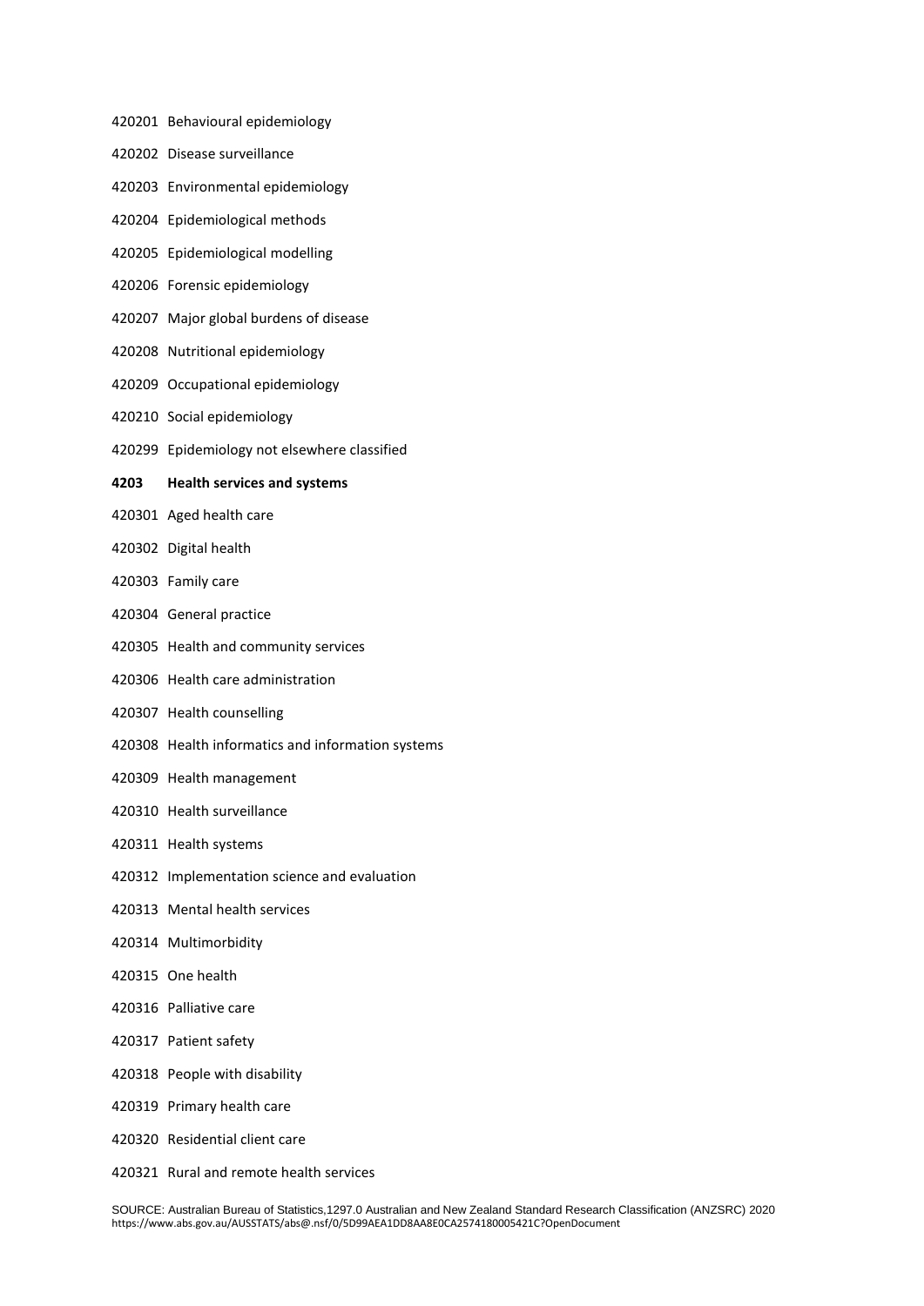420201 Behavioural epidemiology

420202 Disease surveillance

420203 Environmental epidemiology

420204 Epidemiological methods

420205 Epidemiological modelling

420206 Forensic epidemiology

420207 Major global burdens of disease

420208 Nutritional epidemiology

420209 Occupational epidemiology

420210 Social epidemiology

420299 Epidemiology not elsewhere classified

**4203 Health services and systems**

420301 Aged health care

420302 Digital health

420303 Family care

420304 General practice

420305 Health and community services

420306 Health care administration

420307 Health counselling

420308 Health informatics and information systems

420309 Health management

420310 Health surveillance

420311 Health systems

420312 Implementation science and evaluation

420313 Mental health services

420314 Multimorbidity

420315 One health

420316 Palliative care

420317 Patient safety

420318 People with disability

420319 Primary health care

420320 Residential client care

420321 Rural and remote health services

SOURCE: Australian Bureau of Statistics,1297.0 Australian and New Zealand Standard Research Classification (ANZSRC) 2020
https://www.abs.gov.au/AUSSTATS/abs@.nsf/0/5D99AEA1DD8AA8E0CA2574180005421C?OpenDocument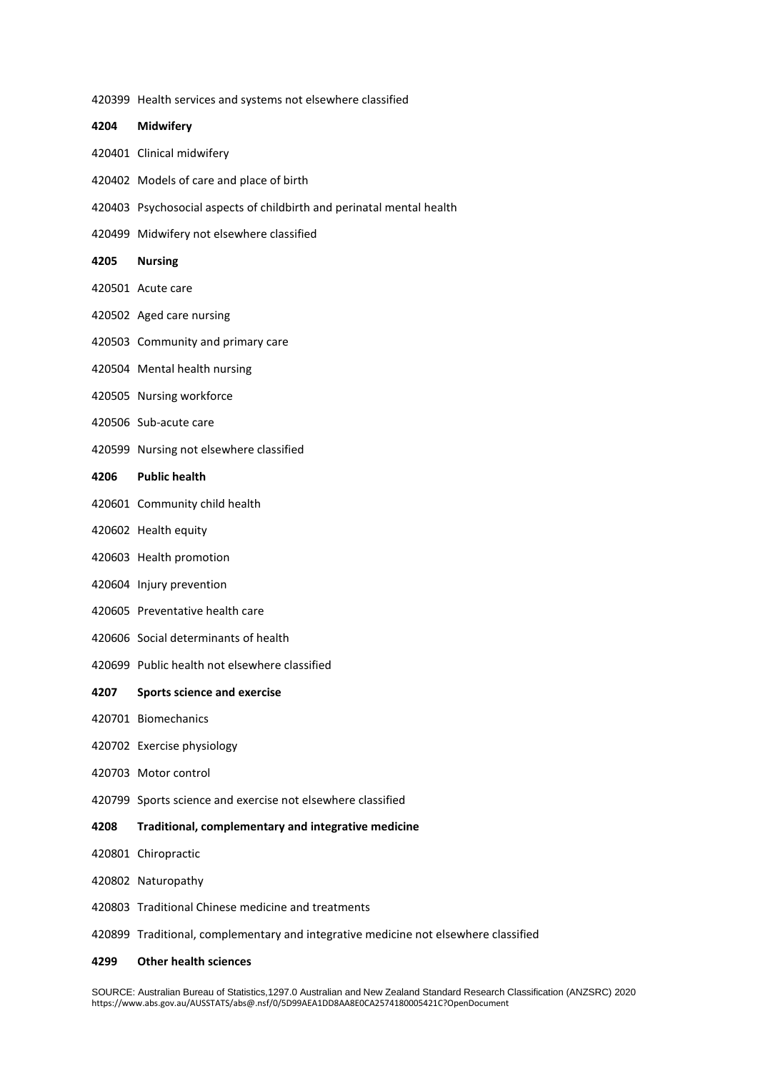420399 Health services and systems not elsewhere classified

**4204 Midwifery**

420401 Clinical midwifery

420402 Models of care and place of birth

420403 Psychosocial aspects of childbirth and perinatal mental health

420499 Midwifery not elsewhere classified

**4205 Nursing**

420501 Acute care

420502 Aged care nursing

420503 Community and primary care

420504 Mental health nursing

420505 Nursing workforce

420506 Sub-acute care

420599 Nursing not elsewhere classified

**4206 Public health**

420601 Community child health

420602 Health equity

420603 Health promotion

420604 Injury prevention

420605 Preventative health care

420606 Social determinants of health

420699 Public health not elsewhere classified

**4207 Sports science and exercise**

420701 Biomechanics

420702 Exercise physiology

420703 Motor control

420799 Sports science and exercise not elsewhere classified

**4208 Traditional, complementary and integrative medicine**

420801 Chiropractic

420802 Naturopathy

420803 Traditional Chinese medicine and treatments

420899 Traditional, complementary and integrative medicine not elsewhere classified

**4299 Other health sciences**

SOURCE: Australian Bureau of Statistics,1297.0 Australian and New Zealand Standard Research Classification (ANZSRC) 2020
https://www.abs.gov.au/AUSSTATS/abs@.nsf/0/5D99AEA1DD8AA8E0CA2574180005421C?OpenDocument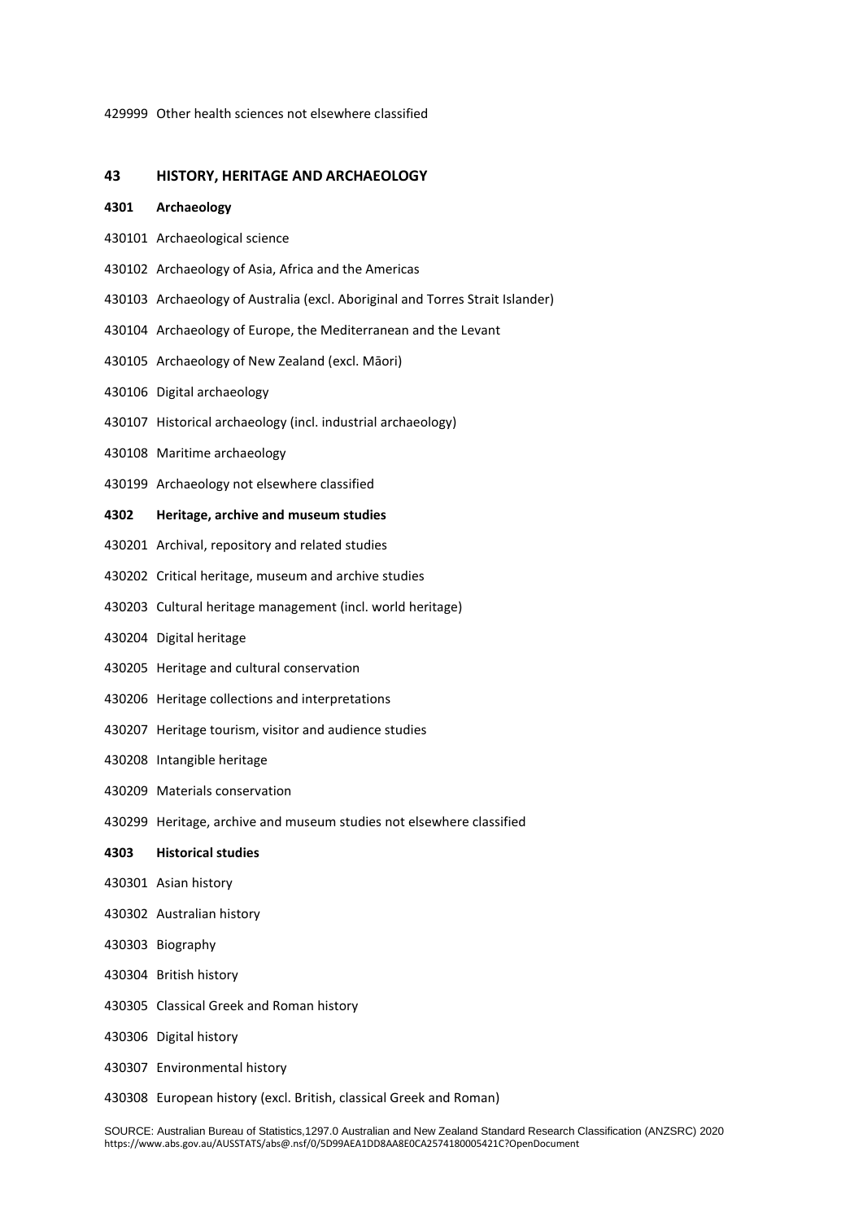429999 Other health sciences not elsewhere classified

## 43 HISTORY, HERITAGE AND ARCHAEOLOGY

### 4301 Archaeology

430101 Archaeological science

430102 Archaeology of Asia, Africa and the Americas

430103 Archaeology of Australia (excl. Aboriginal and Torres Strait Islander)

430104 Archaeology of Europe, the Mediterranean and the Levant

430105 Archaeology of New Zealand (excl. Māori)

430106 Digital archaeology

430107 Historical archaeology (incl. industrial archaeology)

430108 Maritime archaeology

430199 Archaeology not elsewhere classified

### 4302 Heritage, archive and museum studies

430201 Archival, repository and related studies

430202 Critical heritage, museum and archive studies

430203 Cultural heritage management (incl. world heritage)

430204 Digital heritage

430205 Heritage and cultural conservation

430206 Heritage collections and interpretations

430207 Heritage tourism, visitor and audience studies

430208 Intangible heritage

430209 Materials conservation

430299 Heritage, archive and museum studies not elsewhere classified

### 4303 Historical studies

430301 Asian history

430302 Australian history

430303 Biography

430304 British history

430305 Classical Greek and Roman history

430306 Digital history

430307 Environmental history

430308 European history (excl. British, classical Greek and Roman)

SOURCE: Australian Bureau of Statistics,1297.0 Australian and New Zealand Standard Research Classification (ANZSRC) 2020
https://www.abs.gov.au/AUSSTATS/abs@.nsf/0/5D99AEA1DD8AA8E0CA2574180005421C?OpenDocument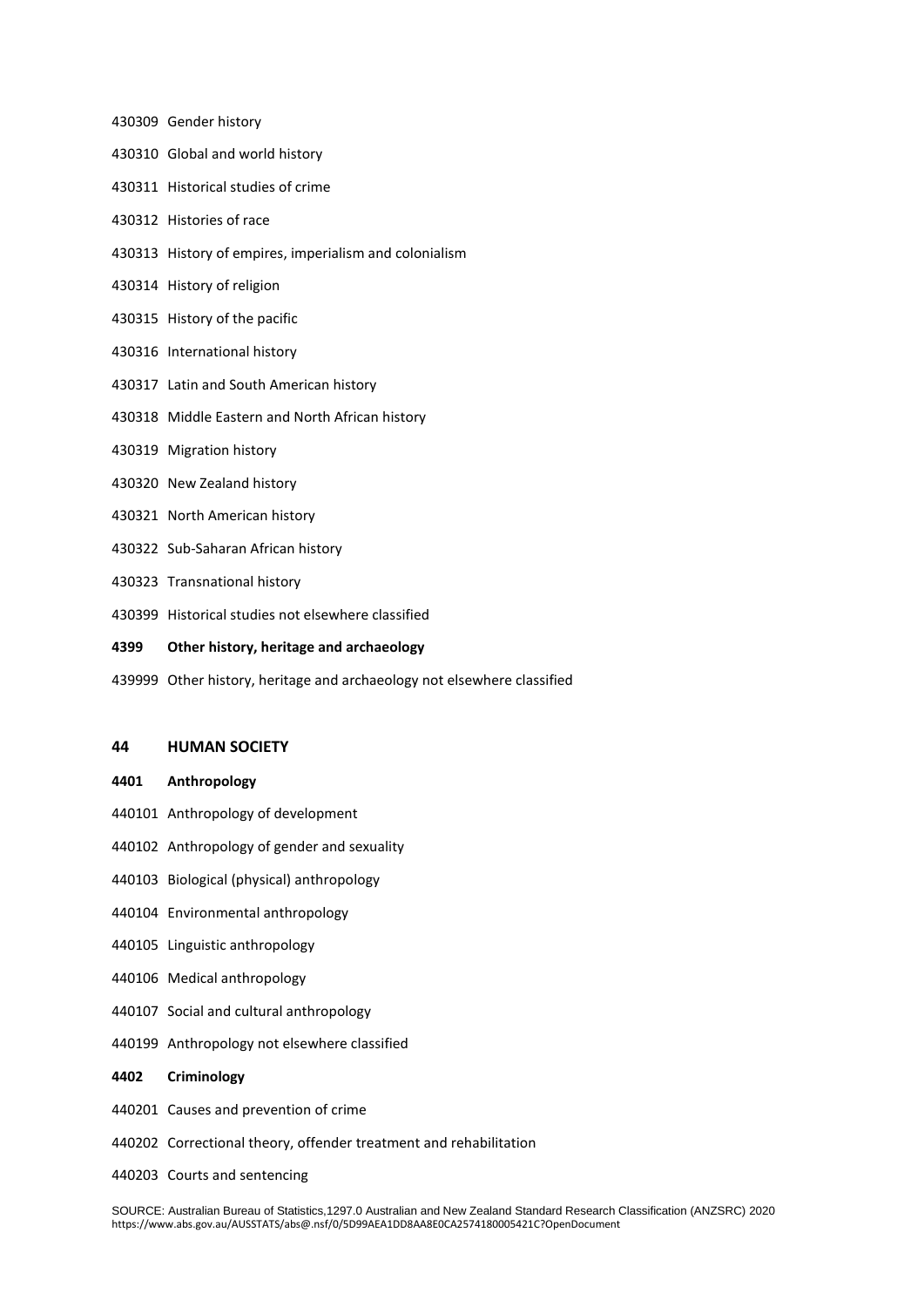430309 Gender history

430310 Global and world history

430311 Historical studies of crime

430312 Histories of race

430313 History of empires, imperialism and colonialism

430314 History of religion

430315 History of the pacific

430316 International history

430317 Latin and South American history

430318 Middle Eastern and North African history

430319 Migration history

430320 New Zealand history

430321 North American history

430322 Sub-Saharan African history

430323 Transnational history

430399 Historical studies not elsewhere classified

**4399 Other history, heritage and archaeology**

439999 Other history, heritage and archaeology not elsewhere classified

## 44 HUMAN SOCIETY

**4401 Anthropology**

440101 Anthropology of development

440102 Anthropology of gender and sexuality

440103 Biological (physical) anthropology

440104 Environmental anthropology

440105 Linguistic anthropology

440106 Medical anthropology

440107 Social and cultural anthropology

440199 Anthropology not elsewhere classified

**4402 Criminology**

440201 Causes and prevention of crime

440202 Correctional theory, offender treatment and rehabilitation

440203 Courts and sentencing

SOURCE: Australian Bureau of Statistics,1297.0 Australian and New Zealand Standard Research Classification (ANZSRC) 2020
https://www.abs.gov.au/AUSSTATS/abs@.nsf/0/5D99AEA1DD8AA8E0CA2574180005421C?OpenDocument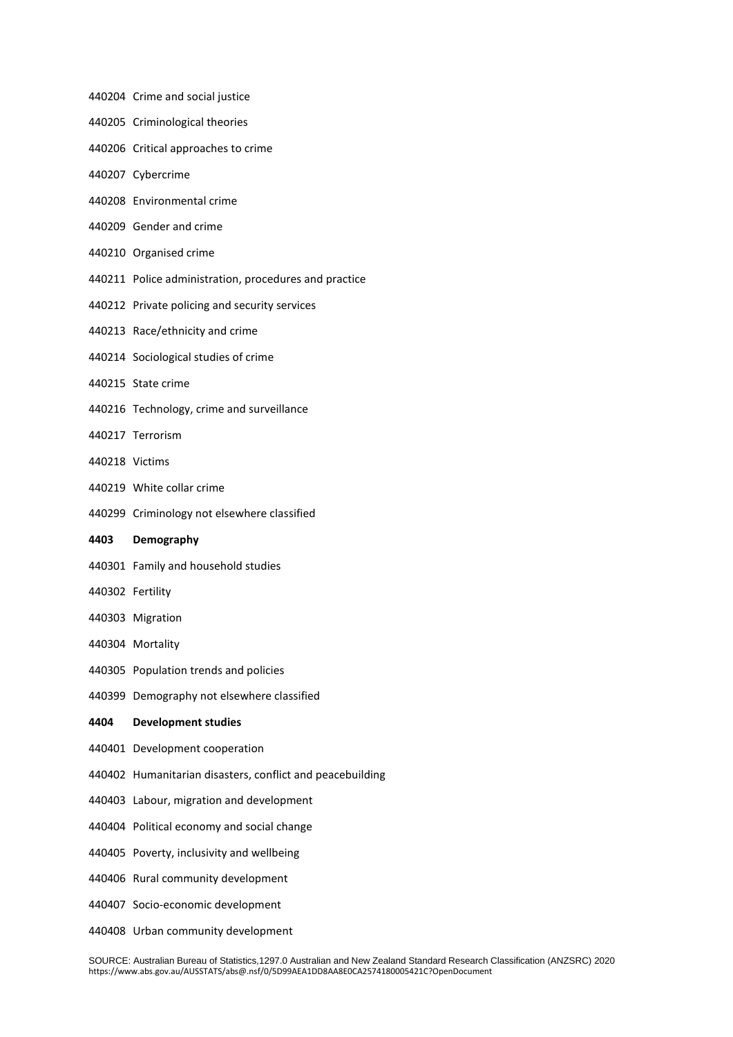440204 Crime and social justice

440205 Criminological theories

440206 Critical approaches to crime

440207 Cybercrime

440208 Environmental crime

440209 Gender and crime

440210 Organised crime

440211 Police administration, procedures and practice

440212 Private policing and security services

440213 Race/ethnicity and crime

440214 Sociological studies of crime

440215 State crime

440216 Technology, crime and surveillance

440217 Terrorism

440218 Victims

440219 White collar crime

440299 Criminology not elsewhere classified

**4403 Demography**

440301 Family and household studies

440302 Fertility

440303 Migration

440304 Mortality

440305 Population trends and policies

440399 Demography not elsewhere classified

**4404 Development studies**

440401 Development cooperation

440402 Humanitarian disasters, conflict and peacebuilding

440403 Labour, migration and development

440404 Political economy and social change

440405 Poverty, inclusivity and wellbeing

440406 Rural community development

440407 Socio-economic development

440408 Urban community development

SOURCE: Australian Bureau of Statistics,1297.0 Australian and New Zealand Standard Research Classification (ANZSRC) 2020
https://www.abs.gov.au/AUSSTATS/abs@.nsf/0/5D99AEA1DD8AA8E0CA2574180005421C?OpenDocument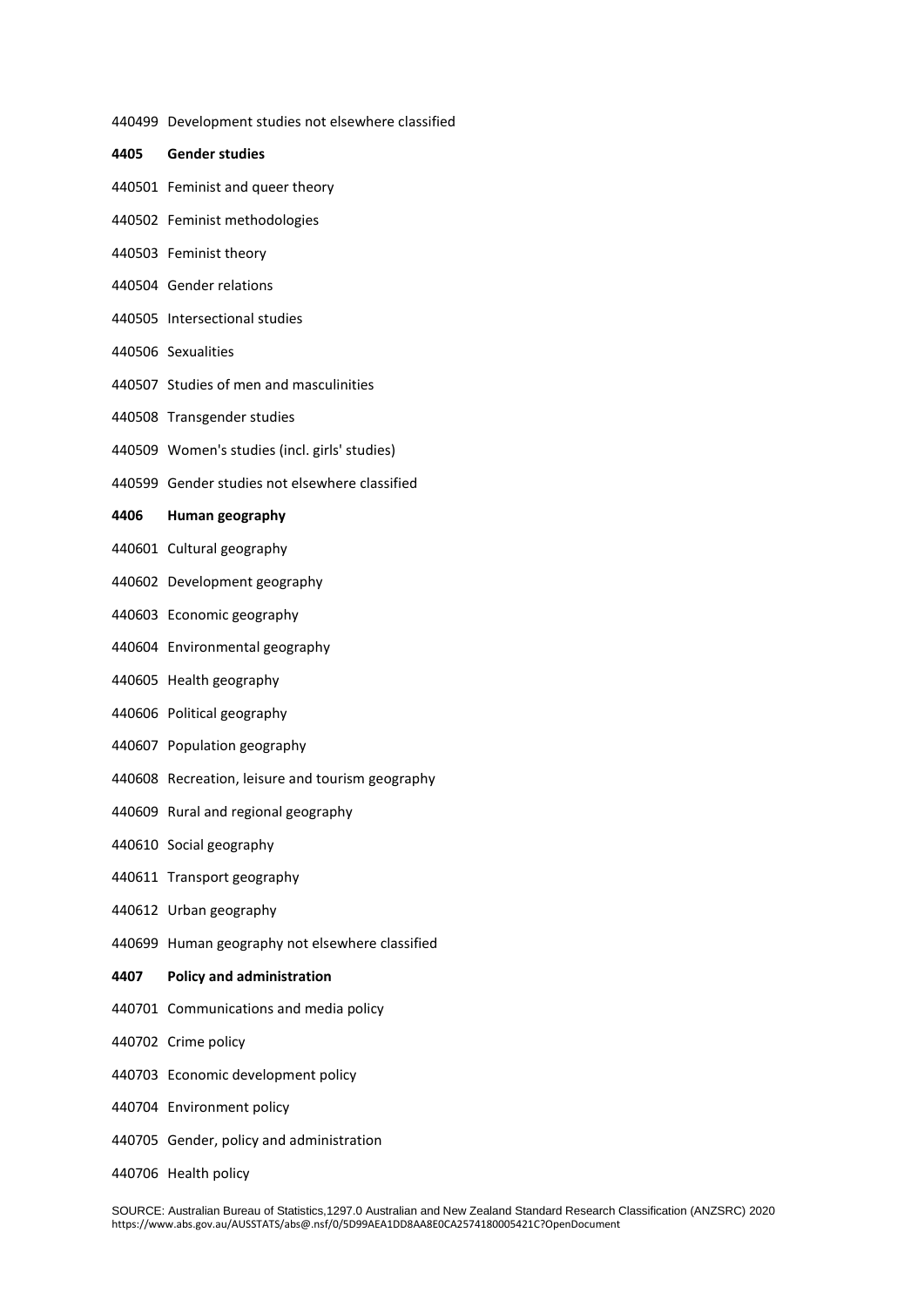440499 Development studies not elsewhere classified

**4405 Gender studies**

440501 Feminist and queer theory

440502 Feminist methodologies

440503 Feminist theory

440504 Gender relations

440505 Intersectional studies

440506 Sexualities

440507 Studies of men and masculinities

440508 Transgender studies

440509 Women's studies (incl. girls' studies)

440599 Gender studies not elsewhere classified

**4406 Human geography**

440601 Cultural geography

440602 Development geography

440603 Economic geography

440604 Environmental geography

440605 Health geography

440606 Political geography

440607 Population geography

440608 Recreation, leisure and tourism geography

440609 Rural and regional geography

440610 Social geography

440611 Transport geography

440612 Urban geography

440699 Human geography not elsewhere classified

**4407 Policy and administration**

440701 Communications and media policy

440702 Crime policy

440703 Economic development policy

440704 Environment policy

440705 Gender, policy and administration

440706 Health policy

SOURCE: Australian Bureau of Statistics,1297.0 Australian and New Zealand Standard Research Classification (ANZSRC) 2020
https://www.abs.gov.au/AUSSTATS/abs@.nsf/0/5D99AEA1DD8AA8E0CA2574180005421C?OpenDocument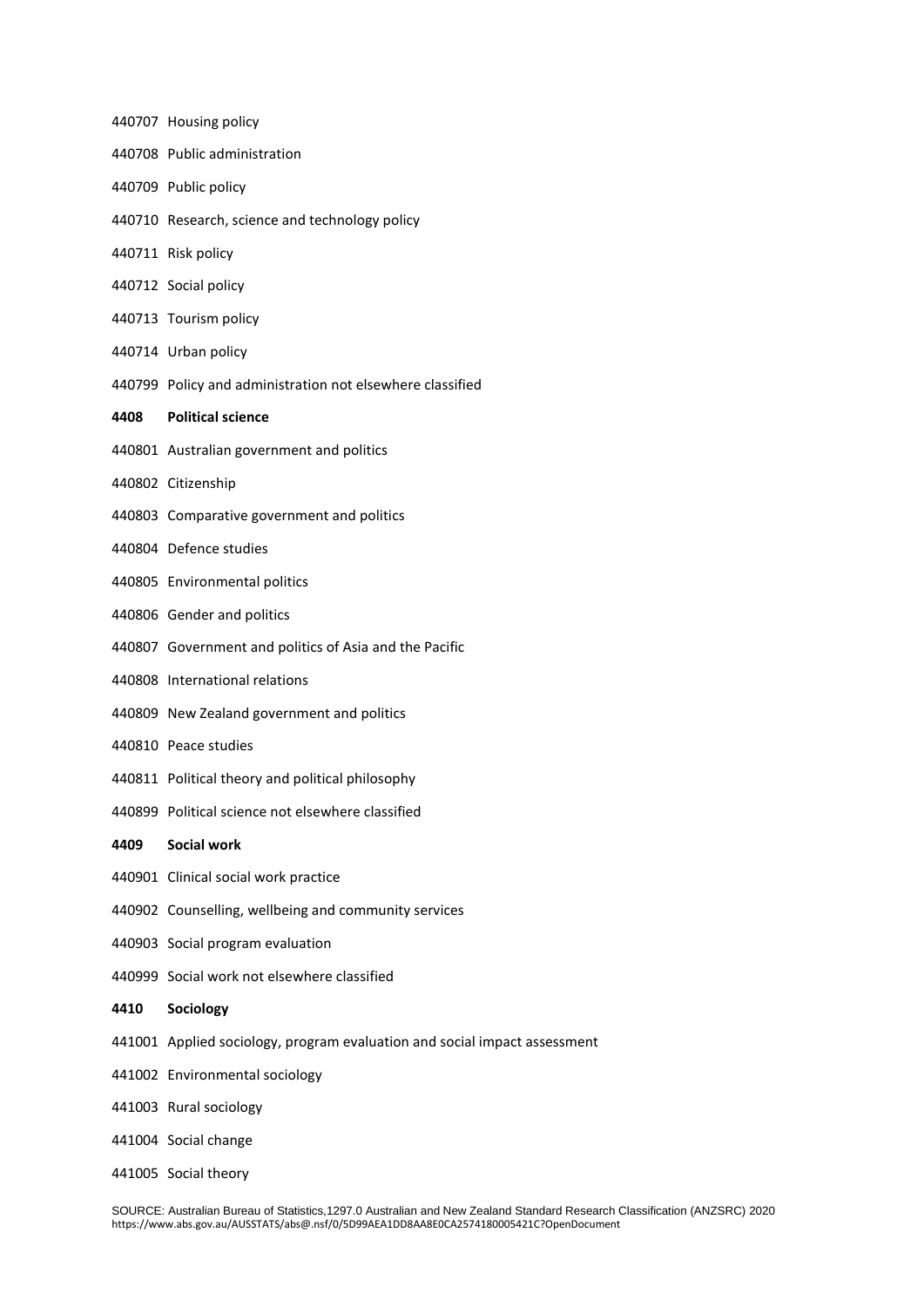440707 Housing policy

440708 Public administration

440709 Public policy

440710 Research, science and technology policy

440711 Risk policy

440712 Social policy

440713 Tourism policy

440714 Urban policy

440799 Policy and administration not elsewhere classified

**4408 Political science**

440801 Australian government and politics

440802 Citizenship

440803 Comparative government and politics

440804 Defence studies

440805 Environmental politics

440806 Gender and politics

440807 Government and politics of Asia and the Pacific

440808 International relations

440809 New Zealand government and politics

440810 Peace studies

440811 Political theory and political philosophy

440899 Political science not elsewhere classified

**4409 Social work**

440901 Clinical social work practice

440902 Counselling, wellbeing and community services

440903 Social program evaluation

440999 Social work not elsewhere classified

**4410 Sociology**

441001 Applied sociology, program evaluation and social impact assessment

441002 Environmental sociology

441003 Rural sociology

441004 Social change

441005 Social theory

SOURCE: Australian Bureau of Statistics,1297.0 Australian and New Zealand Standard Research Classification (ANZSRC) 2020
https://www.abs.gov.au/AUSSTATS/abs@.nsf/0/5D99AEA1DD8AA8E0CA2574180005421C?OpenDocument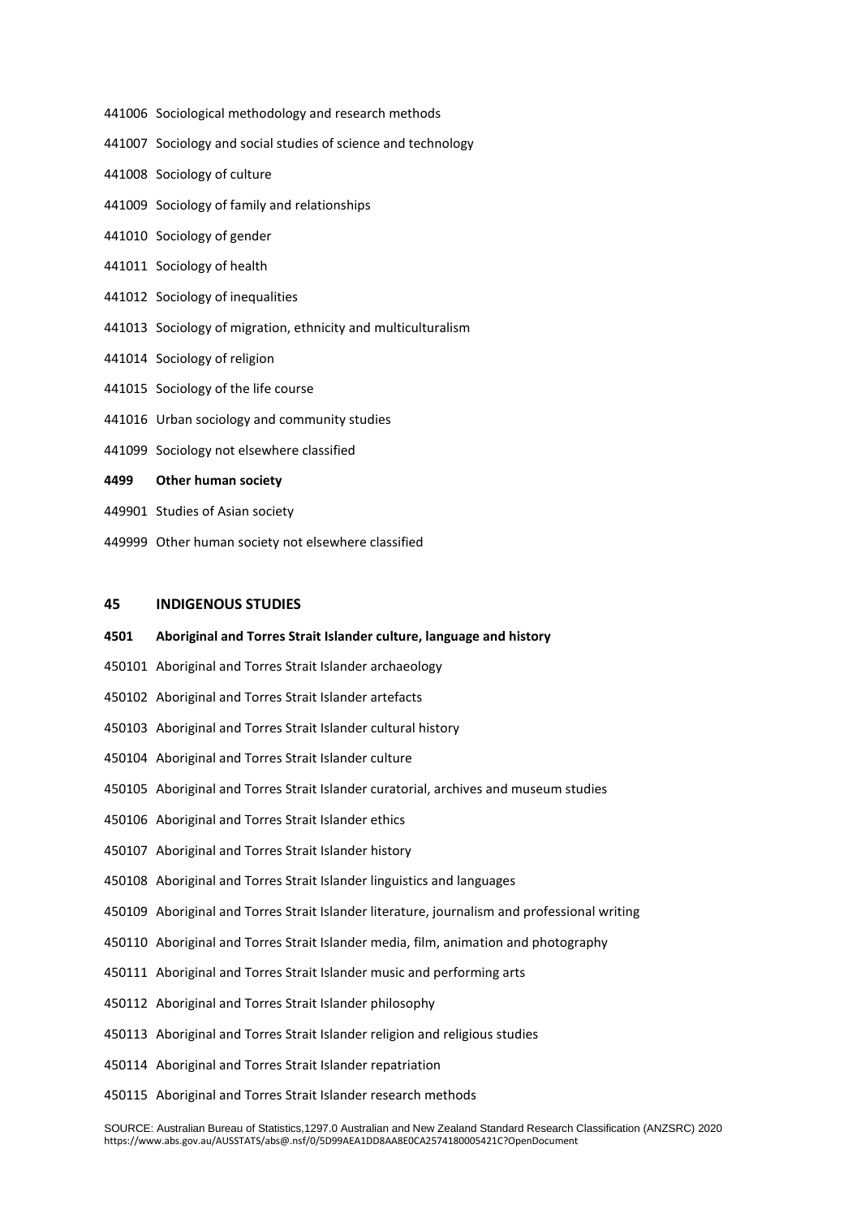441006 Sociological methodology and research methods

441007 Sociology and social studies of science and technology

441008 Sociology of culture

441009 Sociology of family and relationships

441010 Sociology of gender

441011 Sociology of health

441012 Sociology of inequalities

441013 Sociology of migration, ethnicity and multiculturalism

441014 Sociology of religion

441015 Sociology of the life course

441016 Urban sociology and community studies

441099 Sociology not elsewhere classified

**4499 Other human society**

449901 Studies of Asian society

449999 Other human society not elsewhere classified

## 45 INDIGENOUS STUDIES

**4501 Aboriginal and Torres Strait Islander culture, language and history**

450101 Aboriginal and Torres Strait Islander archaeology

450102 Aboriginal and Torres Strait Islander artefacts

450103 Aboriginal and Torres Strait Islander cultural history

450104 Aboriginal and Torres Strait Islander culture

450105 Aboriginal and Torres Strait Islander curatorial, archives and museum studies

450106 Aboriginal and Torres Strait Islander ethics

450107 Aboriginal and Torres Strait Islander history

450108 Aboriginal and Torres Strait Islander linguistics and languages

450109 Aboriginal and Torres Strait Islander literature, journalism and professional writing

450110 Aboriginal and Torres Strait Islander media, film, animation and photography

450111 Aboriginal and Torres Strait Islander music and performing arts

450112 Aboriginal and Torres Strait Islander philosophy

450113 Aboriginal and Torres Strait Islander religion and religious studies

450114 Aboriginal and Torres Strait Islander repatriation

450115 Aboriginal and Torres Strait Islander research methods

SOURCE: Australian Bureau of Statistics,1297.0 Australian and New Zealand Standard Research Classification (ANZSRC) 2020
https://www.abs.gov.au/AUSSTATS/abs@.nsf/0/5D99AEA1DD8AA8E0CA2574180005421C?OpenDocument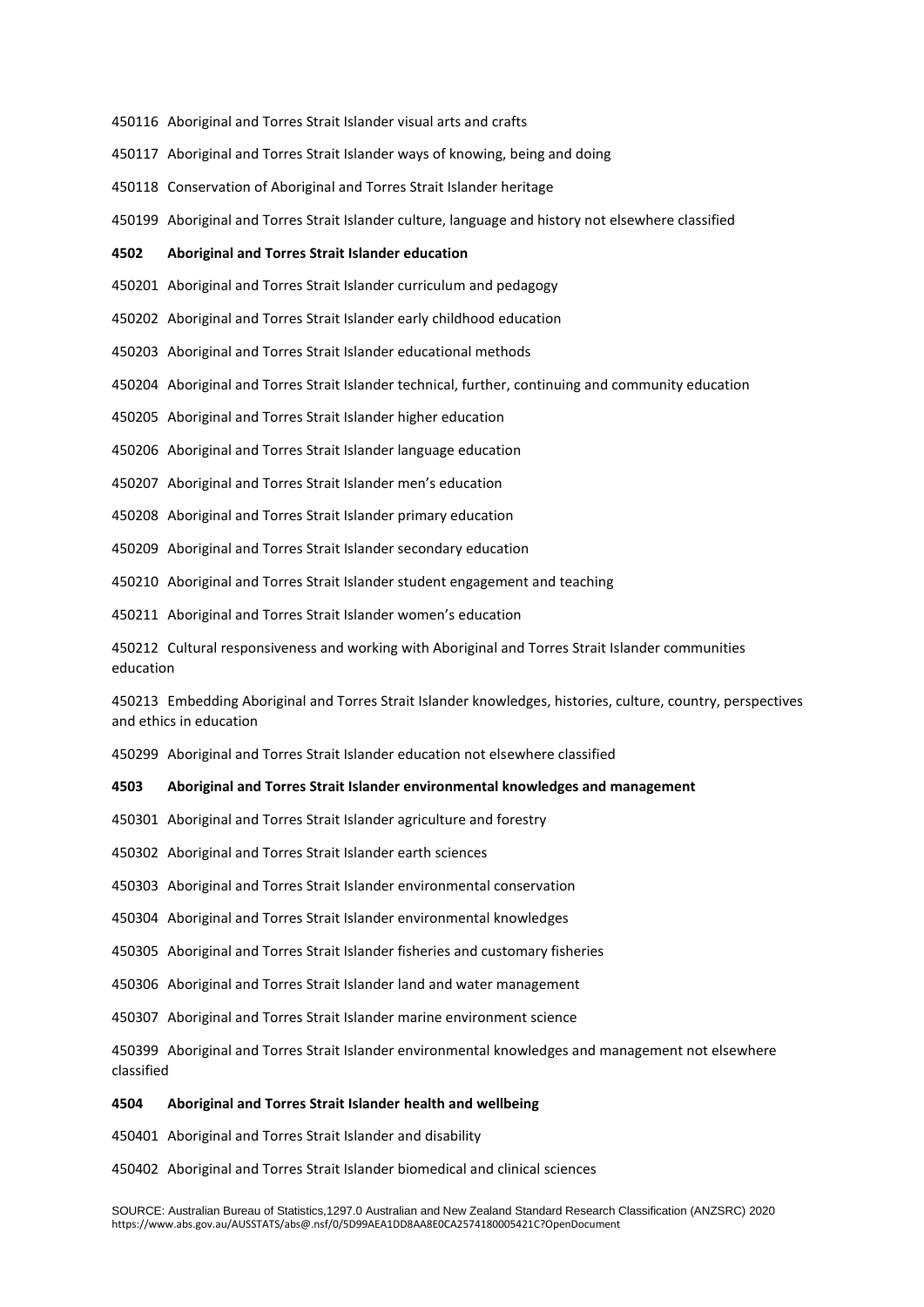450116 Aboriginal and Torres Strait Islander visual arts and crafts

450117 Aboriginal and Torres Strait Islander ways of knowing, being and doing

450118 Conservation of Aboriginal and Torres Strait Islander heritage

450199 Aboriginal and Torres Strait Islander culture, language and history not elsewhere classified

**4502 Aboriginal and Torres Strait Islander education**

450201 Aboriginal and Torres Strait Islander curriculum and pedagogy

450202 Aboriginal and Torres Strait Islander early childhood education

450203 Aboriginal and Torres Strait Islander educational methods

450204 Aboriginal and Torres Strait Islander technical, further, continuing and community education

450205 Aboriginal and Torres Strait Islander higher education

450206 Aboriginal and Torres Strait Islander language education

450207 Aboriginal and Torres Strait Islander men's education

450208 Aboriginal and Torres Strait Islander primary education

450209 Aboriginal and Torres Strait Islander secondary education

450210 Aboriginal and Torres Strait Islander student engagement and teaching

450211 Aboriginal and Torres Strait Islander women's education

450212 Cultural responsiveness and working with Aboriginal and Torres Strait Islander communities education

450213 Embedding Aboriginal and Torres Strait Islander knowledges, histories, culture, country, perspectives and ethics in education

450299 Aboriginal and Torres Strait Islander education not elsewhere classified

**4503 Aboriginal and Torres Strait Islander environmental knowledges and management**

450301 Aboriginal and Torres Strait Islander agriculture and forestry

450302 Aboriginal and Torres Strait Islander earth sciences

450303 Aboriginal and Torres Strait Islander environmental conservation

450304 Aboriginal and Torres Strait Islander environmental knowledges

450305 Aboriginal and Torres Strait Islander fisheries and customary fisheries

450306 Aboriginal and Torres Strait Islander land and water management

450307 Aboriginal and Torres Strait Islander marine environment science

450399 Aboriginal and Torres Strait Islander environmental knowledges and management not elsewhere classified

**4504 Aboriginal and Torres Strait Islander health and wellbeing**

450401 Aboriginal and Torres Strait Islander and disability

450402 Aboriginal and Torres Strait Islander biomedical and clinical sciences

SOURCE: Australian Bureau of Statistics,1297.0 Australian and New Zealand Standard Research Classification (ANZSRC) 2020 https://www.abs.gov.au/AUSSTATS/abs@.nsf/0/5D99AEA1DD8AA8E0CA2574180005421C?OpenDocument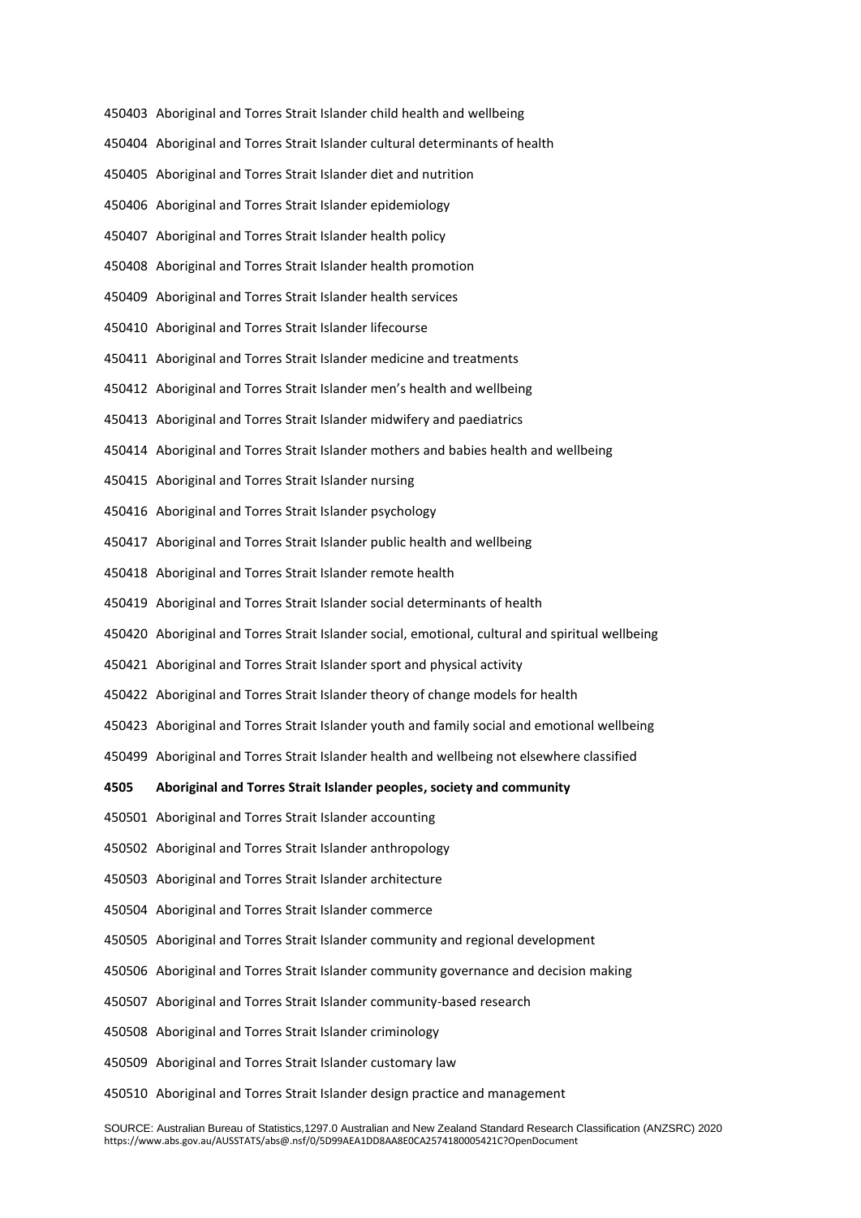450403 Aboriginal and Torres Strait Islander child health and wellbeing

450404 Aboriginal and Torres Strait Islander cultural determinants of health

450405 Aboriginal and Torres Strait Islander diet and nutrition

450406 Aboriginal and Torres Strait Islander epidemiology

450407 Aboriginal and Torres Strait Islander health policy

450408 Aboriginal and Torres Strait Islander health promotion

450409 Aboriginal and Torres Strait Islander health services

450410 Aboriginal and Torres Strait Islander lifecourse

450411 Aboriginal and Torres Strait Islander medicine and treatments

450412 Aboriginal and Torres Strait Islander men's health and wellbeing

450413 Aboriginal and Torres Strait Islander midwifery and paediatrics

450414 Aboriginal and Torres Strait Islander mothers and babies health and wellbeing

450415 Aboriginal and Torres Strait Islander nursing

450416 Aboriginal and Torres Strait Islander psychology

450417 Aboriginal and Torres Strait Islander public health and wellbeing

450418 Aboriginal and Torres Strait Islander remote health

450419 Aboriginal and Torres Strait Islander social determinants of health

450420 Aboriginal and Torres Strait Islander social, emotional, cultural and spiritual wellbeing

450421 Aboriginal and Torres Strait Islander sport and physical activity

450422 Aboriginal and Torres Strait Islander theory of change models for health

450423 Aboriginal and Torres Strait Islander youth and family social and emotional wellbeing

450499 Aboriginal and Torres Strait Islander health and wellbeing not elsewhere classified

**4505 Aboriginal and Torres Strait Islander peoples, society and community**

450501 Aboriginal and Torres Strait Islander accounting

450502 Aboriginal and Torres Strait Islander anthropology

450503 Aboriginal and Torres Strait Islander architecture

450504 Aboriginal and Torres Strait Islander commerce

450505 Aboriginal and Torres Strait Islander community and regional development

450506 Aboriginal and Torres Strait Islander community governance and decision making

450507 Aboriginal and Torres Strait Islander community-based research

450508 Aboriginal and Torres Strait Islander criminology

450509 Aboriginal and Torres Strait Islander customary law

450510 Aboriginal and Torres Strait Islander design practice and management

SOURCE: Australian Bureau of Statistics,1297.0 Australian and New Zealand Standard Research Classification (ANZSRC) 2020
https://www.abs.gov.au/AUSSTATS/abs@.nsf/0/5D99AEA1DD8AA8E0CA2574180005421C?OpenDocument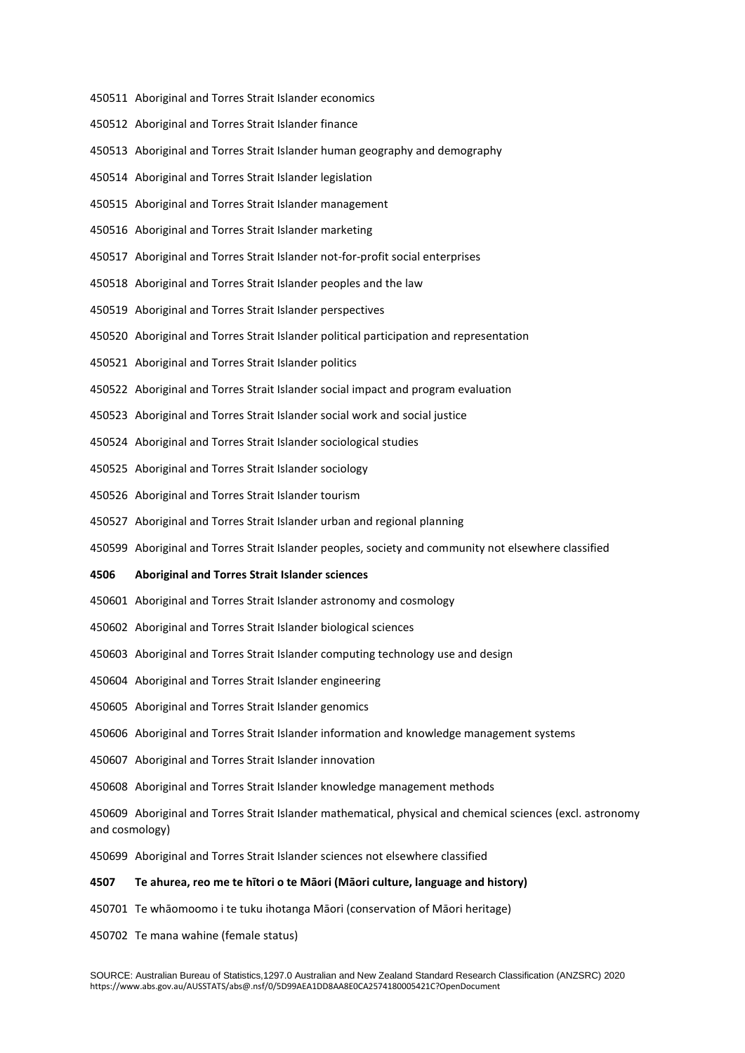450511 Aboriginal and Torres Strait Islander economics

450512 Aboriginal and Torres Strait Islander finance

450513 Aboriginal and Torres Strait Islander human geography and demography

450514 Aboriginal and Torres Strait Islander legislation

450515 Aboriginal and Torres Strait Islander management

450516 Aboriginal and Torres Strait Islander marketing

450517 Aboriginal and Torres Strait Islander not-for-profit social enterprises

450518 Aboriginal and Torres Strait Islander peoples and the law

450519 Aboriginal and Torres Strait Islander perspectives

450520 Aboriginal and Torres Strait Islander political participation and representation

450521 Aboriginal and Torres Strait Islander politics

450522 Aboriginal and Torres Strait Islander social impact and program evaluation

450523 Aboriginal and Torres Strait Islander social work and social justice

450524 Aboriginal and Torres Strait Islander sociological studies

450525 Aboriginal and Torres Strait Islander sociology

450526 Aboriginal and Torres Strait Islander tourism

450527 Aboriginal and Torres Strait Islander urban and regional planning

450599 Aboriginal and Torres Strait Islander peoples, society and community not elsewhere classified

**4506 Aboriginal and Torres Strait Islander sciences**

450601 Aboriginal and Torres Strait Islander astronomy and cosmology

450602 Aboriginal and Torres Strait Islander biological sciences

450603 Aboriginal and Torres Strait Islander computing technology use and design

450604 Aboriginal and Torres Strait Islander engineering

450605 Aboriginal and Torres Strait Islander genomics

450606 Aboriginal and Torres Strait Islander information and knowledge management systems

450607 Aboriginal and Torres Strait Islander innovation

450608 Aboriginal and Torres Strait Islander knowledge management methods

450609 Aboriginal and Torres Strait Islander mathematical, physical and chemical sciences (excl. astronomy and cosmology)

450699 Aboriginal and Torres Strait Islander sciences not elsewhere classified

**4507 Te ahurea, reo me te hītori o te Māori (Māori culture, language and history)**

450701 Te whāomoomo i te tuku ihotanga Māori (conservation of Māori heritage)

450702 Te mana wahine (female status)

SOURCE: Australian Bureau of Statistics,1297.0 Australian and New Zealand Standard Research Classification (ANZSRC) 2020
https://www.abs.gov.au/AUSSTATS/abs@.nsf/0/5D99AEA1DD8AA8E0CA2574180005421C?OpenDocument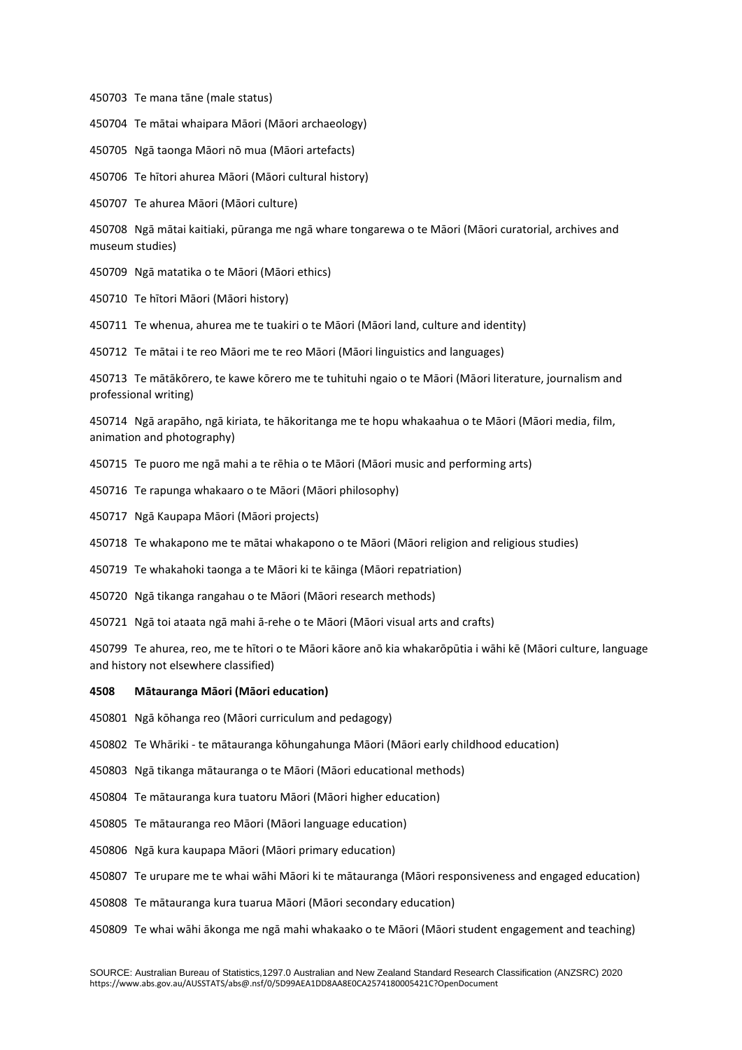450703 Te mana tāne (male status)

450704 Te mātai whaipara Māori (Māori archaeology)

450705 Ngā taonga Māori nō mua (Māori artefacts)

450706 Te hītori ahurea Māori (Māori cultural history)

450707 Te ahurea Māori (Māori culture)

450708 Ngā mātai kaitiaki, pūranga me ngā whare tongarewa o te Māori (Māori curatorial, archives and museum studies)

450709 Ngā matatika o te Māori (Māori ethics)

450710 Te hītori Māori (Māori history)

450711 Te whenua, ahurea me te tuakiri o te Māori (Māori land, culture and identity)

450712 Te mātai i te reo Māori me te reo Māori (Māori linguistics and languages)

450713 Te mātākōrero, te kawe kōrero me te tuhituhi ngaio o te Māori (Māori literature, journalism and professional writing)

450714 Ngā arapāho, ngā kiriata, te hākoritanga me te hopu whakaahua o te Māori (Māori media, film, animation and photography)

450715 Te puoro me ngā mahi a te rēhia o te Māori (Māori music and performing arts)

450716 Te rapunga whakaaro o te Māori (Māori philosophy)

450717 Ngā Kaupapa Māori (Māori projects)

450718 Te whakapono me te mātai whakapono o te Māori (Māori religion and religious studies)

450719 Te whakahoki taonga a te Māori ki te kāinga (Māori repatriation)

450720 Ngā tikanga rangahau o te Māori (Māori research methods)

450721 Ngā toi ataata ngā mahi ā-rehe o te Māori (Māori visual arts and crafts)

450799 Te ahurea, reo, me te hītori o te Māori kāore anō kia whakarōpūtia i wāhi kē (Māori culture, language and history not elsewhere classified)

**4508 Mātauranga Māori (Māori education)**

450801 Ngā kōhanga reo (Māori curriculum and pedagogy)

450802 Te Whāriki - te mātauranga kōhungahunga Māori (Māori early childhood education)

450803 Ngā tikanga mātauranga o te Māori (Māori educational methods)

450804 Te mātauranga kura tuatoru Māori (Māori higher education)

450805 Te mātauranga reo Māori (Māori language education)

450806 Ngā kura kaupapa Māori (Māori primary education)

450807 Te urupare me te whai wāhi Māori ki te mātauranga (Māori responsiveness and engaged education)

450808 Te mātauranga kura tuarua Māori (Māori secondary education)

450809 Te whai wāhi ākonga me ngā mahi whakaako o te Māori (Māori student engagement and teaching)

SOURCE: Australian Bureau of Statistics,1297.0 Australian and New Zealand Standard Research Classification (ANZSRC) 2020 https://www.abs.gov.au/AUSSTATS/abs@.nsf/0/5D99AEA1DD8AA8E0CA2574180005421C?OpenDocument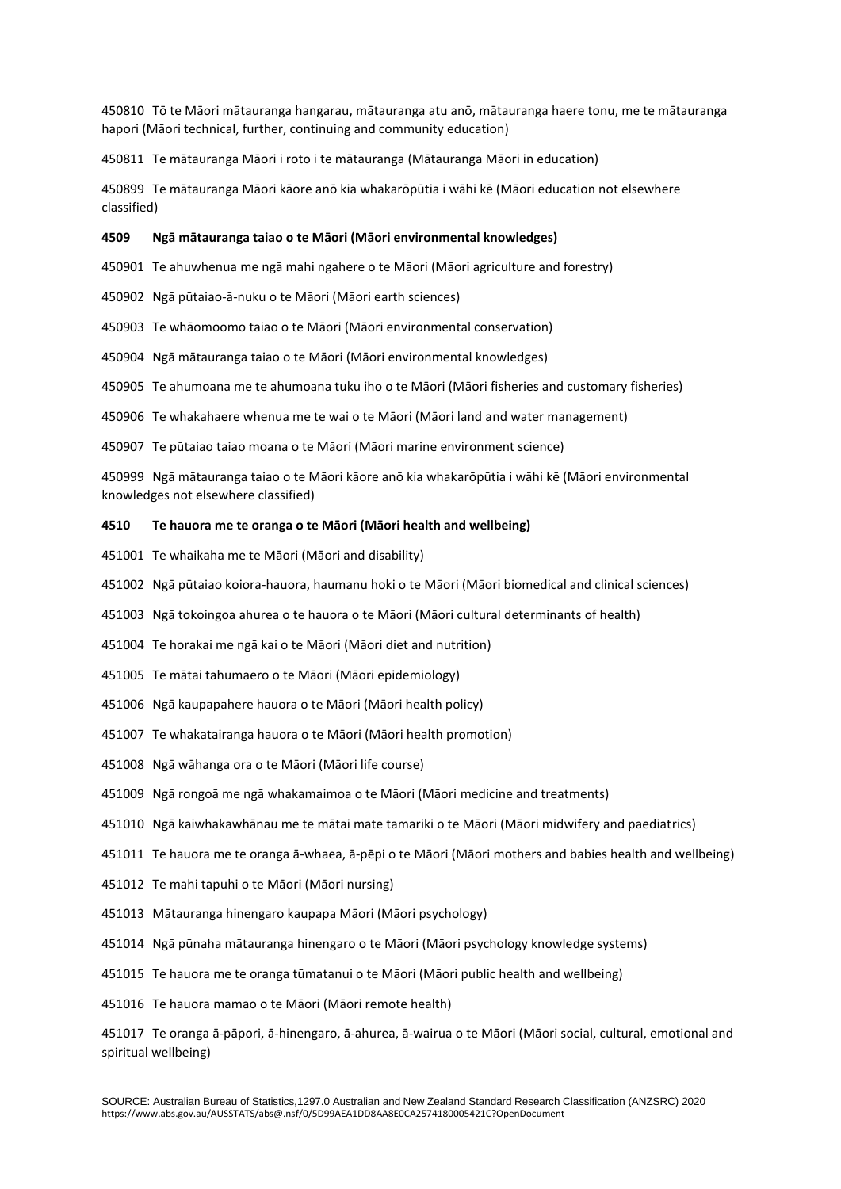450810 Tō te Māori mātauranga hangarau, mātauranga atu anō, mātauranga haere tonu, me te mātauranga hapori (Māori technical, further, continuing and community education)

450811 Te mātauranga Māori i roto i te mātauranga (Mātauranga Māori in education)

450899 Te mātauranga Māori kāore anō kia whakarōpūtia i wāhi kē (Māori education not elsewhere classified)

**4509 Ngā mātauranga taiao o te Māori (Māori environmental knowledges)**

450901 Te ahuwhenua me ngā mahi ngahere o te Māori (Māori agriculture and forestry)

450902 Ngā pūtaiao-ā-nuku o te Māori (Māori earth sciences)

450903 Te whāomoomo taiao o te Māori (Māori environmental conservation)

450904 Ngā mātauranga taiao o te Māori (Māori environmental knowledges)

450905 Te ahumoana me te ahumoana tuku iho o te Māori (Māori fisheries and customary fisheries)

450906 Te whakahaere whenua me te wai o te Māori (Māori land and water management)

450907 Te pūtaiao taiao moana o te Māori (Māori marine environment science)

450999 Ngā mātauranga taiao o te Māori kāore anō kia whakarōpūtia i wāhi kē (Māori environmental knowledges not elsewhere classified)

**4510 Te hauora me te oranga o te Māori (Māori health and wellbeing)**

451001 Te whaikaha me te Māori (Māori and disability)

451002 Ngā pūtaiao koiora-hauora, haumanu hoki o te Māori (Māori biomedical and clinical sciences)

451003 Ngā tokoingoa ahurea o te hauora o te Māori (Māori cultural determinants of health)

451004 Te horakai me ngā kai o te Māori (Māori diet and nutrition)

451005 Te mātai tahumaero o te Māori (Māori epidemiology)

451006 Ngā kaupapahere hauora o te Māori (Māori health policy)

451007 Te whakatairanga hauora o te Māori (Māori health promotion)

451008 Ngā wāhanga ora o te Māori (Māori life course)

451009 Ngā rongoā me ngā whakamaimoa o te Māori (Māori medicine and treatments)

451010 Ngā kaiwhakawhānau me te mātai mate tamariki o te Māori (Māori midwifery and paediatrics)

451011 Te hauora me te oranga ā-whaea, ā-pēpi o te Māori (Māori mothers and babies health and wellbeing)

451012 Te mahi tapuhi o te Māori (Māori nursing)

451013 Mātauranga hinengaro kaupapa Māori (Māori psychology)

451014 Ngā pūnaha mātauranga hinengaro o te Māori (Māori psychology knowledge systems)

451015 Te hauora me te oranga tūmatanui o te Māori (Māori public health and wellbeing)

451016 Te hauora mamao o te Māori (Māori remote health)

451017 Te oranga ā-pāpori, ā-hinengaro, ā-ahurea, ā-wairua o te Māori (Māori social, cultural, emotional and spiritual wellbeing)

SOURCE: Australian Bureau of Statistics,1297.0 Australian and New Zealand Standard Research Classification (ANZSRC) 2020 https://www.abs.gov.au/AUSSTATS/abs@.nsf/0/5D99AEA1DD8AA8E0CA2574180005421C?OpenDocument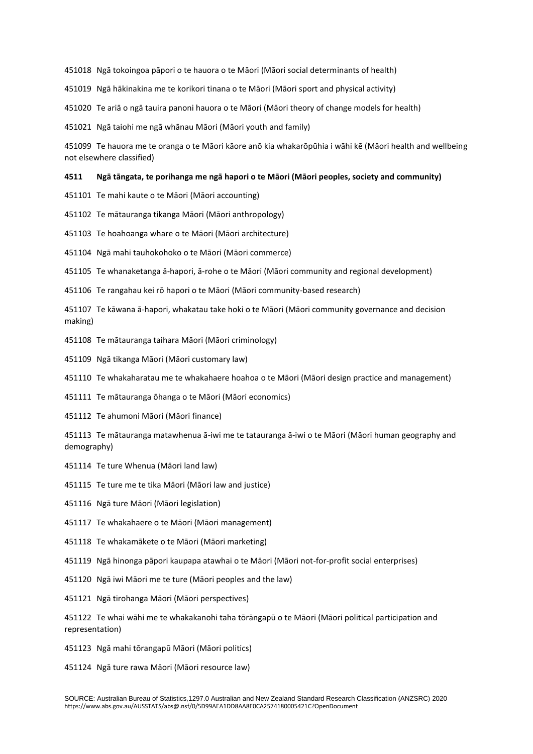451018 Ngā tokoingoa pāpori o te hauora o te Māori (Māori social determinants of health)

451019 Ngā hākinakina me te korikori tinana o te Māori (Māori sport and physical activity)

451020 Te ariā o ngā tauira panoni hauora o te Māori (Māori theory of change models for health)

451021 Ngā taiohi me ngā whānau Māori (Māori youth and family)

451099 Te hauora me te oranga o te Māori kāore anō kia whakarōpūhia i wāhi kē (Māori health and wellbeing not elsewhere classified)

**4511 Ngā tāngata, te porihanga me ngā hapori o te Māori (Māori peoples, society and community)**

451101 Te mahi kaute o te Māori (Māori accounting)

451102 Te mātauranga tikanga Māori (Māori anthropology)

451103 Te hoahoanga whare o te Māori (Māori architecture)

451104 Ngā mahi tauhokohoko o te Māori (Māori commerce)

451105 Te whanaketanga ā-hapori, ā-rohe o te Māori (Māori community and regional development)

451106 Te rangahau kei rō hapori o te Māori (Māori community-based research)

451107 Te kāwana ā-hapori, whakatau take hoki o te Māori (Māori community governance and decision making)

451108 Te mātauranga taihara Māori (Māori criminology)

451109 Ngā tikanga Māori (Māori customary law)

451110 Te whakaharatau me te whakahaere hoahoa o te Māori (Māori design practice and management)

451111 Te mātauranga ōhanga o te Māori (Māori economics)

451112 Te ahumoni Māori (Māori finance)

451113 Te mātauranga matawhenua ā-iwi me te tatauranga ā-iwi o te Māori (Māori human geography and demography)

451114 Te ture Whenua (Māori land law)

451115 Te ture me te tika Māori (Māori law and justice)

451116 Ngā ture Māori (Māori legislation)

451117 Te whakahaere o te Māori (Māori management)

451118 Te whakamākete o te Māori (Māori marketing)

451119 Ngā hinonga pāpori kaupapa atawhai o te Māori (Māori not-for-profit social enterprises)

451120 Ngā iwi Māori me te ture (Māori peoples and the law)

451121 Ngā tirohanga Māori (Māori perspectives)

451122 Te whai wāhi me te whakakanohi taha tōrāngapū o te Māori (Māori political participation and representation)

451123 Ngā mahi tōrangapū Māori (Māori politics)

451124 Ngā ture rawa Māori (Māori resource law)

SOURCE: Australian Bureau of Statistics,1297.0 Australian and New Zealand Standard Research Classification (ANZSRC) 2020
https://www.abs.gov.au/AUSSTATS/abs@.nsf/0/5D99AEA1DD8AA8E0CA2574180005421C?OpenDocument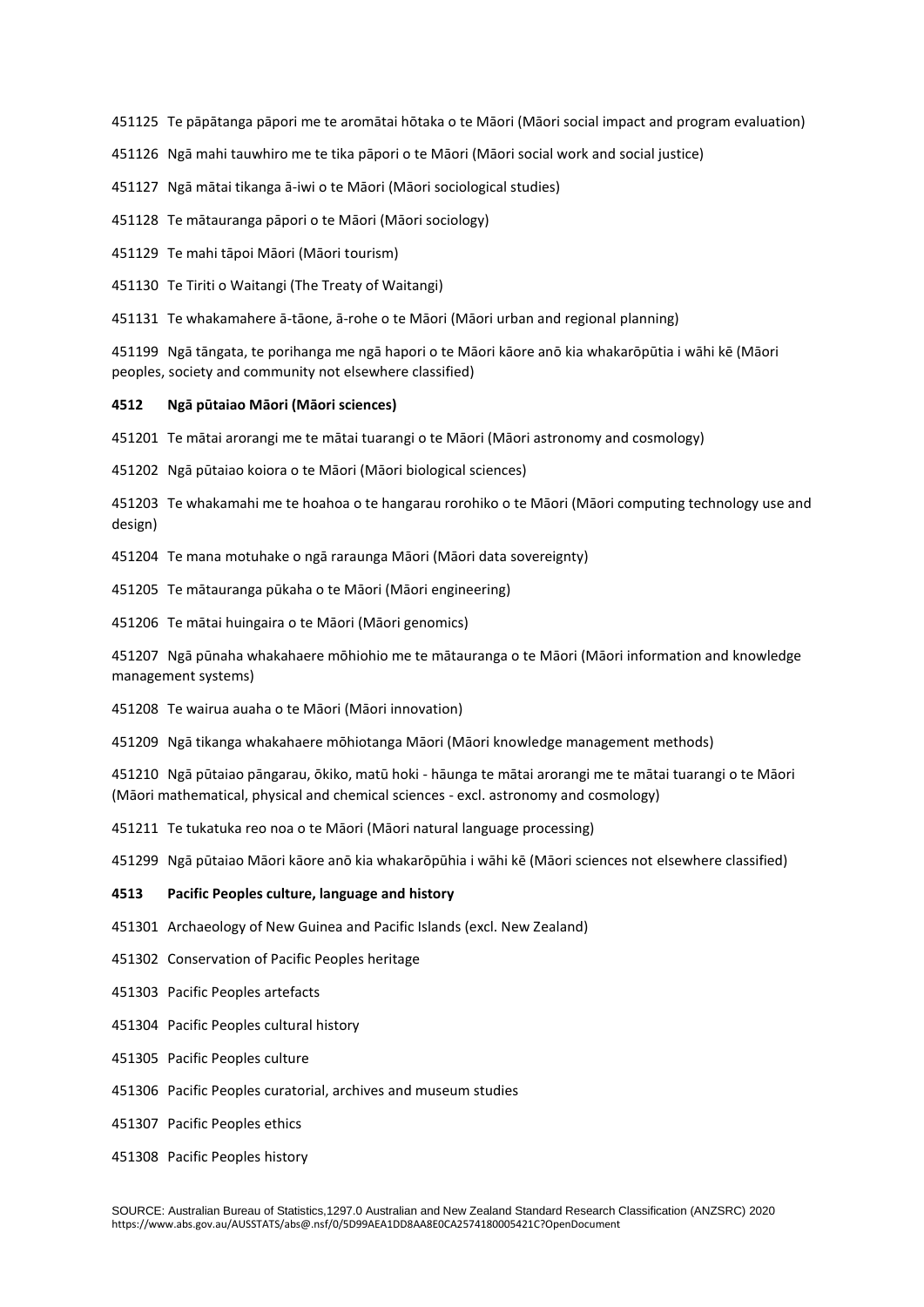451125 Te pāpātanga pāpori me te aromātai hōtaka o te Māori (Māori social impact and program evaluation)

451126 Ngā mahi tauwhiro me te tika pāpori o te Māori (Māori social work and social justice)

451127 Ngā mātai tikanga ā-iwi o te Māori (Māori sociological studies)

451128 Te mātauranga pāpori o te Māori (Māori sociology)

451129 Te mahi tāpoi Māori (Māori tourism)

451130 Te Tiriti o Waitangi (The Treaty of Waitangi)

451131 Te whakamahere ā-tāone, ā-rohe o te Māori (Māori urban and regional planning)

451199 Ngā tāngata, te porihanga me ngā hapori o te Māori kāore anō kia whakarōpūtia i wāhi kē (Māori peoples, society and community not elsewhere classified)

**4512 Ngā pūtaiao Māori (Māori sciences)**

451201 Te mātai arorangi me te mātai tuarangi o te Māori (Māori astronomy and cosmology)

451202 Ngā pūtaiao koiora o te Māori (Māori biological sciences)

451203 Te whakamahi me te hoahoa o te hangarau rorohiko o te Māori (Māori computing technology use and design)

451204 Te mana motuhake o ngā raraunga Māori (Māori data sovereignty)

451205 Te mātauranga pūkaha o te Māori (Māori engineering)

451206 Te mātai huingaira o te Māori (Māori genomics)

451207 Ngā pūnaha whakahaere mōhiohio me te mātauranga o te Māori (Māori information and knowledge management systems)

451208 Te wairua auaha o te Māori (Māori innovation)

451209 Ngā tikanga whakahaere mōhiotanga Māori (Māori knowledge management methods)

451210 Ngā pūtaiao pāngarau, ōkiko, matū hoki - hāunga te mātai arorangi me te mātai tuarangi o te Māori (Māori mathematical, physical and chemical sciences - excl. astronomy and cosmology)

451211 Te tukatuka reo noa o te Māori (Māori natural language processing)

451299 Ngā pūtaiao Māori kāore anō kia whakarōpūhia i wāhi kē (Māori sciences not elsewhere classified)

**4513 Pacific Peoples culture, language and history**

451301 Archaeology of New Guinea and Pacific Islands (excl. New Zealand)

451302 Conservation of Pacific Peoples heritage

451303 Pacific Peoples artefacts

451304 Pacific Peoples cultural history

451305 Pacific Peoples culture

451306 Pacific Peoples curatorial, archives and museum studies

451307 Pacific Peoples ethics

451308 Pacific Peoples history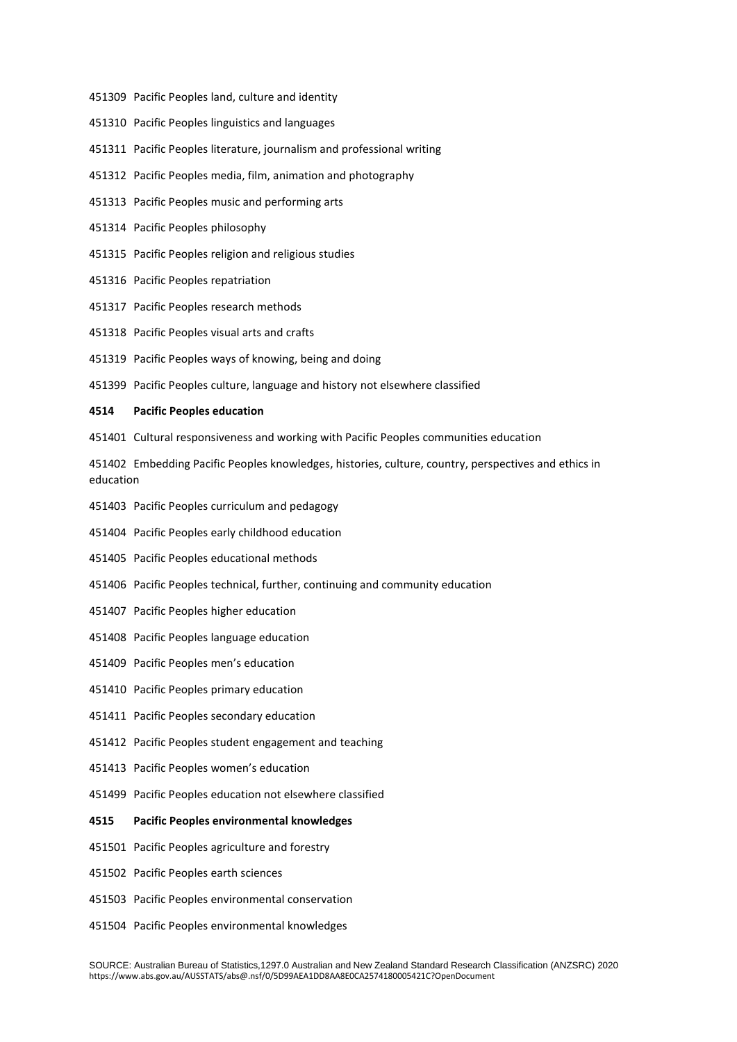451309 Pacific Peoples land, culture and identity

451310 Pacific Peoples linguistics and languages

451311 Pacific Peoples literature, journalism and professional writing

451312 Pacific Peoples media, film, animation and photography

451313 Pacific Peoples music and performing arts

451314 Pacific Peoples philosophy

451315 Pacific Peoples religion and religious studies

451316 Pacific Peoples repatriation

451317 Pacific Peoples research methods

451318 Pacific Peoples visual arts and crafts

451319 Pacific Peoples ways of knowing, being and doing

451399 Pacific Peoples culture, language and history not elsewhere classified

**4514 Pacific Peoples education**

451401 Cultural responsiveness and working with Pacific Peoples communities education

451402 Embedding Pacific Peoples knowledges, histories, culture, country, perspectives and ethics in education

451403 Pacific Peoples curriculum and pedagogy

451404 Pacific Peoples early childhood education

451405 Pacific Peoples educational methods

451406 Pacific Peoples technical, further, continuing and community education

451407 Pacific Peoples higher education

451408 Pacific Peoples language education

451409 Pacific Peoples men's education

451410 Pacific Peoples primary education

451411 Pacific Peoples secondary education

451412 Pacific Peoples student engagement and teaching

451413 Pacific Peoples women's education

451499 Pacific Peoples education not elsewhere classified

**4515 Pacific Peoples environmental knowledges**

451501 Pacific Peoples agriculture and forestry

451502 Pacific Peoples earth sciences

451503 Pacific Peoples environmental conservation

451504 Pacific Peoples environmental knowledges

SOURCE: Australian Bureau of Statistics,1297.0 Australian and New Zealand Standard Research Classification (ANZSRC) 2020 https://www.abs.gov.au/AUSSTATS/abs@.nsf/0/5D99AEA1DD8AA8E0CA2574180005421C?OpenDocument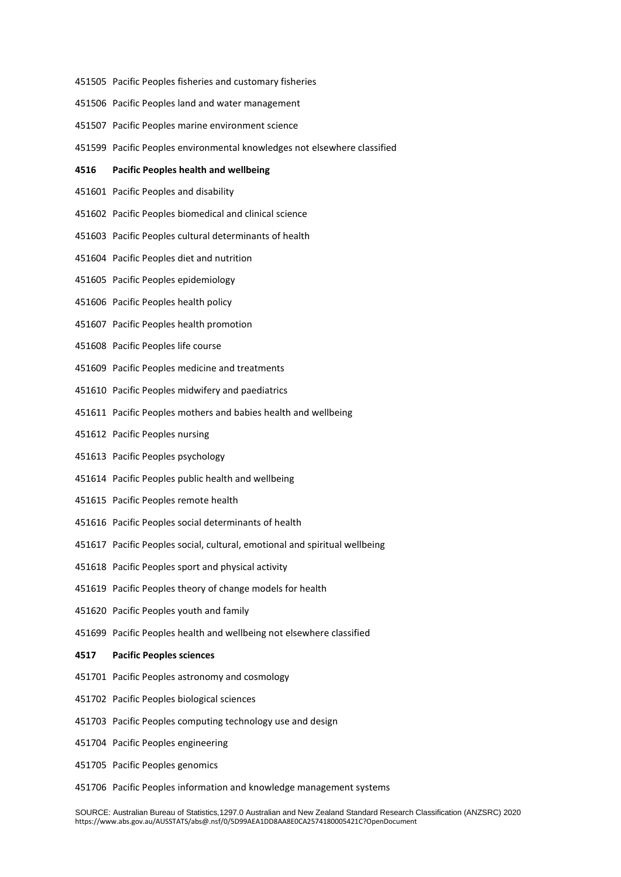451505 Pacific Peoples fisheries and customary fisheries

451506 Pacific Peoples land and water management

451507 Pacific Peoples marine environment science

451599 Pacific Peoples environmental knowledges not elsewhere classified

**4516 Pacific Peoples health and wellbeing**

451601 Pacific Peoples and disability

451602 Pacific Peoples biomedical and clinical science

451603 Pacific Peoples cultural determinants of health

451604 Pacific Peoples diet and nutrition

451605 Pacific Peoples epidemiology

451606 Pacific Peoples health policy

451607 Pacific Peoples health promotion

451608 Pacific Peoples life course

451609 Pacific Peoples medicine and treatments

451610 Pacific Peoples midwifery and paediatrics

451611 Pacific Peoples mothers and babies health and wellbeing

451612 Pacific Peoples nursing

451613 Pacific Peoples psychology

451614 Pacific Peoples public health and wellbeing

451615 Pacific Peoples remote health

451616 Pacific Peoples social determinants of health

451617 Pacific Peoples social, cultural, emotional and spiritual wellbeing

451618 Pacific Peoples sport and physical activity

451619 Pacific Peoples theory of change models for health

451620 Pacific Peoples youth and family

451699 Pacific Peoples health and wellbeing not elsewhere classified

**4517 Pacific Peoples sciences**

451701 Pacific Peoples astronomy and cosmology

451702 Pacific Peoples biological sciences

451703 Pacific Peoples computing technology use and design

451704 Pacific Peoples engineering

451705 Pacific Peoples genomics

451706 Pacific Peoples information and knowledge management systems

SOURCE: Australian Bureau of Statistics,1297.0 Australian and New Zealand Standard Research Classification (ANZSRC) 2020
https://www.abs.gov.au/AUSSTATS/abs@.nsf/0/5D99AEA1DD8AA8E0CA2574180005421C?OpenDocument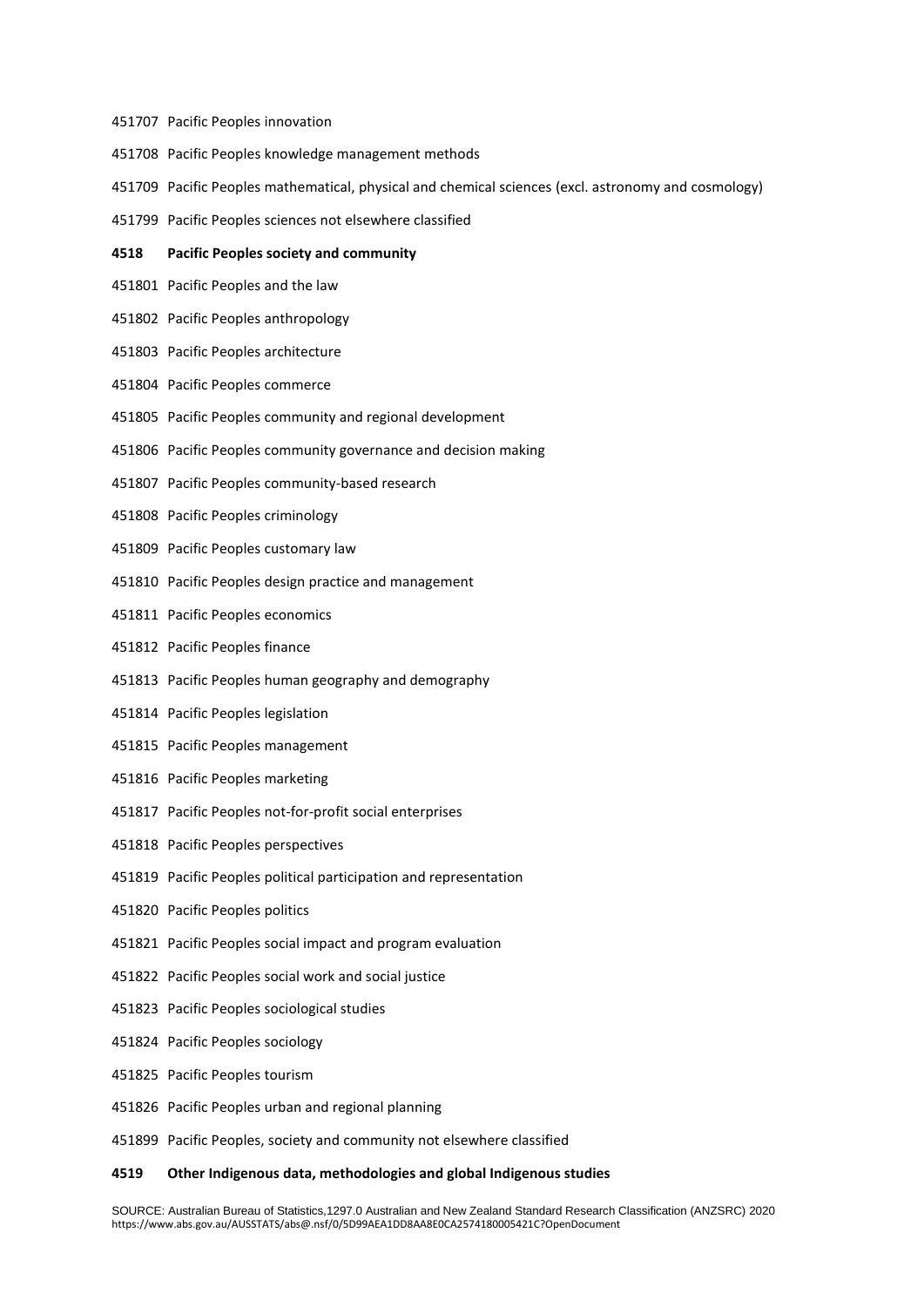451707 Pacific Peoples innovation

451708 Pacific Peoples knowledge management methods

451709 Pacific Peoples mathematical, physical and chemical sciences (excl. astronomy and cosmology)

451799 Pacific Peoples sciences not elsewhere classified

**4518 Pacific Peoples society and community**

451801 Pacific Peoples and the law

451802 Pacific Peoples anthropology

451803 Pacific Peoples architecture

451804 Pacific Peoples commerce

451805 Pacific Peoples community and regional development

451806 Pacific Peoples community governance and decision making

451807 Pacific Peoples community-based research

451808 Pacific Peoples criminology

451809 Pacific Peoples customary law

451810 Pacific Peoples design practice and management

451811 Pacific Peoples economics

451812 Pacific Peoples finance

451813 Pacific Peoples human geography and demography

451814 Pacific Peoples legislation

451815 Pacific Peoples management

451816 Pacific Peoples marketing

451817 Pacific Peoples not-for-profit social enterprises

451818 Pacific Peoples perspectives

451819 Pacific Peoples political participation and representation

451820 Pacific Peoples politics

451821 Pacific Peoples social impact and program evaluation

451822 Pacific Peoples social work and social justice

451823 Pacific Peoples sociological studies

451824 Pacific Peoples sociology

451825 Pacific Peoples tourism

451826 Pacific Peoples urban and regional planning

451899 Pacific Peoples, society and community not elsewhere classified

**4519 Other Indigenous data, methodologies and global Indigenous studies**

SOURCE: Australian Bureau of Statistics,1297.0 Australian and New Zealand Standard Research Classification (ANZSRC) 2020 https://www.abs.gov.au/AUSSTATS/abs@.nsf/0/5D99AEA1DD8AA8E0CA2574180005421C?OpenDocument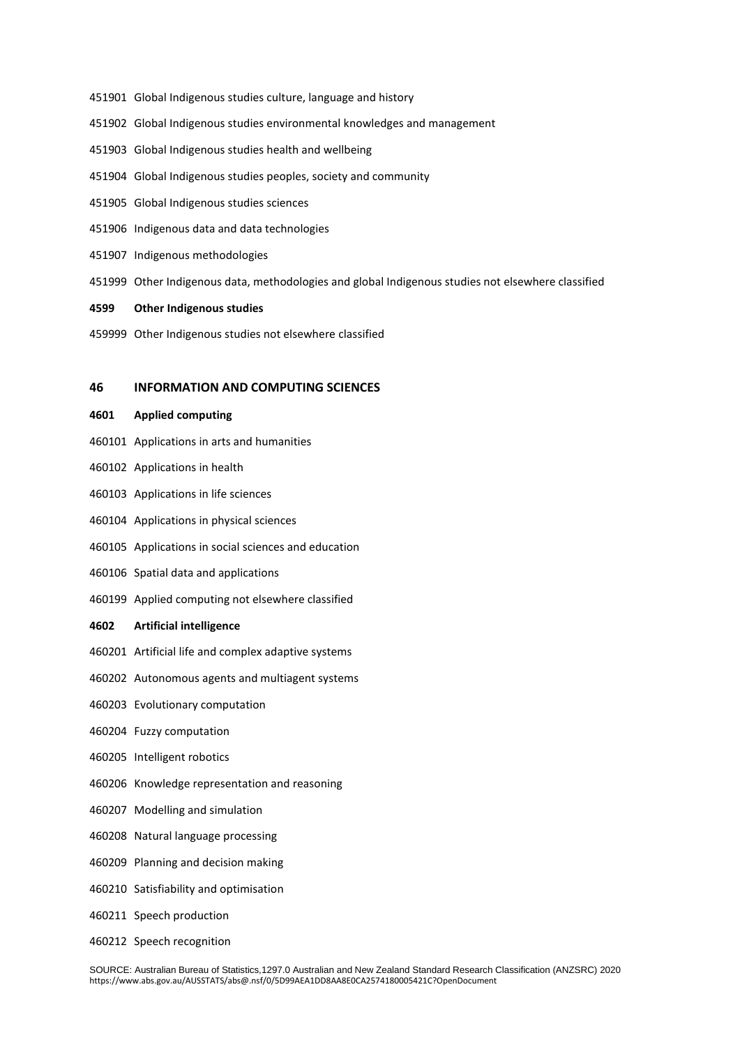451901 Global Indigenous studies culture, language and history

451902 Global Indigenous studies environmental knowledges and management

451903 Global Indigenous studies health and wellbeing

451904 Global Indigenous studies peoples, society and community

451905 Global Indigenous studies sciences

451906 Indigenous data and data technologies

451907 Indigenous methodologies

451999 Other Indigenous data, methodologies and global Indigenous studies not elsewhere classified

**4599 Other Indigenous studies**

459999 Other Indigenous studies not elsewhere classified

## 46 INFORMATION AND COMPUTING SCIENCES

**4601 Applied computing**

460101 Applications in arts and humanities

460102 Applications in health

460103 Applications in life sciences

460104 Applications in physical sciences

460105 Applications in social sciences and education

460106 Spatial data and applications

460199 Applied computing not elsewhere classified

**4602 Artificial intelligence**

460201 Artificial life and complex adaptive systems

460202 Autonomous agents and multiagent systems

460203 Evolutionary computation

460204 Fuzzy computation

460205 Intelligent robotics

460206 Knowledge representation and reasoning

460207 Modelling and simulation

460208 Natural language processing

460209 Planning and decision making

460210 Satisfiability and optimisation

460211 Speech production

460212 Speech recognition

SOURCE: Australian Bureau of Statistics,1297.0 Australian and New Zealand Standard Research Classification (ANZSRC) 2020
https://www.abs.gov.au/AUSSTATS/abs@.nsf/0/5D99AEA1DD8AA8E0CA2574180005421C?OpenDocument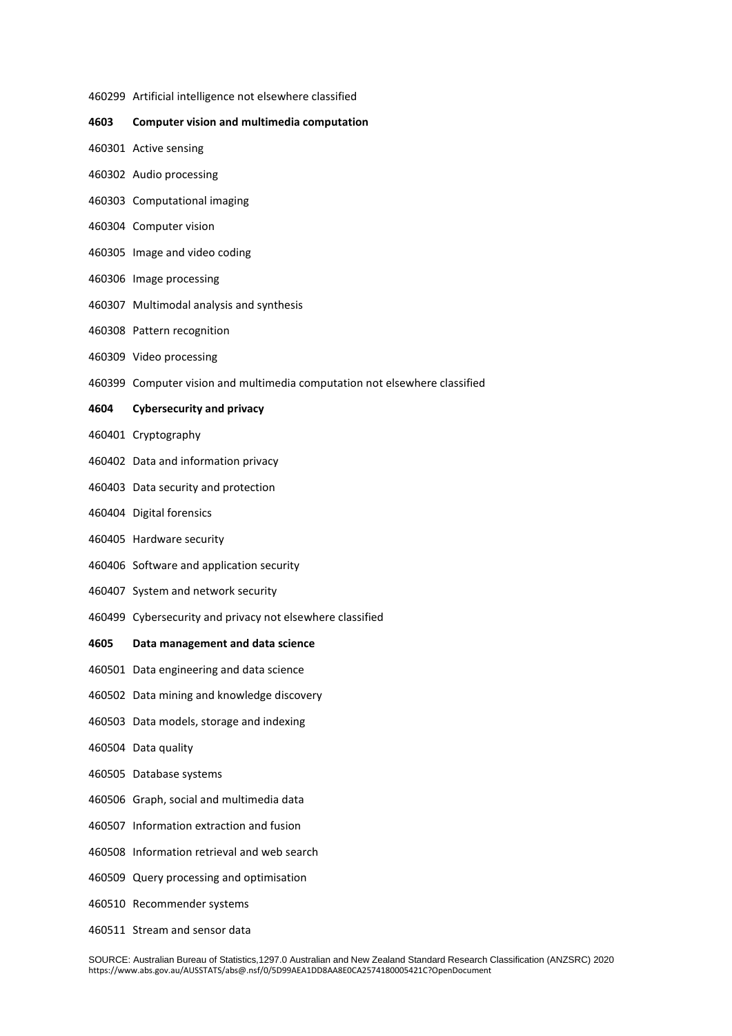460299 Artificial intelligence not elsewhere classified

**4603 Computer vision and multimedia computation**

460301 Active sensing

460302 Audio processing

460303 Computational imaging

460304 Computer vision

460305 Image and video coding

460306 Image processing

460307 Multimodal analysis and synthesis

460308 Pattern recognition

460309 Video processing

460399 Computer vision and multimedia computation not elsewhere classified

**4604 Cybersecurity and privacy**

460401 Cryptography

460402 Data and information privacy

460403 Data security and protection

460404 Digital forensics

460405 Hardware security

460406 Software and application security

460407 System and network security

460499 Cybersecurity and privacy not elsewhere classified

**4605 Data management and data science**

460501 Data engineering and data science

460502 Data mining and knowledge discovery

460503 Data models, storage and indexing

460504 Data quality

460505 Database systems

460506 Graph, social and multimedia data

460507 Information extraction and fusion

460508 Information retrieval and web search

460509 Query processing and optimisation

460510 Recommender systems

460511 Stream and sensor data

SOURCE: Australian Bureau of Statistics,1297.0 Australian and New Zealand Standard Research Classification (ANZSRC) 2020
https://www.abs.gov.au/AUSSTATS/abs@.nsf/0/5D99AEA1DD8AA8E0CA2574180005421C?OpenDocument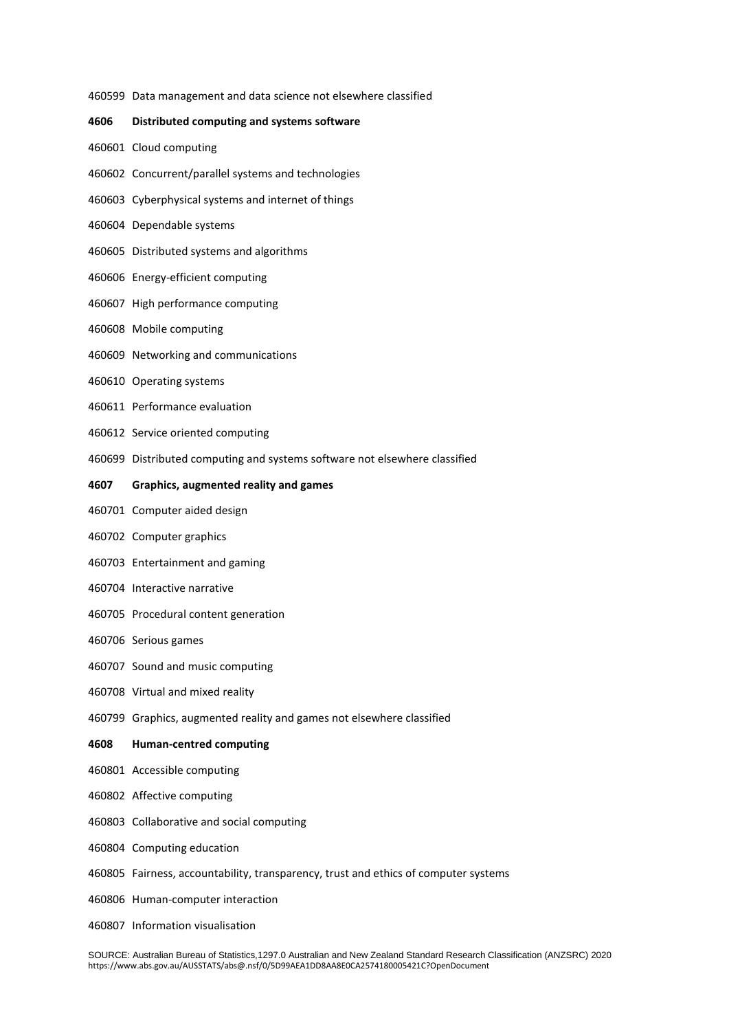460599 Data management and data science not elsewhere classified

**4606 Distributed computing and systems software**

460601 Cloud computing

460602 Concurrent/parallel systems and technologies

460603 Cyberphysical systems and internet of things

460604 Dependable systems

460605 Distributed systems and algorithms

460606 Energy-efficient computing

460607 High performance computing

460608 Mobile computing

460609 Networking and communications

460610 Operating systems

460611 Performance evaluation

460612 Service oriented computing

460699 Distributed computing and systems software not elsewhere classified

**4607 Graphics, augmented reality and games**

460701 Computer aided design

460702 Computer graphics

460703 Entertainment and gaming

460704 Interactive narrative

460705 Procedural content generation

460706 Serious games

460707 Sound and music computing

460708 Virtual and mixed reality

460799 Graphics, augmented reality and games not elsewhere classified

**4608 Human-centred computing**

460801 Accessible computing

460802 Affective computing

460803 Collaborative and social computing

460804 Computing education

460805 Fairness, accountability, transparency, trust and ethics of computer systems

460806 Human-computer interaction

460807 Information visualisation

SOURCE: Australian Bureau of Statistics,1297.0 Australian and New Zealand Standard Research Classification (ANZSRC) 2020
https://www.abs.gov.au/AUSSTATS/abs@.nsf/0/5D99AEA1DD8AA8E0CA2574180005421C?OpenDocument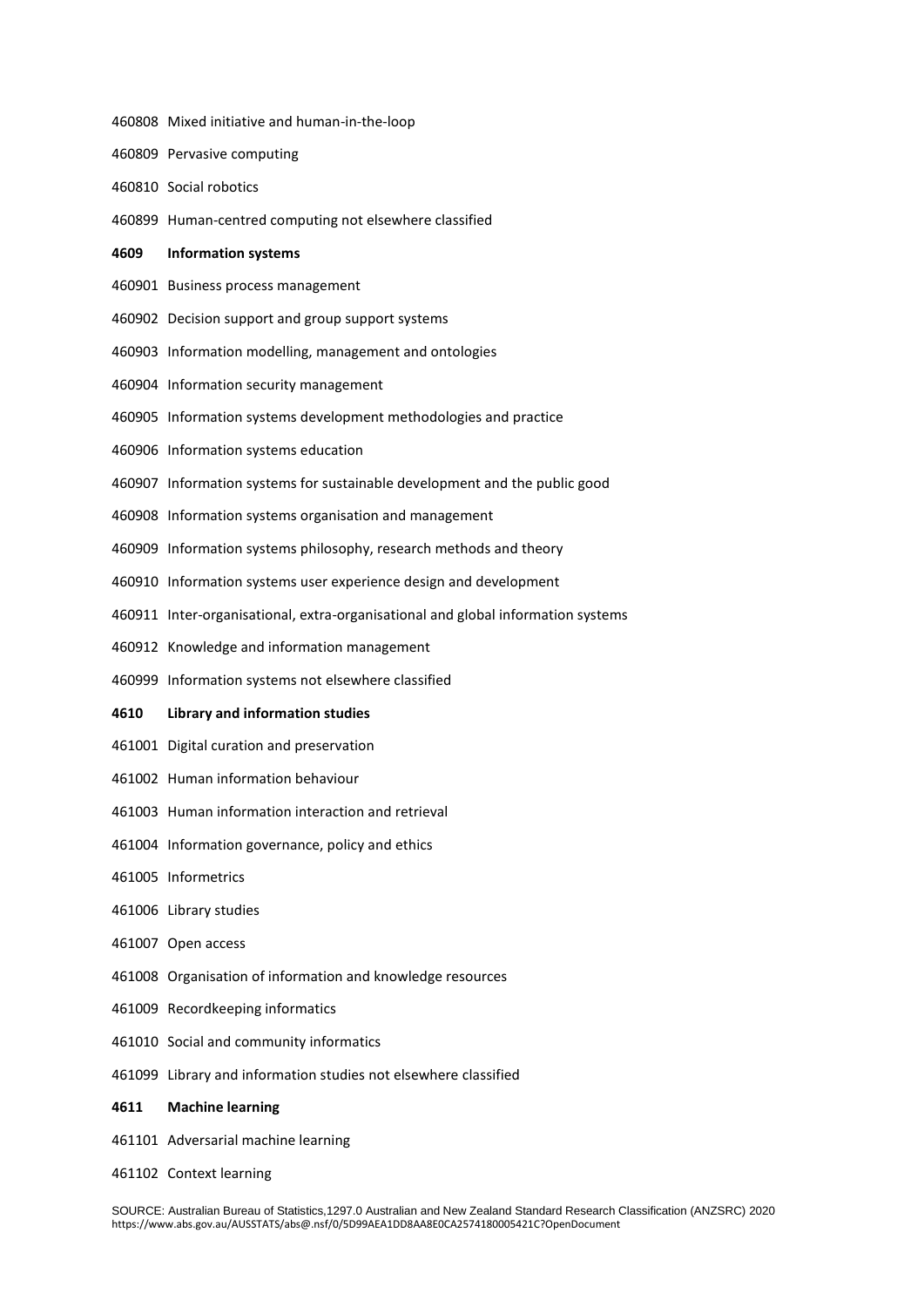460808 Mixed initiative and human-in-the-loop

460809 Pervasive computing

460810 Social robotics

460899 Human-centred computing not elsewhere classified

**4609 Information systems**

460901 Business process management

460902 Decision support and group support systems

460903 Information modelling, management and ontologies

460904 Information security management

460905 Information systems development methodologies and practice

460906 Information systems education

460907 Information systems for sustainable development and the public good

460908 Information systems organisation and management

460909 Information systems philosophy, research methods and theory

460910 Information systems user experience design and development

460911 Inter-organisational, extra-organisational and global information systems

460912 Knowledge and information management

460999 Information systems not elsewhere classified

**4610 Library and information studies**

461001 Digital curation and preservation

461002 Human information behaviour

461003 Human information interaction and retrieval

461004 Information governance, policy and ethics

461005 Informetrics

461006 Library studies

461007 Open access

461008 Organisation of information and knowledge resources

461009 Recordkeeping informatics

461010 Social and community informatics

461099 Library and information studies not elsewhere classified

**4611 Machine learning**

461101 Adversarial machine learning

461102 Context learning

SOURCE: Australian Bureau of Statistics,1297.0 Australian and New Zealand Standard Research Classification (ANZSRC) 2020
https://www.abs.gov.au/AUSSTATS/abs@.nsf/0/5D99AEA1DD8AA8E0CA2574180005421C?OpenDocument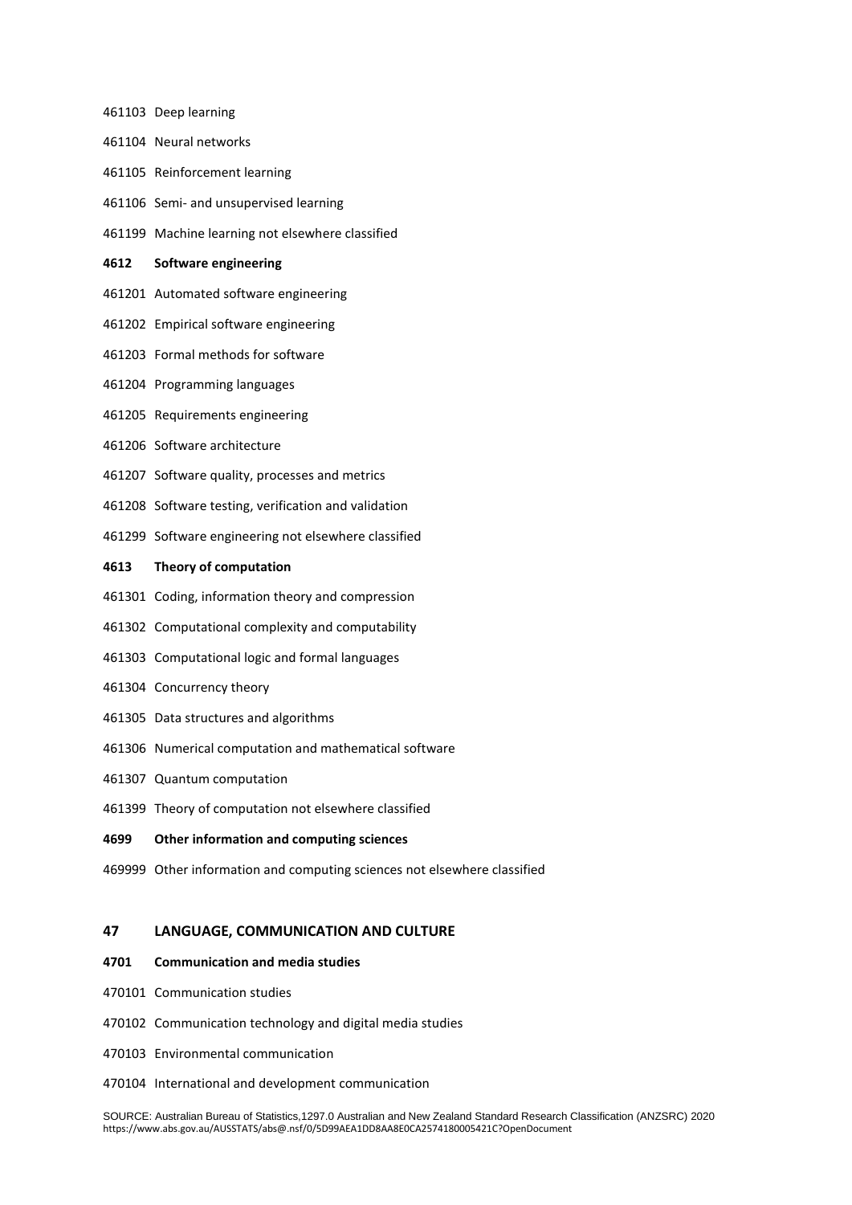461103 Deep learning

461104 Neural networks

461105 Reinforcement learning

461106 Semi- and unsupervised learning

461199 Machine learning not elsewhere classified

**4612 Software engineering**

461201 Automated software engineering

461202 Empirical software engineering

461203 Formal methods for software

461204 Programming languages

461205 Requirements engineering

461206 Software architecture

461207 Software quality, processes and metrics

461208 Software testing, verification and validation

461299 Software engineering not elsewhere classified

**4613 Theory of computation**

461301 Coding, information theory and compression

461302 Computational complexity and computability

461303 Computational logic and formal languages

461304 Concurrency theory

461305 Data structures and algorithms

461306 Numerical computation and mathematical software

461307 Quantum computation

461399 Theory of computation not elsewhere classified

**4699 Other information and computing sciences**

469999 Other information and computing sciences not elsewhere classified

**47 LANGUAGE, COMMUNICATION AND CULTURE**

**4701 Communication and media studies**

470101 Communication studies

470102 Communication technology and digital media studies

470103 Environmental communication

470104 International and development communication

SOURCE: Australian Bureau of Statistics,1297.0 Australian and New Zealand Standard Research Classification (ANZSRC) 2020
https://www.abs.gov.au/AUSSTATS/abs@.nsf/0/5D99AEA1DD8AA8E0CA2574180005421C?OpenDocument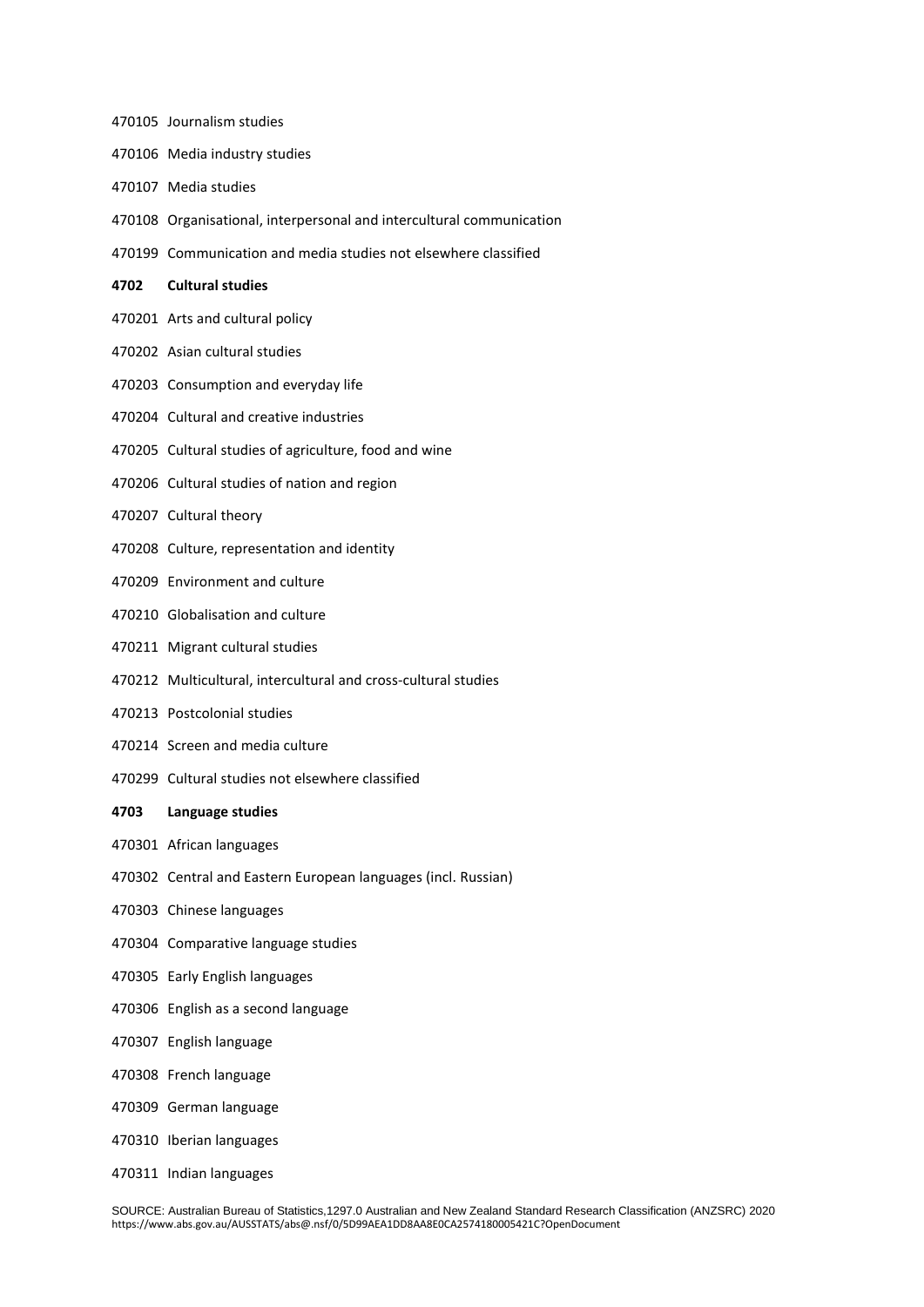470105 Journalism studies

470106 Media industry studies

470107 Media studies

470108 Organisational, interpersonal and intercultural communication

470199 Communication and media studies not elsewhere classified

**4702 Cultural studies**

470201 Arts and cultural policy

470202 Asian cultural studies

470203 Consumption and everyday life

470204 Cultural and creative industries

470205 Cultural studies of agriculture, food and wine

470206 Cultural studies of nation and region

470207 Cultural theory

470208 Culture, representation and identity

470209 Environment and culture

470210 Globalisation and culture

470211 Migrant cultural studies

470212 Multicultural, intercultural and cross-cultural studies

470213 Postcolonial studies

470214 Screen and media culture

470299 Cultural studies not elsewhere classified

**4703 Language studies**

470301 African languages

470302 Central and Eastern European languages (incl. Russian)

470303 Chinese languages

470304 Comparative language studies

470305 Early English languages

470306 English as a second language

470307 English language

470308 French language

470309 German language

470310 Iberian languages

470311 Indian languages

SOURCE: Australian Bureau of Statistics,1297.0 Australian and New Zealand Standard Research Classification (ANZSRC) 2020 https://www.abs.gov.au/AUSSTATS/abs@.nsf/0/5D99AEA1DD8AA8E0CA2574180005421C?OpenDocument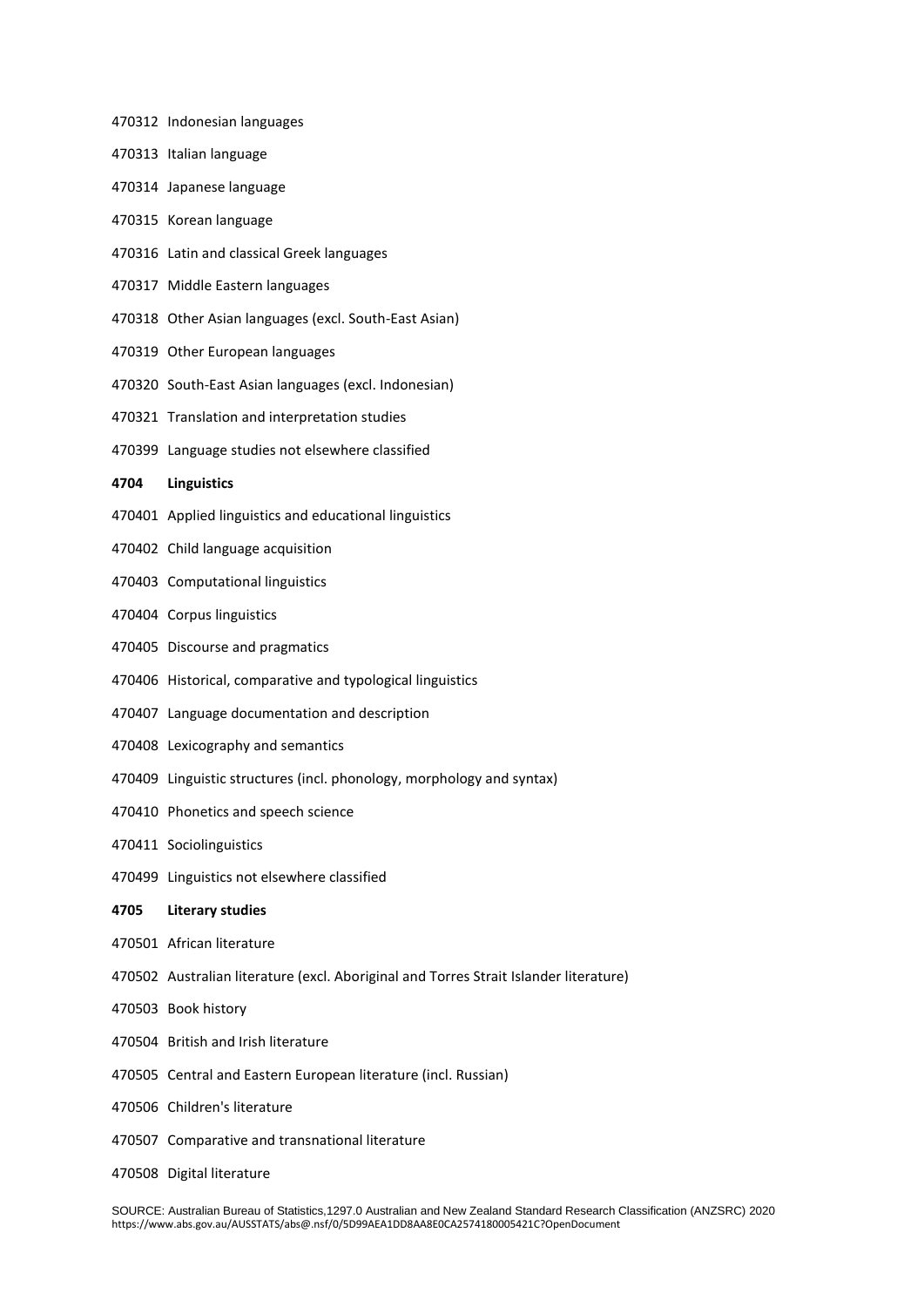470312 Indonesian languages

470313 Italian language

470314 Japanese language

470315 Korean language

470316 Latin and classical Greek languages

470317 Middle Eastern languages

470318 Other Asian languages (excl. South-East Asian)

470319 Other European languages

470320 South-East Asian languages (excl. Indonesian)

470321 Translation and interpretation studies

470399 Language studies not elsewhere classified

**4704 Linguistics**

470401 Applied linguistics and educational linguistics

470402 Child language acquisition

470403 Computational linguistics

470404 Corpus linguistics

470405 Discourse and pragmatics

470406 Historical, comparative and typological linguistics

470407 Language documentation and description

470408 Lexicography and semantics

470409 Linguistic structures (incl. phonology, morphology and syntax)

470410 Phonetics and speech science

470411 Sociolinguistics

470499 Linguistics not elsewhere classified

**4705 Literary studies**

470501 African literature

470502 Australian literature (excl. Aboriginal and Torres Strait Islander literature)

470503 Book history

470504 British and Irish literature

470505 Central and Eastern European literature (incl. Russian)

470506 Children's literature

470507 Comparative and transnational literature

470508 Digital literature

SOURCE: Australian Bureau of Statistics,1297.0 Australian and New Zealand Standard Research Classification (ANZSRC) 2020
https://www.abs.gov.au/AUSSTATS/abs@.nsf/0/5D99AEA1DD8AA8E0CA2574180005421C?OpenDocument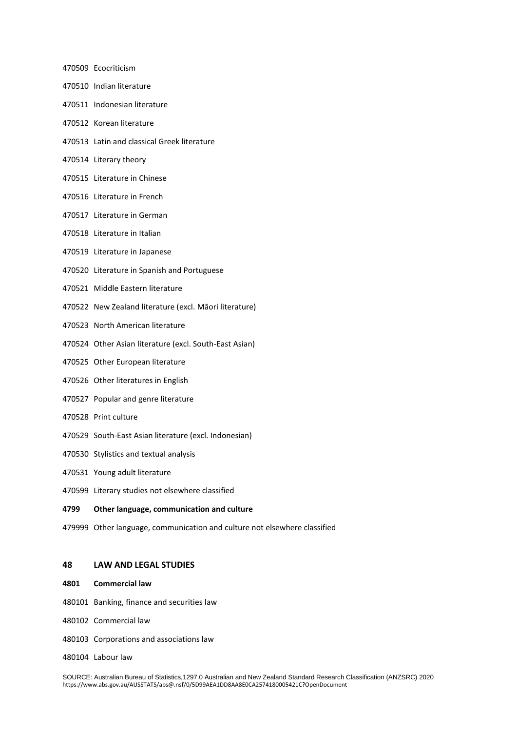470509 Ecocriticism

470510 Indian literature

470511 Indonesian literature

470512 Korean literature

470513 Latin and classical Greek literature

470514 Literary theory

470515 Literature in Chinese

470516 Literature in French

470517 Literature in German

470518 Literature in Italian

470519 Literature in Japanese

470520 Literature in Spanish and Portuguese

470521 Middle Eastern literature

470522 New Zealand literature (excl. Māori literature)

470523 North American literature

470524 Other Asian literature (excl. South-East Asian)

470525 Other European literature

470526 Other literatures in English

470527 Popular and genre literature

470528 Print culture

470529 South-East Asian literature (excl. Indonesian)

470530 Stylistics and textual analysis

470531 Young adult literature

470599 Literary studies not elsewhere classified

**4799 Other language, communication and culture**

479999 Other language, communication and culture not elsewhere classified

## 48 LAW AND LEGAL STUDIES

**4801 Commercial law**

480101 Banking, finance and securities law

480102 Commercial law

480103 Corporations and associations law

480104 Labour law

SOURCE: Australian Bureau of Statistics,1297.0 Australian and New Zealand Standard Research Classification (ANZSRC) 2020
https://www.abs.gov.au/AUSSTATS/abs@.nsf/0/5D99AEA1DD8AA8E0CA2574180005421C?OpenDocument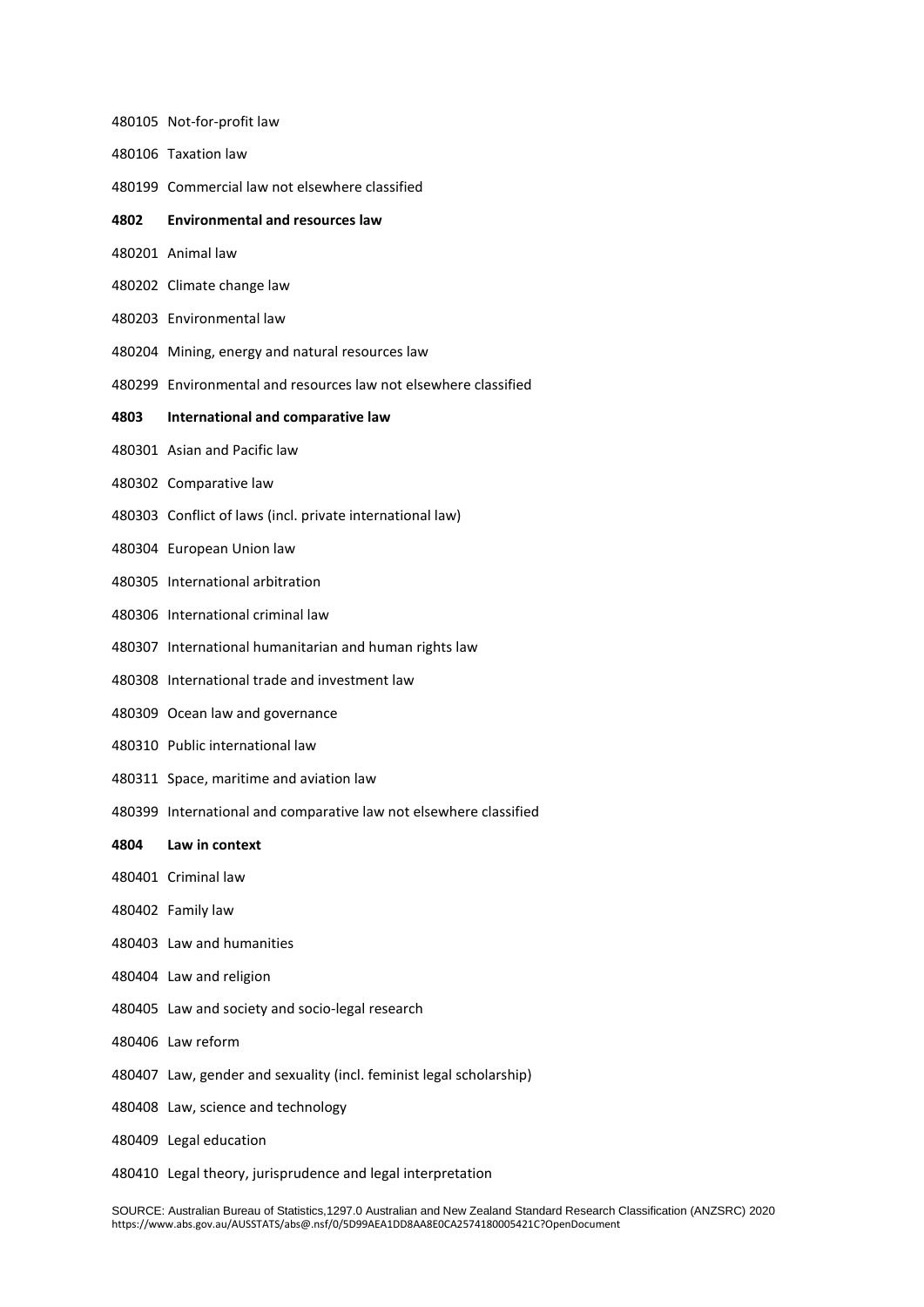480105 Not-for-profit law

480106 Taxation law

480199 Commercial law not elsewhere classified

**4802 Environmental and resources law**

480201 Animal law

480202 Climate change law

480203 Environmental law

480204 Mining, energy and natural resources law

480299 Environmental and resources law not elsewhere classified

**4803 International and comparative law**

480301 Asian and Pacific law

480302 Comparative law

480303 Conflict of laws (incl. private international law)

480304 European Union law

480305 International arbitration

480306 International criminal law

480307 International humanitarian and human rights law

480308 International trade and investment law

480309 Ocean law and governance

480310 Public international law

480311 Space, maritime and aviation law

480399 International and comparative law not elsewhere classified

**4804 Law in context**

480401 Criminal law

480402 Family law

480403 Law and humanities

480404 Law and religion

480405 Law and society and socio-legal research

480406 Law reform

480407 Law, gender and sexuality (incl. feminist legal scholarship)

480408 Law, science and technology

480409 Legal education

480410 Legal theory, jurisprudence and legal interpretation

SOURCE: Australian Bureau of Statistics,1297.0 Australian and New Zealand Standard Research Classification (ANZSRC) 2020
https://www.abs.gov.au/AUSSTATS/abs@.nsf/0/5D99AEA1DD8AA8E0CA2574180005421C?OpenDocument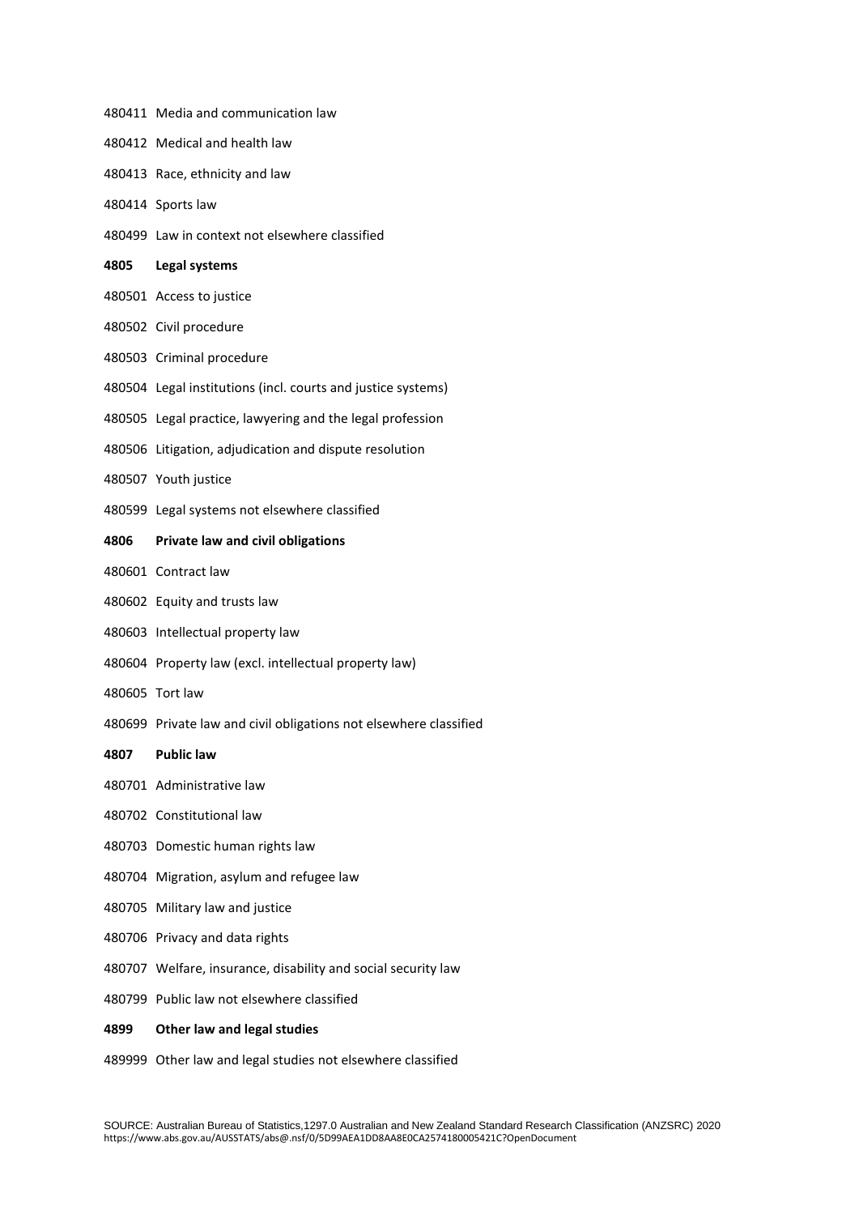480411 Media and communication law

480412 Medical and health law

480413 Race, ethnicity and law

480414 Sports law

480499 Law in context not elsewhere classified

**4805 Legal systems**

480501 Access to justice

480502 Civil procedure

480503 Criminal procedure

480504 Legal institutions (incl. courts and justice systems)

480505 Legal practice, lawyering and the legal profession

480506 Litigation, adjudication and dispute resolution

480507 Youth justice

480599 Legal systems not elsewhere classified

**4806 Private law and civil obligations**

480601 Contract law

480602 Equity and trusts law

480603 Intellectual property law

480604 Property law (excl. intellectual property law)

480605 Tort law

480699 Private law and civil obligations not elsewhere classified

**4807 Public law**

480701 Administrative law

480702 Constitutional law

480703 Domestic human rights law

480704 Migration, asylum and refugee law

480705 Military law and justice

480706 Privacy and data rights

480707 Welfare, insurance, disability and social security law

480799 Public law not elsewhere classified

**4899 Other law and legal studies**

489999 Other law and legal studies not elsewhere classified

SOURCE: Australian Bureau of Statistics,1297.0 Australian and New Zealand Standard Research Classification (ANZSRC) 2020
https://www.abs.gov.au/AUSSTATS/abs@.nsf/0/5D99AEA1DD8AA8E0CA2574180005421C?OpenDocument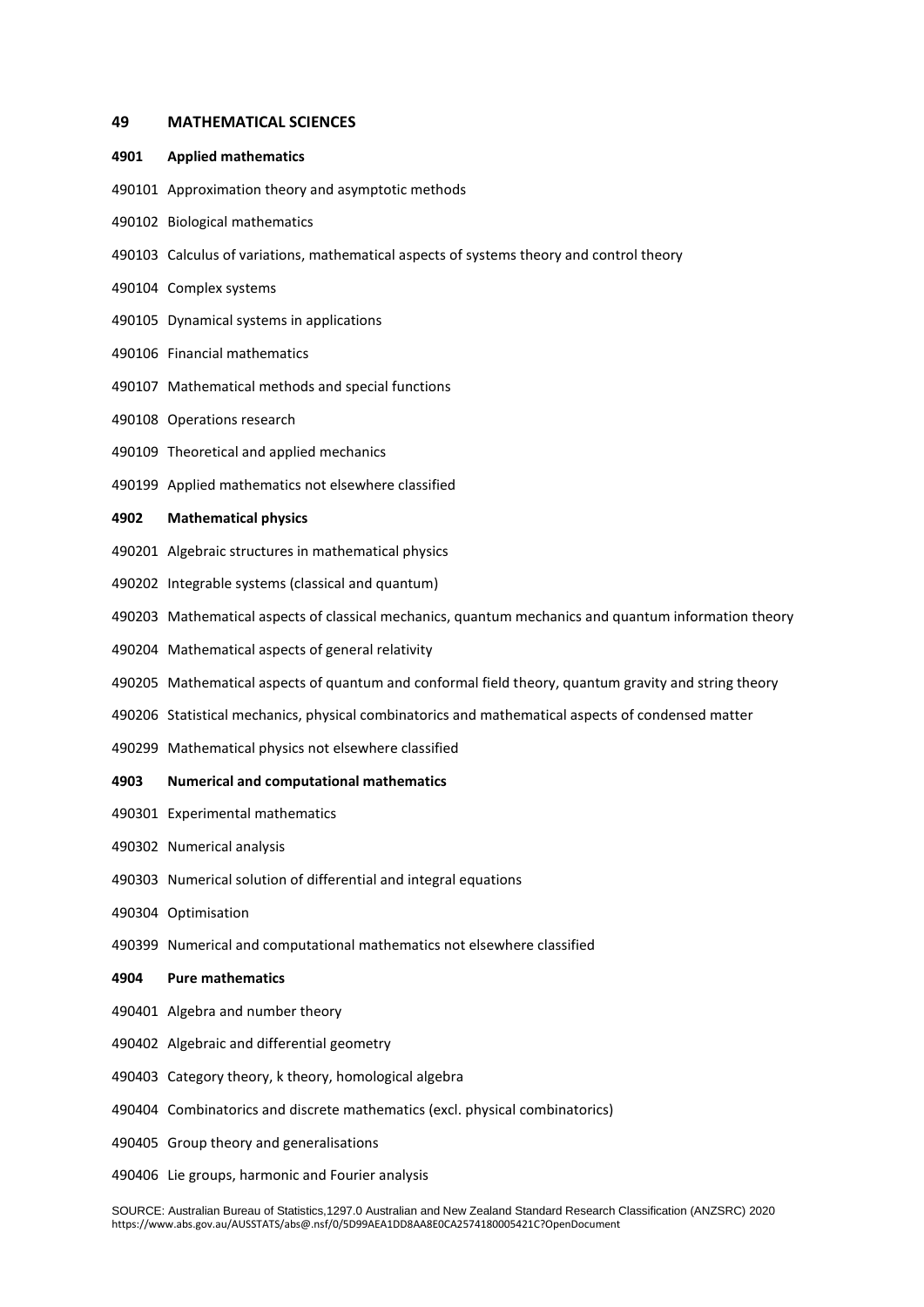## 49 MATHEMATICAL SCIENCES

### 4901 Applied mathematics

490101 Approximation theory and asymptotic methods

490102 Biological mathematics

490103 Calculus of variations, mathematical aspects of systems theory and control theory

490104 Complex systems

490105 Dynamical systems in applications

490106 Financial mathematics

490107 Mathematical methods and special functions

490108 Operations research

490109 Theoretical and applied mechanics

490199 Applied mathematics not elsewhere classified

### 4902 Mathematical physics

490201 Algebraic structures in mathematical physics

490202 Integrable systems (classical and quantum)

490203 Mathematical aspects of classical mechanics, quantum mechanics and quantum information theory

490204 Mathematical aspects of general relativity

490205 Mathematical aspects of quantum and conformal field theory, quantum gravity and string theory

490206 Statistical mechanics, physical combinatorics and mathematical aspects of condensed matter

490299 Mathematical physics not elsewhere classified

### 4903 Numerical and computational mathematics

490301 Experimental mathematics

490302 Numerical analysis

490303 Numerical solution of differential and integral equations

490304 Optimisation

490399 Numerical and computational mathematics not elsewhere classified

### 4904 Pure mathematics

490401 Algebra and number theory

490402 Algebraic and differential geometry

490403 Category theory, k theory, homological algebra

490404 Combinatorics and discrete mathematics (excl. physical combinatorics)

490405 Group theory and generalisations

490406 Lie groups, harmonic and Fourier analysis

SOURCE: Australian Bureau of Statistics,1297.0 Australian and New Zealand Standard Research Classification (ANZSRC) 2020
https://www.abs.gov.au/AUSSTATS/abs@.nsf/0/5D99AEA1DD8AA8E0CA2574180005421C?OpenDocument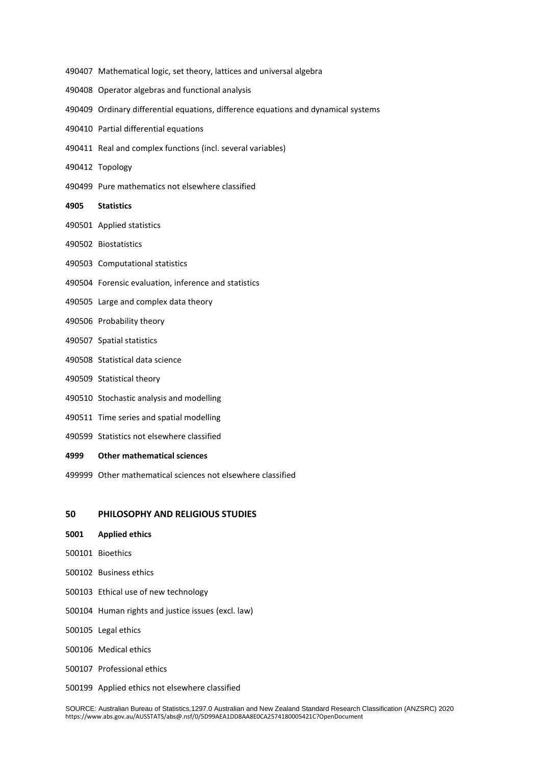490407 Mathematical logic, set theory, lattices and universal algebra

490408 Operator algebras and functional analysis

490409 Ordinary differential equations, difference equations and dynamical systems

490410 Partial differential equations

490411 Real and complex functions (incl. several variables)

490412 Topology

490499 Pure mathematics not elsewhere classified

**4905 Statistics**

490501 Applied statistics

490502 Biostatistics

490503 Computational statistics

490504 Forensic evaluation, inference and statistics

490505 Large and complex data theory

490506 Probability theory

490507 Spatial statistics

490508 Statistical data science

490509 Statistical theory

490510 Stochastic analysis and modelling

490511 Time series and spatial modelling

490599 Statistics not elsewhere classified

**4999 Other mathematical sciences**

499999 Other mathematical sciences not elsewhere classified

## 50 PHILOSOPHY AND RELIGIOUS STUDIES

**5001 Applied ethics**

500101 Bioethics

500102 Business ethics

500103 Ethical use of new technology

500104 Human rights and justice issues (excl. law)

500105 Legal ethics

500106 Medical ethics

500107 Professional ethics

500199 Applied ethics not elsewhere classified

SOURCE: Australian Bureau of Statistics,1297.0 Australian and New Zealand Standard Research Classification (ANZSRC) 2020
https://www.abs.gov.au/AUSSTATS/abs@.nsf/0/5D99AEA1DD8AA8E0CA2574180005421C?OpenDocument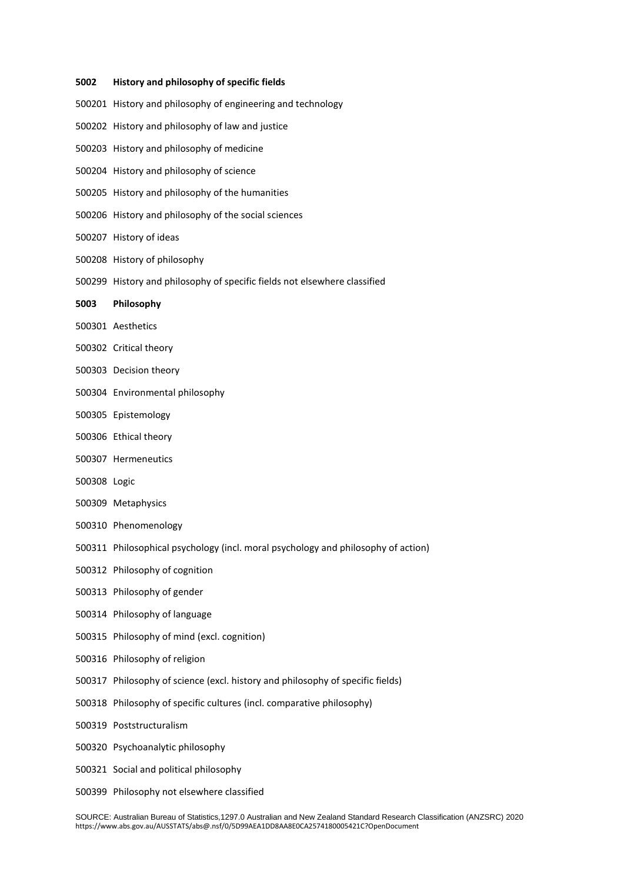**5002 History and philosophy of specific fields**

500201 History and philosophy of engineering and technology

500202 History and philosophy of law and justice

500203 History and philosophy of medicine

500204 History and philosophy of science

500205 History and philosophy of the humanities

500206 History and philosophy of the social sciences

500207 History of ideas

500208 History of philosophy

500299 History and philosophy of specific fields not elsewhere classified

**5003 Philosophy**

500301 Aesthetics

500302 Critical theory

500303 Decision theory

500304 Environmental philosophy

500305 Epistemology

500306 Ethical theory

500307 Hermeneutics

500308 Logic

500309 Metaphysics

500310 Phenomenology

500311 Philosophical psychology (incl. moral psychology and philosophy of action)

500312 Philosophy of cognition

500313 Philosophy of gender

500314 Philosophy of language

500315 Philosophy of mind (excl. cognition)

500316 Philosophy of religion

500317 Philosophy of science (excl. history and philosophy of specific fields)

500318 Philosophy of specific cultures (incl. comparative philosophy)

500319 Poststructuralism

500320 Psychoanalytic philosophy

500321 Social and political philosophy

500399 Philosophy not elsewhere classified

SOURCE: Australian Bureau of Statistics,1297.0 Australian and New Zealand Standard Research Classification (ANZSRC) 2020
https://www.abs.gov.au/AUSSTATS/abs@.nsf/0/5D99AEA1DD8AA8E0CA2574180005421C?OpenDocument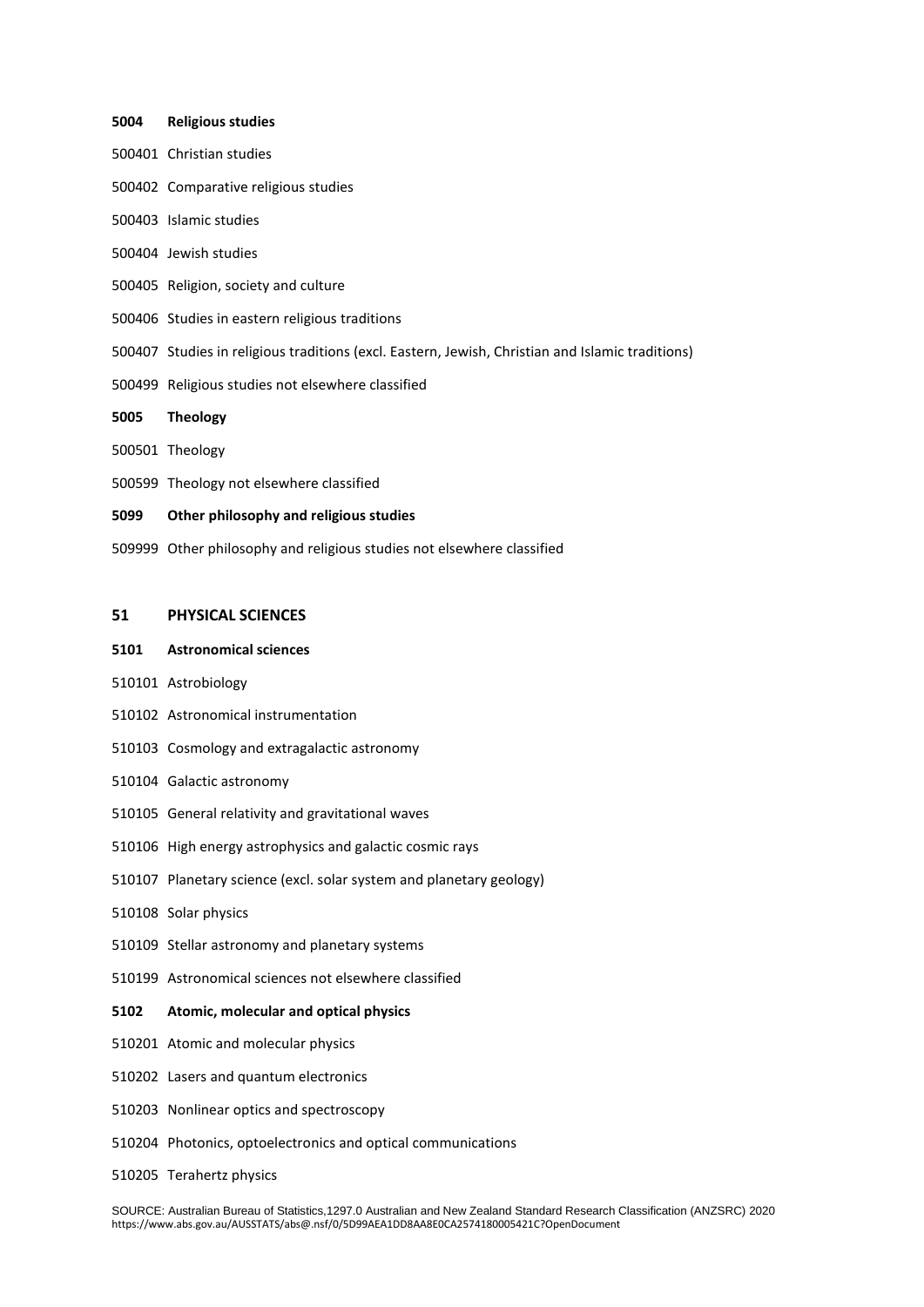**5004 Religious studies**

500401 Christian studies

500402 Comparative religious studies

500403 Islamic studies

500404 Jewish studies

500405 Religion, society and culture

500406 Studies in eastern religious traditions

500407 Studies in religious traditions (excl. Eastern, Jewish, Christian and Islamic traditions)

500499 Religious studies not elsewhere classified

**5005 Theology**

500501 Theology

500599 Theology not elsewhere classified

**5099 Other philosophy and religious studies**

509999 Other philosophy and religious studies not elsewhere classified

## 51 PHYSICAL SCIENCES

**5101 Astronomical sciences**

510101 Astrobiology

510102 Astronomical instrumentation

510103 Cosmology and extragalactic astronomy

510104 Galactic astronomy

510105 General relativity and gravitational waves

510106 High energy astrophysics and galactic cosmic rays

510107 Planetary science (excl. solar system and planetary geology)

510108 Solar physics

510109 Stellar astronomy and planetary systems

510199 Astronomical sciences not elsewhere classified

**5102 Atomic, molecular and optical physics**

510201 Atomic and molecular physics

510202 Lasers and quantum electronics

510203 Nonlinear optics and spectroscopy

510204 Photonics, optoelectronics and optical communications

510205 Terahertz physics

SOURCE: Australian Bureau of Statistics,1297.0 Australian and New Zealand Standard Research Classification (ANZSRC) 2020
https://www.abs.gov.au/AUSSTATS/abs@.nsf/0/5D99AEA1DD8AA8E0CA2574180005421C?OpenDocument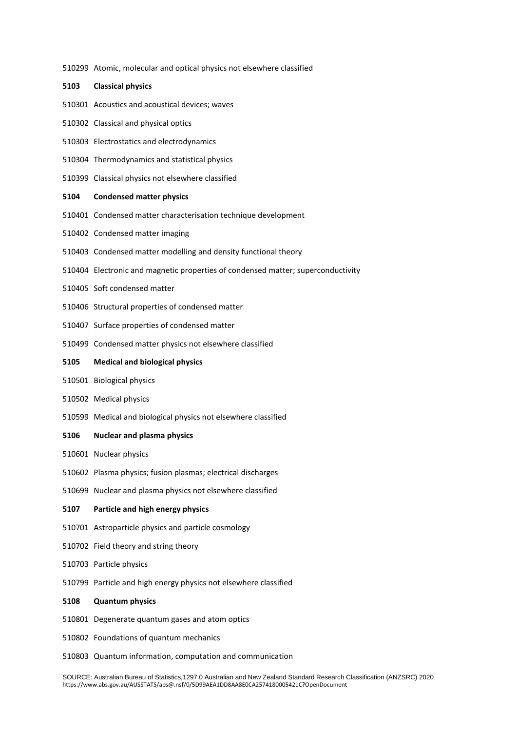510299 Atomic, molecular and optical physics not elsewhere classified

**5103 Classical physics**

510301 Acoustics and acoustical devices; waves

510302 Classical and physical optics

510303 Electrostatics and electrodynamics

510304 Thermodynamics and statistical physics

510399 Classical physics not elsewhere classified

**5104 Condensed matter physics**

510401 Condensed matter characterisation technique development

510402 Condensed matter imaging

510403 Condensed matter modelling and density functional theory

510404 Electronic and magnetic properties of condensed matter; superconductivity

510405 Soft condensed matter

510406 Structural properties of condensed matter

510407 Surface properties of condensed matter

510499 Condensed matter physics not elsewhere classified

**5105 Medical and biological physics**

510501 Biological physics

510502 Medical physics

510599 Medical and biological physics not elsewhere classified

**5106 Nuclear and plasma physics**

510601 Nuclear physics

510602 Plasma physics; fusion plasmas; electrical discharges

510699 Nuclear and plasma physics not elsewhere classified

**5107 Particle and high energy physics**

510701 Astroparticle physics and particle cosmology

510702 Field theory and string theory

510703 Particle physics

510799 Particle and high energy physics not elsewhere classified

**5108 Quantum physics**

510801 Degenerate quantum gases and atom optics

510802 Foundations of quantum mechanics

510803 Quantum information, computation and communication

SOURCE: Australian Bureau of Statistics,1297.0 Australian and New Zealand Standard Research Classification (ANZSRC) 2020
https://www.abs.gov.au/AUSSTATS/abs@.nsf/0/5D99AEA1DD8AA8E0CA2574180005421C?OpenDocument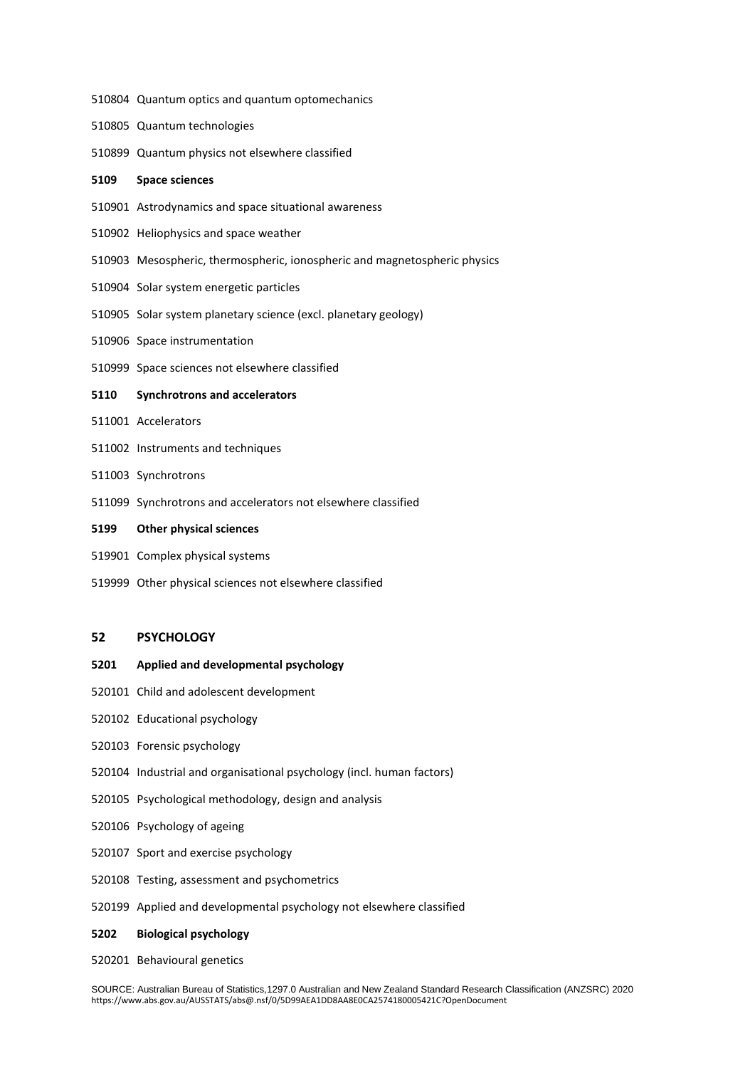510804 Quantum optics and quantum optomechanics

510805 Quantum technologies

510899 Quantum physics not elsewhere classified

**5109 Space sciences**

510901 Astrodynamics and space situational awareness

510902 Heliophysics and space weather

510903 Mesospheric, thermospheric, ionospheric and magnetospheric physics

510904 Solar system energetic particles

510905 Solar system planetary science (excl. planetary geology)

510906 Space instrumentation

510999 Space sciences not elsewhere classified

**5110 Synchrotrons and accelerators**

511001 Accelerators

511002 Instruments and techniques

511003 Synchrotrons

511099 Synchrotrons and accelerators not elsewhere classified

**5199 Other physical sciences**

519901 Complex physical systems

519999 Other physical sciences not elsewhere classified

## 52 PSYCHOLOGY

**5201 Applied and developmental psychology**

520101 Child and adolescent development

520102 Educational psychology

520103 Forensic psychology

520104 Industrial and organisational psychology (incl. human factors)

520105 Psychological methodology, design and analysis

520106 Psychology of ageing

520107 Sport and exercise psychology

520108 Testing, assessment and psychometrics

520199 Applied and developmental psychology not elsewhere classified

**5202 Biological psychology**

520201 Behavioural genetics

SOURCE: Australian Bureau of Statistics,1297.0 Australian and New Zealand Standard Research Classification (ANZSRC) 2020
https://www.abs.gov.au/AUSSTATS/abs@.nsf/0/5D99AEA1DD8AA8E0CA2574180005421C?OpenDocument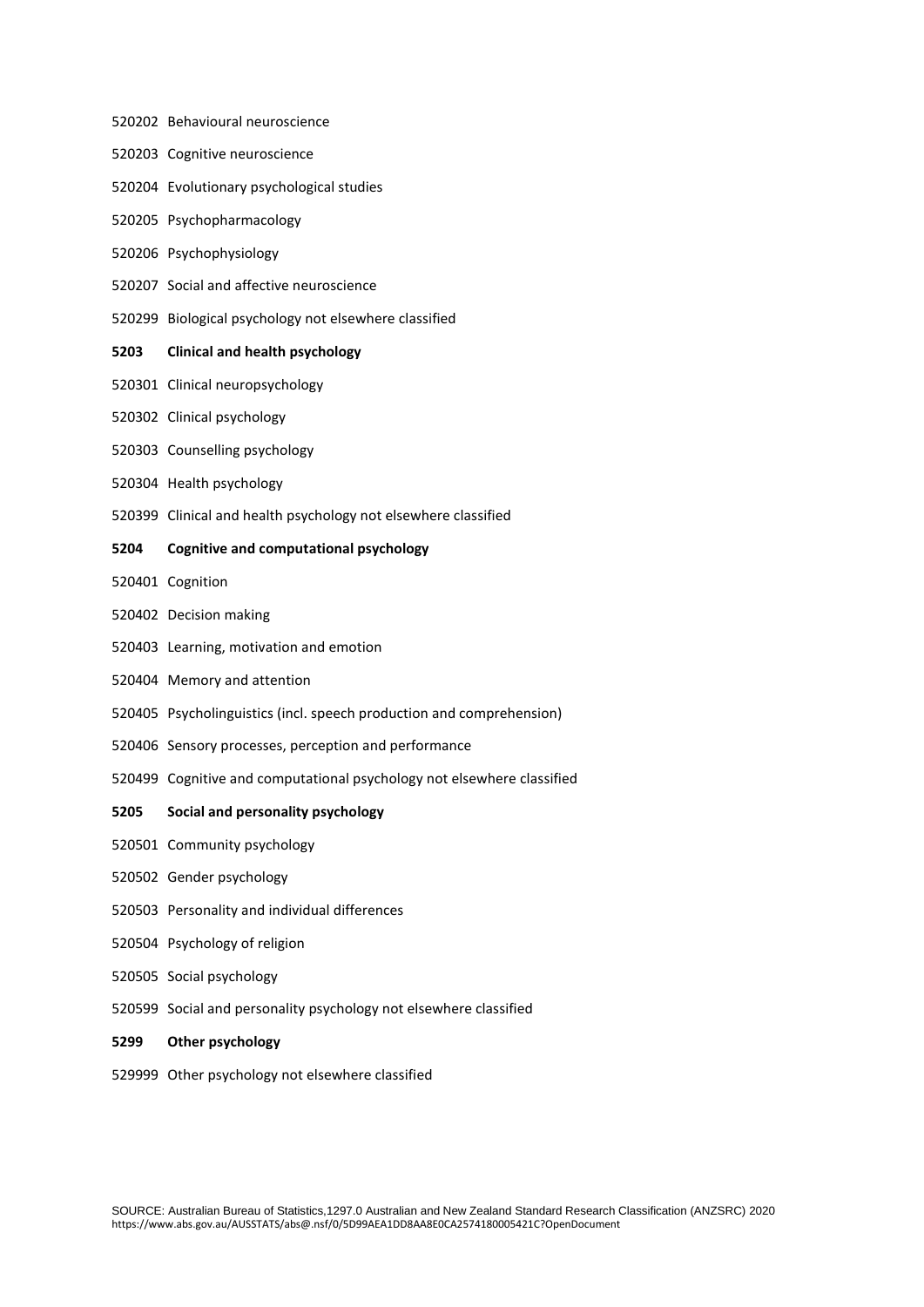520202 Behavioural neuroscience

520203 Cognitive neuroscience

520204 Evolutionary psychological studies

520205 Psychopharmacology

520206 Psychophysiology

520207 Social and affective neuroscience

520299 Biological psychology not elsewhere classified

**5203 Clinical and health psychology**

520301 Clinical neuropsychology

520302 Clinical psychology

520303 Counselling psychology

520304 Health psychology

520399 Clinical and health psychology not elsewhere classified

**5204 Cognitive and computational psychology**

520401 Cognition

520402 Decision making

520403 Learning, motivation and emotion

520404 Memory and attention

520405 Psycholinguistics (incl. speech production and comprehension)

520406 Sensory processes, perception and performance

520499 Cognitive and computational psychology not elsewhere classified

**5205 Social and personality psychology**

520501 Community psychology

520502 Gender psychology

520503 Personality and individual differences

520504 Psychology of religion

520505 Social psychology

520599 Social and personality psychology not elsewhere classified

**5299 Other psychology**

529999 Other psychology not elsewhere classified

SOURCE: Australian Bureau of Statistics,1297.0 Australian and New Zealand Standard Research Classification (ANZSRC) 2020
https://www.abs.gov.au/AUSSTATS/abs@.nsf/0/5D99AEA1DD8AA8E0CA2574180005421C?OpenDocument